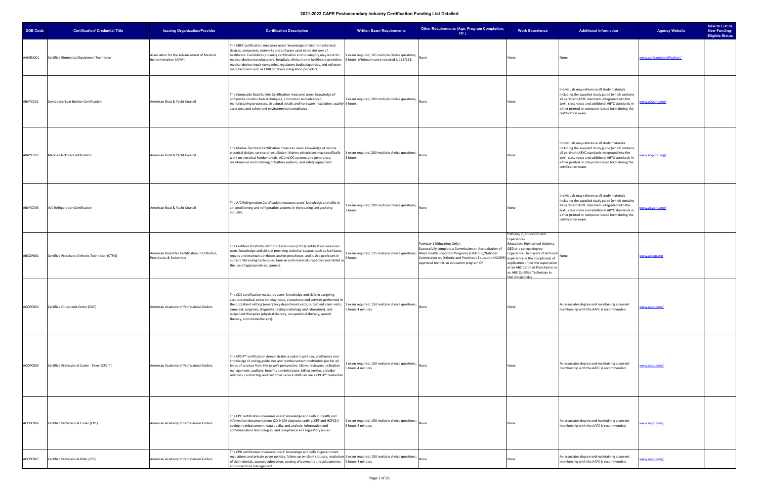# 2021-2022 CAPE Postsecondary Industry Certification Funding List Detailed

| DOE Code | Certification/ Credential Title | Issuing Organization/Provider | Certification Description | Written Exam Requirements | Other Requirements (Age, Program Completion, etc.) | Work Experience | Additional Information | Agency Website | New to List or New Funding-Eligible Status |
|---|---|---|---|---|---|---|---|---|---|
| AAMIN001 | Certified Biomedical Equipment Technician | Association for the Advancement of Medical Instrumentation (AAMI) | The CBET certification measures users' knowledge of electromechanical devices, computers, networks and software used in the delivery of healthcare. Candidates pursuing certification in this category may work for medical device manufacturers, hospitals, clinics, home healthcare providers, medical device repair companies, regulatory bodies/agencies, and software manufacturers such as EMR or device integration providers. | 1 exam required, 165 multiple choice questions, 3 hours, Minimum score required is 116/165. | None | None | None | www.aami.org/certification/ | |
| ABAYC001 | Composite Boat Builder Certification | American Boat & Yacht Council | The Composite Boat Builder Certification measures users' knowledge of composite construction techniques, production and advanced manufacturing processes, structural details and hardware installation, quality assurance and safety and environmental compliance. | 1 exam required, 200 multiple choice questions; 3 hours | None | None | Individuals may reference all study materials including the supplied study guide (which contains all pertinent ABYC standards integrated into the text), class notes and additional ABYC standards in either printed or computer-based form during the certification exam. | www.abycinc.org/ | |
| ABAYC003 | Marine Electrical Certification | American Boat & Yacht Council | The Marine Electrical Certification measures users' knowledge of marine electrical design, service or installation. Marine electricians may specifically work on electrical fundamentals, AC and DC systems and generators, maintenance and Installing of battery systems, and safety equipment. | 1 exam required, 200 multiple choice questions; 3 hours | None | None | Individuals may reference all study materials including the supplied study guide (which contains all pertinent ABYC standards integrated into the text), class notes and additional ABYC standards in either printed or computer-based form during the certification exam. | www.abycinc.org/ | |
| ABAYC006 | A/C Refrigeration Certification | American Boat & Yacht Council | The A/C Refrigeration Certification measures users' knowledge and skills in air conditioning and refrigeration systems in the boating and yachting industry. | 1 exam required, 200 multiple choice questions; 3 hours | None | None | Individuals may reference all study materials including the supplied study guide (which contains all pertinent ABYC standards integrated into the text), class notes and additional ABYC standards in either printed or computer-based form during the certification exam. | www.abycinc.org/ | |
| ABCOP001 | Certified Prosthetic-Orthotic Technician (CTPO) | American Board for Certification in Orthotics, Prosthetics & Pedorthics | The Certified Prosthetic-Orthotic Technician (CTPO) certification measures users' knowledge and skills in providing technical support such as fabricates, repairs and maintains orthoses and/or prostheses; and is also proficient in current fabricating techniques, familiar with material properties and skilled in the use of appropriate equipment. | 1 exam required; 125 multiple choice questions; 3 hours | Pathway 1 (Education Only): Successfully complete a Commission on Accreditation of Allied Health Education Programs (CAAHEP)/National Commission on Orthotic and Prosthetic Education (NCOPE) approved technician education program OR | Pathway 2 (Education and Experience) Education: High school diploma, GED or a college degree Experience: Two years of technical experience in the discipline(s) of application under the supervision of an ABC Certified Practitioner or an ABC Certified Technician in that discipline(s). | None | www.abcop.org | |
| ACOPC004 | Certified Outpatient Coder (COC) | American Academy of Professional Coders | The COC certification measures users' knowledge and skills in assigning accurate medical codes for diagnoses, procedures and services performed in the outpatient setting (emergency department visits, outpatient clinic visits, same day surgeries, diagnostic testing (radiology and laboratory), and outpatient therapies (physical therapy, occupational therapy, speech therapy, and chemotherapy). | 1 exam required; 150 multiple choice questions; 5 hours 4 minutes | None | None | An associates degree and maintaining a current membership with the AAPC is recommended. | www.aapc.com/ | |
| ACOPC005 | Certified Professional Coder - Payer (CPC-P) | American Academy of Professional Coders | The CPC-P® certification demonstrates a coder's aptitude, proficiency and knowledge of coding guidelines and reimbursement methodologies for all types of services from the payer's perspective. Claims reviewers, utilization management, auditors, benefits administrators, billing service, provider relations, contracting and customer service staff can use a CPC-P® credential. | 1 exam required; 150 multiple choice questions; 5 hours 4 minutes | None | None | An associates degree and maintaining a current membership with the AAPC is recommended. | www.aapc.com/ | |
| ACOPC006 | Certified Professional Coder (CPC) | American Academy of Professional Coders | The CPC certification measures users' knowledge and skills in Health and information documentation; ICD-9-CM diagnosis coding; CPT and HCPCS II coding; reimbursement; data quality and analysis; information and communication technologies; and compliance and regulatory issues. | 1 exam required; 150 multiple choice questions; 5 hours 4 minutes | None | None | An associates degree and maintaining a current membership with the AAPC is recommended. | www.aapc.com/ | |
| ACOPC007 | Certified Professional Biller (CPB) | American Academy of Professional Coders | The CPB certification measures users' knowledge and skills in government regulations and private payer policies, follow-up on claim statuses, resolution of claim denials, appeals submission, posting of payments and adjustments, and collections management. | 1 exam required; 150 multiple choice questions; 5 hours 4 minutes | None | None | An associates degree and maintaining a current membership with the AAPC is recommended. | www.aapc.com/ | |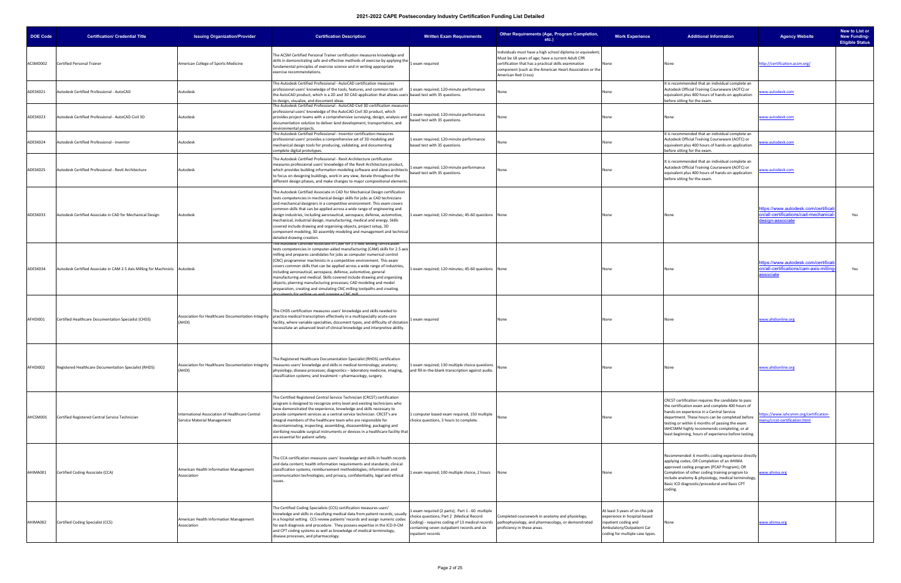## 2021-2022 CAPE Postsecondary Industry Certification Funding List Detailed

| DOE Code | Certification/ Credential Title | Issuing Organization/Provider | Certification Description | Written Exam Requirements | Other Requirements (Age, Program Completion, etc.) | Work Experience | Additional Information | Agency Website | New to List or New Funding-Eligible Status |
|---|---|---|---|---|---|---|---|---|---|
| ACSMD002 | Certified Personal Trainer | American College of Sports Medicine | The ACSM Certified Personal Trainer certification measures knowledge and skills in demonstrating safe and effective methods of exercise by applying the fundamental principles of exercise science and in writing appropriate exercise recommendations. | 1 exam required | Individuals must have a high school diploma or equivalent; Must be 18 years of age; have a current Adult CPR certification that has a practical skills examination component (such as the American Heart Association or the American Red Cross) | None | None | http://certification.acsm.org/ | |
| ADESK021 | Autodesk Certified Professional - AutoCAD | Autodesk | The Autodesk Certified Professional - AutoCAD certification measures professional users' knowledge of the tools, features, and common tasks of the AutoCAD product, which is a 2D and 3D CAD application that allows users to design, visualize, and document ideas. | 1 exam required; 120-minute performance based test with 35 questions. | None | None | It is recommended that an individual complete an Autodesk Official Training Courseware (AOTC) or equivalent plus 400 hours of hands-on application before sitting for the exam. | www.autodesk.com | |
| ADESK023 | Autodesk Certified Professional - AutoCAD Civil 3D | Autodesk | The Autodesk Certified Professional - AutoCAD Civil 3D certification measures professional users' knowledge of the AutoCAD Civil 3D product, which provides project teams with a comprehensive surveying, design, analysis and documentation solution to deliver land development, transportation, and environmental projects. | 1 exam required; 120-minute performance based test with 35 questions. | None | None | None | www.autodesk.com | |
| ADESK024 | Autodesk Certified Professional - Inventor | Autodesk | The Autodesk Certified Professional - Inventor certification measures professional users' provides a comprehensive set of 3D modeling and mechanical design tools for producing, validating, and documenting complete digital prototypes. | 1 exam required; 120-minute performance based test with 35 questions. | None | None | It is recommended that an individual complete an Autodesk Official Training Courseware (AOTC) or equivalent plus 400 hours of hands-on application before sitting for the exam. | www.autodesk.com | |
| ADESK025 | Autodesk Certified Professional - Revit Architecture | Autodesk | The Autodesk Certified Professional - Revit Architecture certification measures professional users' knowledge of the Revit Architecture product, which provides building information modeling software and allows architects to focus on designing buildings, work in any view, iterate throughout the different design phases, and make changes to major compositional elements. | 1 exam required; 120-minute performance based test with 35 questions. | None | None | It is recommended that an individual complete an Autodesk Official Training Courseware (AOTC) or equivalent plus 400 hours of hands-on application before sitting for the exam. | www.autodesk.com | |
| ADESK033 | Autodesk Certified Associate in CAD for Mechanical Design | Autodesk | The Autodesk Certified Associate in CAD for Mechanical Design certification tests competencies in mechanical design skills for jobs as CAD technicians and mechanical designers in a competitive environment. This exam covers common skills that can be applied across a wide range of engineering and design industries, including aeronautical, aerospace, defense, automotive, mechanical, industrial design, manufacturing, medical and energy. Skills covered include drawing and organizing objects, project setup, 3D component modeling, 3D assembly modeling and management and technical detailed drawing creation. | 1 exam required; 120 minutes; 45-60 questions | None | None | None | https://www.autodesk.com/certification/all-certifications/cad-mechanical-design-associate | Yes |
| ADESK034 | Autodesk Certified Associate in CAM 2.5 Axis Milling for Machinists | Autodesk | The Autodesk Certified Associate in CAM for 2.5 Axis Milling certification tests competencies in computer-aided manufacturing (CAM) skills for 2.5 axis milling and prepares candidates for jobs as computer numerical control (CNC) programmer machinists in a competitive environment. This exam covers common skills that can be applied across a wide range of industries, including aeronautical, aerospace, defense, automotive, general manufacturing and medical. Skills covered include drawing and organizing objects; planning manufacturing processes; CAD modeling and model preparation, creating and simulating CNC milling toolpaths and creating documents for setting up and running a CNC mill. | 1 exam required; 120 minutes; 45-60 questions | None | None | None | https://www.autodesk.com/certification/all-certifications/cam-axis-milling-associate | Yes |
| AFHDI001 | Certified Healthcare Documentation Specialist (CHDS) | Association for Healthcare Documentation Integrity (AHDI) | The CHDS certification measures users' knowledge and skills needed to practice medical transcription effectively in a multispecialty acute-care facility, where variable specialties, document types, and difficulty of dictation necessitate an advanced level of clinical knowledge and interpretive ability. | 1 exam required | None | None | None | www.ahdionline.org | |
| AFHDI002 | Registered Healthcare Documentation Specialist (RHDS) | Association for Healthcare Documentation Integrity (AHDI) | The Registered Healthcare Documentation Specialist (RHDS) certification measures users' knowledge and skills in medical terminology; anatomy; physiology; disease processes; diagnostics – laboratory medicine, imaging, classification systems; and treatment – pharmacology, surgery. | 1 exam required; 130 multiple choice questions and fill-in-the-blank transcription against audio. | None | None | None | www.ahdionline.org | |
| AHCSM001 | Certified Registered Central Service Technician | International Association of Healthcare Central Service Material Management | The Certified Registered Central Service Technician (CRCST) certification program is designed to recognize entry level and existing technicians who have demonstrated the experience, knowledge and skills necessary to provide competent services as a central service technician. CRCST's are integral members of the healthcare team who are responsible for decontaminating, inspecting, assembling, disassembling, packaging and sterilizing reusable surgical instruments or devices in a healthcare facility that are essential for patient safety. | 1 computer based exam required, 150 multiple choice questions, 3 hours to complete. | None | None | CRCST certification requires the candidate to pass the certification exam and complete 400 hours of hands-on experience in a Central Service department. These hours can be completed before testing or within 6 months of passing the exam. IAHCSMM highly recommends completing, or at least beginning, hours of experience before testing. | https://www.iahcsmm.org/certification-menu/crcst-certification.html | |
| AHIMA001 | Certified Coding Associate (CCA) | American Health Information Management Association | The CCA certification measures users' knowledge and skills in health records and data content; health information requirements and standards; clinical classification systems; reimbursement methodologies; information and communication technologies; and privacy, confidentiality, legal and ethical issues. | 1 exam required; 100 multiple choice, 2 hours | None | None | Recommended: 6 months coding experience directly applying codes; OR Completion of an AHIMA approved coding program (PCAP Program); OR Completion of other coding training program to include anatomy & physiology, medical terminology, Basic ICD diagnostic/procedural and Basic CPT coding. | www.ahima.org | |
| AHIMA002 | Certified Coding Specialist (CCS) | American Health Information Management Association | The Certified Coding Specialists (CCS) certification measures users' knowledge and skills in classifying medical data from patient records, usually in a hospital setting. CCS review patients' records and assign numeric codes for each diagnosis and procedure. They possess expertise in the ICD-9-CM and CPT coding systems as well as knowledge of medical terminology, disease processes, and pharmacology. | 1 exam required (2 parts); Part 1 - 60 multiple choice questions; Part 2 (Medical Record Coding) - requires coding of 13 medical records containing seven outpatient records and six inpatient records | Completed coursework in anatomy and physiology, pathophysiology, and pharmacology, or demonstrated proficiency in these areas. | At least 3 years of on-the-job experience in hospital-based inpatient coding and Ambulatory/Outpatient Car coding for multiple case types. | None | www.ahima.org | |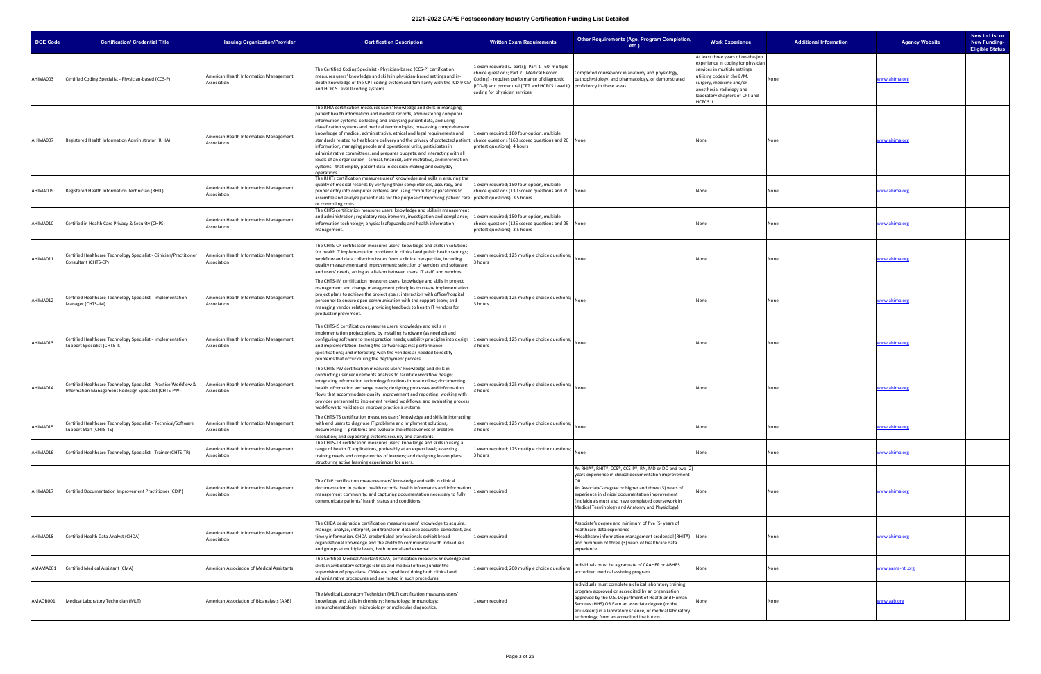# 2021-2022 CAPE Postsecondary Industry Certification Funding List Detailed

| DOE Code | Certification/ Credential Title | Issuing Organization/Provider | Certification Description | Written Exam Requirements | Other Requirements (Age, Program Completion, etc.) | Work Experience | Additional Information | Agency Website | New to List or New Funding-Eligible Status |
|---|---|---|---|---|---|---|---|---|---|
| AHIMA003 | Certified Coding Specialist - Physician-based (CCS-P) | American Health Information Management Association | The Certified Coding Specialist - Physician-based (CCS-P) certification measures users' knowledge and skills in physician-based settings and in-depth knowledge of the CPT coding system and familiarity with the ICD-9-CM and HCPCS Level II coding systems. | 1 exam required (2 parts); Part 1 - 60 multiple choice questions; Part 2 (Medical Record coding) - requires performance of diagnostic (ICD-9) and procedural (CPT and HCPCS Level II) coding for physician services | Completed coursework in anatomy and physiology, pathophysiology, and pharmacology, or demonstrated proficiency in these areas. | At least three years of on-the-job experience in coding for physician services in multiple settings utilizing codes in the E/M, surgery, medicine and/or anesthesia, radiology and laboratory chapters of CPT and HCPCS II. | None | www.ahima.org | |
| AHIMA007 | Registered Health Information Administrator (RHIA) | American Health Information Management Association | The RHIA certification measures users' knowledge and skills in managing patient health information and medical records, administering computer information systems, collecting and analyzing patient data, and using classification systems and medical terminologies; possessing comprehensive knowledge of medical, administrative, ethical and legal requirements and standards related to healthcare delivery and the privacy of protected patient information; managing people and operational units, participates in administrative committees, and prepares budgets; and interacting with all levels of an organization - clinical, financial, administrative, and information systems - that employ patient data in decision-making and everyday operations. | 1 exam required; 180 four-option, multiple choice questions (160 scored questions and 20 pretest questions); 4 hours | None | None | None | www.ahima.org | |
| AHIMA009 | Registered Health Information Technician (RHIT) | American Health Information Management Association | The RHITs certification measures users' knowledge and skills in ensuring the quality of medical records by verifying their completeness, accuracy, and proper entry into computer systems; and using computer applications to assemble and analyze patient data for the purpose of improving patient care or controlling costs. | 1 exam required; 150 four-option, multiple choice questions (130 scored questions and 20 pretest questions); 3.5 hours | None | None | None | www.ahima.org | |
| AHIMA010 | Certified in Health Care Privacy & Security (CHPS) | American Health Information Management Association | The CHPS certification measures users' knowledge and skills in management and administration; regulatory requirements, investigation and compliance; information technology; physical safeguards; and health information management. | 1 exam required; 150 four-option, multiple choice questions (125 scored questions and 25 pretest questions); 3.5 hours | None | None | None | www.ahima.org | |
| AHIMA011 | Certified Healthcare Technology Specialist - Clinician/Practitioner Consultant (CHTS-CP) | American Health Information Management Association | The CHTS-CP certification measures users' knowledge and skills in solutions for health IT implementation problems in clinical and public health settings; workflow and data collection issues from a clinical perspective, including quality measurement and improvement; selection of vendors and software; and users' needs, acting as a liaison between users, IT staff, and vendors. | 1 exam required; 125 multiple choice questions; 3 hours | None | None | None | www.ahima.org | |
| AHIMA012 | Certified Healthcare Technology Specialist - Implementation Manager (CHTS-IM) | American Health Information Management Association | The CHTS-IM certification measures users' knowledge and skills in project management and change management principles to create implementation project plans to achieve the project goals; interaction with office/hospital personnel to ensure open communication with the support team; and managing vendor relations, providing feedback to health IT vendors for product improvement. | 1 exam required; 125 multiple choice questions; 3 hours | None | None | None | www.ahima.org | |
| AHIMA013 | Certified Healthcare Technology Specialist - Implementation Support Specialist (CHTS-IS) | American Health Information Management Association | The CHTS-IS certification measures users' knowledge and skills in implementation project plans, by installing hardware (as needed) and configuring software to meet practice needs; usability principles into design and implementation; testing the software against performance specifications; and interacting with the vendors as needed to rectify problems that occur during the deployment process. | 1 exam required; 125 multiple choice questions; 3 hours | None | None | None | www.ahima.org | |
| AHIMA014 | Certified Healthcare Technology Specialist - Practice Workflow & Information Management Redesign Specialist (CHTS-PW) | American Health Information Management Association | The CHTS-PW certification measures users' knowledge and skills in conducting user requirements analysis to facilitate workflow design; integrating information technology functions into workflow; documenting health information exchange needs; designing processes and information flows that accommodate quality improvement and reporting; working with provider personnel to implement revised workflows; and evaluating process workflows to validate or improve practice's systems. | 1 exam required; 125 multiple choice questions; 3 hours | None | None | None | www.ahima.org | |
| AHIMA015 | Certified Healthcare Technology Specialist - Technical/Software Support Staff (CHTS-TS) | American Health Information Management Association | The CHTS-TS certification measures users' knowledge and skills in interacting with end users to diagnose IT problems and implement solutions; documenting IT problems and evaluate the effectiveness of problem resolution; and supporting systems security and standards. | 1 exam required; 125 multiple choice questions; 3 hours | None | None | None | www.ahima.org | |
| AHIMA016 | Certified Healthcare Technology Specialist - Trainer (CHTS-TR) | American Health Information Management Association | The CHTS-TR certification measures users' knowledge and skills in using a range of health IT applications, preferably at an expert level; assessing training needs and competencies of learners; and designing lesson plans, structuring active learning experiences for users. | 1 exam required; 125 multiple choice questions; 3 hours | None | None | None | www.ahima.org | |
| AHIMA017 | Certified Documentation Improvement Practitioner (CDIP) | American Health Information Management Association | The CDIP certification measures users' knowledge and skills in clinical documentation in patient health records; health informatics and information management community; and capturing documentation necessary to fully communicate patients' health status and conditions. | 1 exam required | An RHIA®, RHIT®, CCS®, CCS-P®, RN, MD or DO and two (2) years experience in clinical documentation improvement<br>OR<br>An Associate's degree or higher and three (3) years of experience in clinical documentation improvement (Individuals must also have completed coursework in Medical Terminology and Anatomy and Physiology) | None | None | www.ahima.org | |
| AHIMA018 | Certified Health Data Analyst (CHDA) | American Health Information Management Association | The CHDA designation certification measures users' knowledge to acquire, manage, analyze, interpret, and transform data into accurate, consistent, and timely information. CHDA-credentialed professionals exhibit broad organizational knowledge and the ability to communicate with individuals and groups at multiple levels, both internal and external. | 1 exam required | Associate's degree and minimum of five (5) years of healthcare data experience<br>•Healthcare information management credential (RHIT®) and minimum of three (3) years of healthcare data experience. | None | None | www.ahima.org | |
| AMAMA001 | Certified Medical Assistant (CMA) | American Association of Medical Assistants | The Certified Medical Assistant (CMA) certification measures knowledge and skills in ambulatory settings (clinics and medical offices) under the supervision of physicians. CMAs are capable of doing both clinical and administrative procedures and are tested in such procedures. | 1 exam required; 200 multiple choice questions | Individuals must be a graduate of CAAHEP or ABHES accredited medical assisting program. | None | None | www.aama-ntl.org | |
| AMAOB001 | Medical Laboratory Technician (MLT) | American Association of Bioanalysts (AAB) | The Medical Laboratory Technician (MLT) certification measures users' knowledge and skills in chemistry; hematology; immunology; immunohematology, microbiology or molecular diagnostics. | 1 exam required | Individuals must complete a clinical laboratory training program approved or accredited by an organization approved by the U.S. Department of Health and Human Services (HHS) OR Earn an associate degree (or the equivalent) in a laboratory science, or medical laboratory technology, from an accredited institution | None | None | www.aab.org | |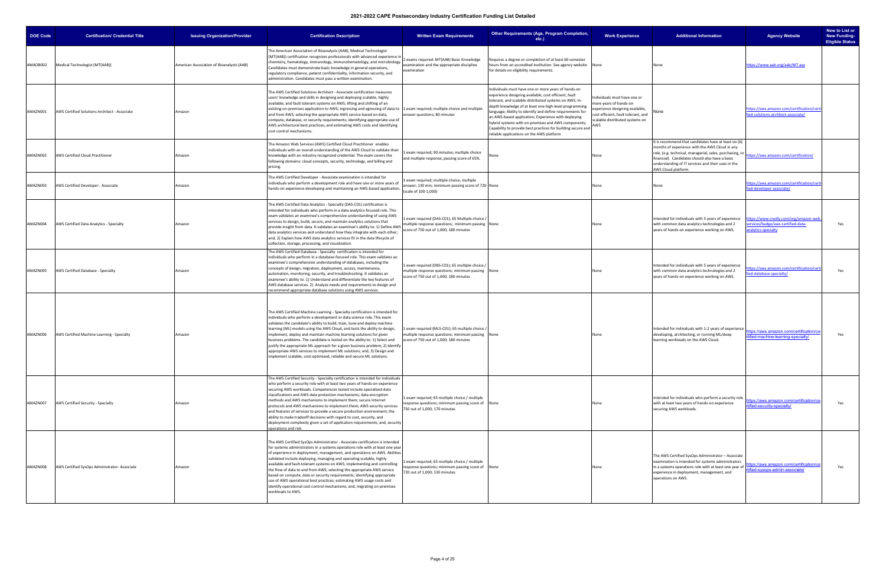# 2021-2022 CAPE Postsecondary Industry Certification Funding List Detailed

| DOE Code | Certification/ Credential Title | Issuing Organization/Provider | Certification Description | Written Exam Requirements | Other Requirements (Age, Program Completion, etc.) | Work Experience | Additional Information | Agency Website | New to List or New Funding-Eligible Status |
|---|---|---|---|---|---|---|---|---|---|
| AMAOB002 | Medical Technologist (MT(AAB)) | American Association of Bioanalysts (AAB) | The American Association of Bioanalysts (AAB), Medical Technologist (MT(AAB)) certification recognizes professionals with advanced experience in chemistry, hematology, immunology, immunohematology, and microbiology. Candidates must demonstrate basic knowledge in general operations, regulatory compliance, patient confidentiality, information security, and administration. Candidates must pass a written examination. | 2 exams required: MT(AAB) Basic Knowledge examination and the appropriate discipline examination | Requires a degree or completion of at least 60 semester hours from an accredited institution. See agency website for details on eligibility requirements. | None | None | https://www.aab.org/aab/MT.asp | |
| AMAZN001 | AWS Certified Solutions Architect - Associate | Amazon | The AWS Certified Solutions Architect - Associate certification measures users' knowledge and skills in designing and deploying scalable, highly available, and fault tolerant systems on AWS; lifting and shifting of an existing on-premises application to AWS; ingressing and egressing of data to and from AWS; selecting the appropriate AWS service based on data, compute, database, or security requirements; identifying appropriate use of AWS architectural best practices; and estimating AWS costs and identifying cost control mechanisms. | 1 exam required; multiple choice and multiple answer questions; 80 minutes | Individuals must have one or more years of hands-on experience designing available, cost efficient, fault tolerant, and scalable distributed systems on AWS; In-depth knowledge of at least one high-level programming language; Ability to identify and define requirements for an AWS-based application; Experience with deploying hybrid systems with on-premises and AWS components; Capability to provide best practices for building secure and reliable applications on the AWS platform | Individuals must have one or more years of hands-on experience designing available, cost efficient, fault tolerant, and scalable distributed systems on AWS | None | https://aws.amazon.com/certification/certified-solutions-architect-associate/ | |
| AMAZN002 | AWS Certified Cloud Practitioner | Amazon | The Amazon Web Services (AWS) Certified Cloud Practitioner enables individuals with an overall understanding of the AWS Cloud to validate their knowledge with an industry-recognized credential. The exam covers the following domains: cloud concepts, security, technology, and billing and pricing. | 1 exam required; 90 minutes; multiple choice and multiple response; passing score of 65%. | None | None | It is recommend that candidates have at least six (6) months of experience with the AWS Cloud in any role, (e.g. technical, managerial, sales, purchasing, or financial). Candidates should also have a basic understanding of IT services and their uses in the AWS Cloud platform. | https://aws.amazon.com/certification/ | |
| AMAZN003 | AWS Certified Developer - Associate | Amazon | The AWS Certified Developer - Associate examination is intended for individuals who perform a development role and have one or more years of hands-on experience developing and maintaining an AWS-based application. | 1 exam required; multiple choice, multiple answer; 130 min; minimum passing score of 720 (scale of 100-1,000) | None | None | None | https://aws.amazon.com/certification/certified-developer-associate/ | |
| AMAZN004 | AWS Certified Data Analytics - Specialty | Amazon | The AWS Certified Data Analytics - Specialty (DAS-C01) certification is intended for individuals who perform in a data analytics-focused role. This exam validates an examinee's comprehensive understanding of using AWS services to design, build, secure, and maintain analytics solutions that provide insight from data. It validates an examinee's ability to: 1) Define AWS data analytics services and understand how they integrate with each other; and, 2) Explain how AWS data analytics services fit in the data lifecycle of collection, storage, processing, and visualization. | 1 exam required (DAS-C01); 65 Multiple choice / multiple response questions; minimum passing score of 750 out of 1,000; 180 minutes | None | None | Intended for individuals with 5 years of experience with common data analytics technologies and 2 years of hands-on experience working on AWS. | https://www.credly.com/org/amazon-web-services/badge/aws-certified-data-analytics-specialty | Yes |
| AMAZN005 | AWS Certified Database - Specialty | Amazon | The AWS Certified Database - Specialty certification is intended for individuals who perform in a database-focused role. This exam validates an examinee's comprehensive understanding of databases, including the concepts of design, migration, deployment, access, maintenance, automation, monitoring, security, and troubleshooting. It validates an examinee's ability to: 1) Understand and differentiate the key features of AWS database services. 2) Analyze needs and requirements to design and recommend appropriate database solutions using AWS services. | 1 exam required (DBS-C01); 65 multiple choice / multiple response questions; minimum passing score of 750 out of 1,000; 180 minutes | None | None | Intended for individuals with 5 years of experience with common data analytics technologies and 2 years of hands-on experience working on AWS. | https://aws.amazon.com/certification/certified-database-specialty/ | Yes |
| AMAZN006 | AWS Certified Machine Learning - Specialty | Amazon | The AWS Certified Machine Learning - Specialty certification is intended for individuals who perform a development or data science role. This exam validates the candidate's ability to build, train, tune and deploy machine learning (ML) models using the AWS Cloud, and tests the ability to design, implement, deploy and maintain machine learning solutions for given business problems. The candidate is tested on the ability to: 1) Select and justify the appropriate ML approach for a given business problem; 2) Identify appropriate AWS services to implement ML solutions; and, 3) Design and implement scalable, cost-optimized, reliable and secure ML solutions. | 1 exam required (MLS-C01); 65 multiple choice / multiple response questions; minimum passing score of 750 out of 1,000; 180 minutes | None | None | Intended for individuals with 1-2 years of experience developing, architecting, or running ML/deep learning workloads on the AWS Cloud. | https://aws.amazon.com/certification/certified-machine-learning-specialty/ | Yes |
| AMAZN007 | AWS Certified Security - Specialty | Amazon | The AWS Certified Security - Specialty certification is intended for individuals who perform a security role with at least two years of hands-on experience securing AWS workloads. Competencies tested include specialized data classifications and AWS data protection mechanisms; data encryption methods and AWS mechanisms to implement them; secure Internet protocols and AWS mechanisms to implement them; AWS security services and features of services to provide a secure production environment; the ability to make tradeoff decisions with regard to cost, security, and deployment complexity given a set of application requirements; and, security operations and risk. | 1 exam required; 65 multiple choice / multiple response questions; minimum passing score of 750 out of 1,000; 170 minutes | None | None | Intended for individuals who perform a security role with at least two years of hands-on experience securing AWS workloads. | https://aws.amazon.com/certification/certified-security-specialty/ | Yes |
| AMAZN008 | AWS Certified SysOps Administrator- Associate | Amazon | The AWS Certified SysOps Administrator - Associate certification is intended for systems administrators in a systems operations role with at least one year of experience in deployment, management, and operations on AWS. Abilities validated include deploying, managing and operating scalable, highly available and fault-tolerant systems on AWS; implementing and controlling the flow of data to and from AWS; selecting the appropriate AWS service based on compute, data or security requirements; identifying appropriate use of AWS operational best practices; estimating AWS usage costs and identify operational cost control mechanisms; and, migrating on-premises workloads to AWS. | 1 exam required; 65 multiple choice / multiple response questions; minimum passing score of 720 out of 1,000; 130 minutes | None | None | The AWS Certified SysOps Administrator – Associate examination is intended for systems administrators in a systems operations role with at least one year of experience in deployment, management, and operations on AWS. | https://aws.amazon.com/certification/certified-sysops-admin-associate/ | Yes |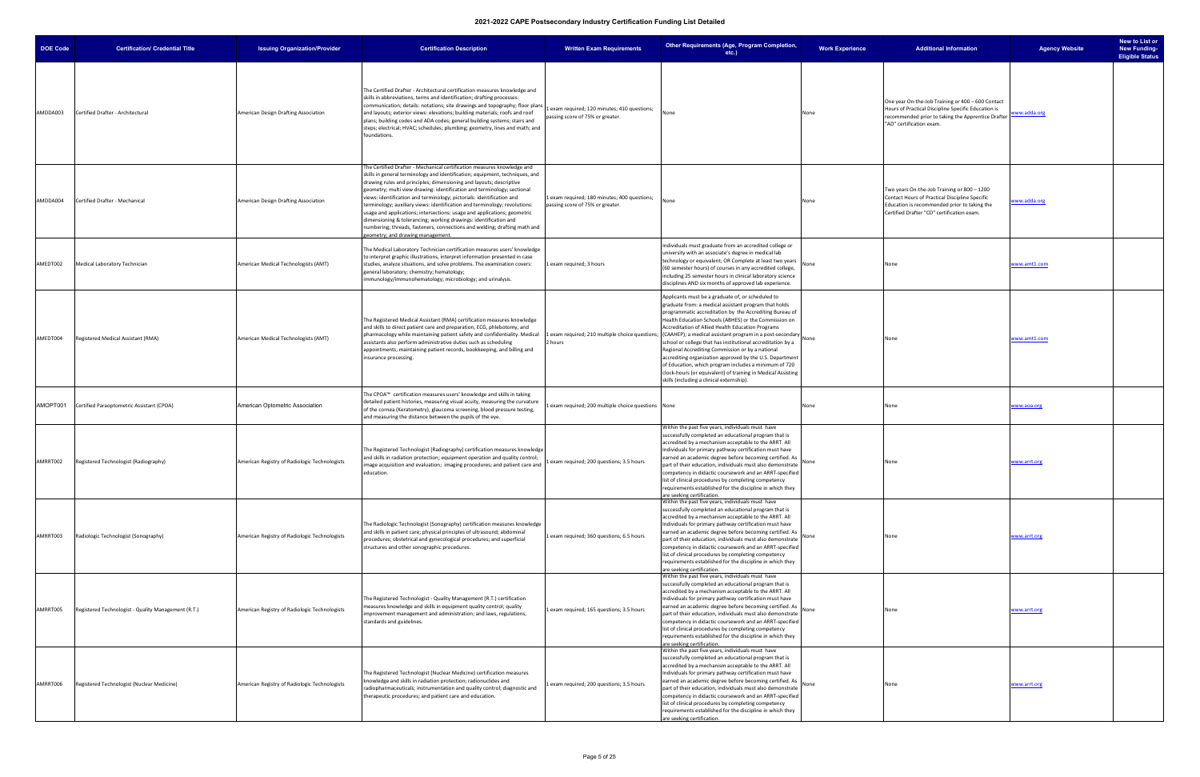# 2021-2022 CAPE Postsecondary Industry Certification Funding List Detailed

| DOE Code | Certification/ Credential Title | Issuing Organization/Provider | Certification Description | Written Exam Requirements | Other Requirements (Age, Program Completion, etc.) | Work Experience | Additional Information | Agency Website | New to List or New Funding-Eligible Status |
|---|---|---|---|---|---|---|---|---|---|
| AMDDA003 | Certified Drafter - Architectural | American Design Drafting Association | The Certified Drafter - Architectural certification measures knowledge and skills in abbreviations, terms and identification; drafting processes: communication; details: notations; site drawings and topography; floor plans and layouts; exterior views: elevations; building materials; roofs and roof plans; building codes and ADA codes; general building systems; stairs and steps; electrical; HVAC; schedules; plumbing; geometry, lines and math; and foundations. | 1 exam required; 120 minutes; 410 questions; passing score of 75% or greater. | None | None | One year On-the-Job Training or 400 – 600 Contact Hours of Practical Discipline Specific Education is recommended prior to taking the Apprentice Drafter "AD" certification exam. | www.adda.org | |
| AMDDA004 | Certified Drafter - Mechanical | American Design Drafting Association | The Certified Drafter - Mechanical certification measures knowledge and skills in general terminology and identification; equipment, techniques, and drawing rules and principles; dimensioning and layouts; descriptive geometry; multi view drawing: identification and terminology; sectional views: identification and terminology; pictorials: identification and terminology; auxiliary views: identification and terminology; revolutions: usage and applications; intersections: usage and applications; geometric dimensioning & tolerancing; working drawings: identification and numbering; threads, fasteners, connections and welding; drafting math and geometry; and drawing management. | 1 exam required; 180 minutes; 400 questions; passing score of 75% or greater. | None | None | Two years On-the-Job Training or 800 – 1200 Contact Hours of Practical Discipline Specific Education is recommended prior to taking the Certified Drafter "CD" certification exam. | www.adda.org | |
| AMEDT002 | Medical Laboratory Technician | American Medical Technologists (AMT) | The Medical Laboratory Technician certification measures users' knowledge to interpret graphic illustrations, interpret information presented in case studies, analyze situations, and solve problems. The examination covers: general laboratory; chemistry; hematology; immunology/immunohematology; microbiology; and urinalysis. | 1 exam required; 3 hours | Individuals must graduate from an accredited college or university with an associate's degree in medical lab technology or equivalent; OR Complete at least two years (60 semester hours) of courses in any accredited college, including 25 semester hours in clinical laboratory science disciplines AND six months of approved lab experience. | None | None | www.amt1.com | |
| AMEDT004 | Registered Medical Assistant (RMA) | American Medical Technologists (AMT) | The Registered Medical Assistant (RMA) certification measures knowledge and skills to direct patient care and preparation, ECG, phlebotomy, and pharmacology while maintaining patient safety and confidentiality. Medical assistants also perform administrative duties such as scheduling appointments, maintaining patient records, bookkeeping, and billing and insurance processing. | 1 exam required; 210 multiple choice questions; 2 hours | Applicants must be a graduate of, or scheduled to graduate from: a medical assistant program that holds programmatic accreditation by the Accrediting Bureau of Health Education Schools (ABHES) or the Commission on Accreditation of Allied Health Education Programs (CAAHEP); a medical assistant program in a post-secondary school or college that has institutional accreditation by a Regional Accrediting Commission or by a national accrediting organization approved by the U.S. Department of Education, which program includes a minimum of 720 clock-hours (or equivalent) of training in Medical Assisting skills (including a clinical externship). | None | None | www.amt1.com | |
| AMOPT001 | Certified Paraoptometric Assistant (CPOA) | American Optometric Association | The CPOA™ certification measures users' knowledge and skills in taking detailed patient histories, measuring visual acuity, measuring the curvature of the cornea (Keratometry), glaucoma screening, blood pressure testing, and measuring the distance between the pupils of the eye. | 1 exam required; 200 multiple choice questions | None | None | None | www.aoa.org | |
| AMRRT002 | Registered Technologist (Radiography) | American Registry of Radiologic Technologists | The Registered Technologist (Radiography) certification measures knowledge and skills in radiation protection; equipment operation and quality control; image acquisition and evaluation; imaging procedures; and patient care and education. | 1 exam required; 200 questions; 3.5 hours | Within the past five years, individuals must have successfully completed an educational program that is accredited by a mechanism acceptable to the ARRT. All Individuals for primary pathway certification must have earned an academic degree before becoming certified. As part of their education, individuals must also demonstrate competency in didactic coursework and an ARRT-specified list of clinical procedures by completing competency requirements established for the discipline in which they are seeking certification. | None | None | www.arrt.org | |
| AMRRT003 | Radiologic Technologist (Sonography) | American Registry of Radiologic Technologists | The Radiologic Technologist (Sonography) certification measures knowledge and skills in patient care; physical principles of ultrasound; abdominal procedures; obstetrical and gynecological procedures; and superficial structures and other sonographic procedures. | 1 exam required; 360 questions; 6.5 hours | Within the past five years, individuals must have successfully completed an educational program that is accredited by a mechanism acceptable to the ARRT. All Individuals for primary pathway certification must have earned an academic degree before becoming certified. As part of their education, individuals must also demonstrate competency in didactic coursework and an ARRT-specified list of clinical procedures by completing competency requirements established for the discipline in which they are seeking certification. | None | None | www.arrt.org | |
| AMRRT005 | Registered Technologist - Quality Management (R.T.) | American Registry of Radiologic Technologists | The Registered Technologist - Quality Management (R.T.) certification measures knowledge and skills in equipment quality control; quality improvement management and administration; and laws, regulations, standards and guidelines. | 1 exam required; 165 questions; 3.5 hours | Within the past five years, individuals must have successfully completed an educational program that is accredited by a mechanism acceptable to the ARRT. All Individuals for primary pathway certification must have earned an academic degree before becoming certified. As part of their education, individuals must also demonstrate competency in didactic coursework and an ARRT-specified list of clinical procedures by completing competency requirements established for the discipline in which they are seeking certification. | None | None | www.arrt.org | |
| AMRRT006 | Registered Technologist (Nuclear Medicine) | American Registry of Radiologic Technologists | The Registered Technologist (Nuclear Medicine) certification measures knowledge and skills in radiation protection; radionuclides and radiopharmaceuticals; instrumentation and quality control; diagnostic and therapeutic procedures; and patient care and education. | 1 exam required; 200 questions; 3.5 hours | Within the past five years, individuals must have successfully completed an educational program that is accredited by a mechanism acceptable to the ARRT. All Individuals for primary pathway certification must have earned an academic degree before becoming certified. As part of their education, individuals must also demonstrate competency in didactic coursework and an ARRT-specified list of clinical procedures by completing competency requirements established for the discipline in which they are seeking certification. | None | None | www.arrt.org | |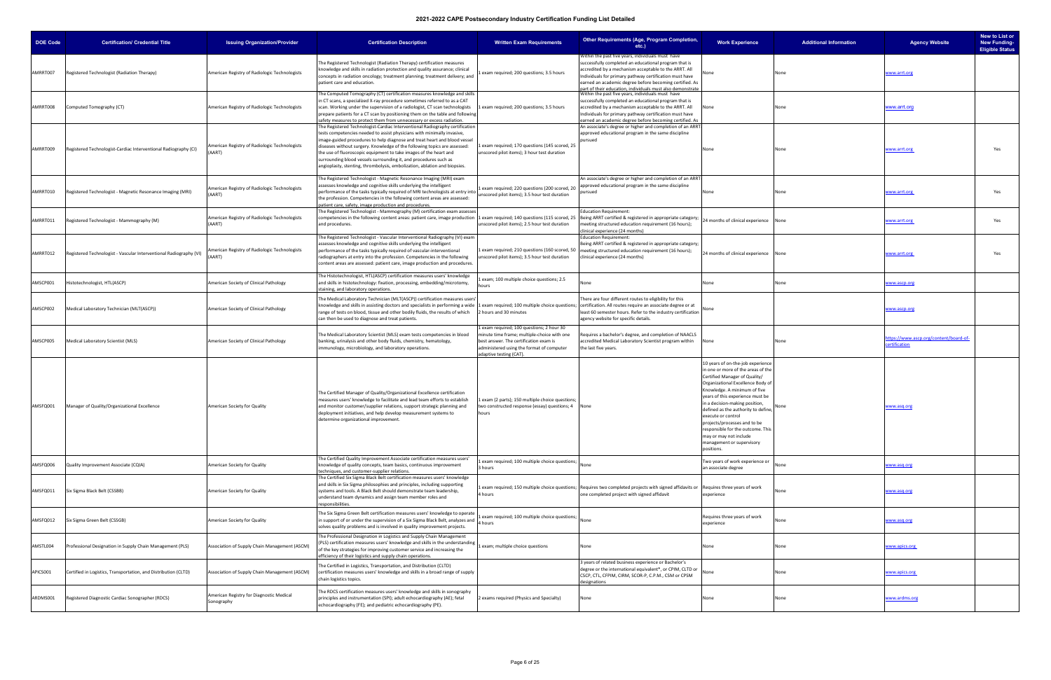# 2021-2022 CAPE Postsecondary Industry Certification Funding List Detailed

| DOE Code | Certification/ Credential Title | Issuing Organization/Provider | Certification Description | Written Exam Requirements | Other Requirements (Age, Program Completion, etc.) | Work Experience | Additional Information | Agency Website | New to List or New Funding-Eligible Status |
|---|---|---|---|---|---|---|---|---|---|
| AMRRT007 | Registered Technologist (Radiation Therapy) | American Registry of Radiologic Technologists | The Registered Technologist (Radiation Therapy) certification measures knowledge and skills in radiation protection and quality assurance; clinical concepts in radiation oncology; treatment planning; treatment delivery; and patient care and education. | 1 exam required; 200 questions; 3.5 hours | Within the past five years, individuals must have successfully completed an educational program that is accredited by a mechanism acceptable to the ARRT. All individuals for primary pathway certification must have earned an academic degree before becoming certified. As part of their education, individuals must also demonstrate | None | None | www.arrt.org | |
| AMRRT008 | Computed Tomography (CT) | American Registry of Radiologic Technologists | The Computed Tomography (CT) certification measures knowledge and skills in CT scans, a specialized X-ray procedure sometimes referred to as a CAT scan. Working under the supervision of a radiologist, CT scan technologists prepare patients for a CT scan by positioning them on the table and following safety measures to protect them from unnecessary or excess radiation. | 1 exam required; 200 questions; 3.5 hours | Within the past five years, individuals must have successfully completed an educational program that is accredited by a mechanism acceptable to the ARRT. All individuals for primary pathway certification must have earned an academic degree before becoming certified. As | None | None | www.arrt.org | |
| AMRRT009 | Registered Technologist-Cardiac Interventional Radiography (CI) | American Registry of Radiologic Technologists (AART) | The Registered Technologist-Cardiac Interventional Radiography certification tests competencies needed to assist physicians with minimally invasive, image-guided procedures to help diagnose and treat heart and blood vessel diseases without surgery. Knowledge of the following topics are assessed: the use of fluoroscopic equipment to take images of the heart and surrounding blood vessels surrounding it, and procedures such as angioplasty, stenting, thrombolysis, embolization, ablation and biopsies. | 1 exam required; 170 questions (145 scored, 25 unscored pilot items); 3 hour test duration | An associate's degree or higher and completion of an ARRT approved educational program in the same discipline pursued | None | None | www.arrt.org | Yes |
| AMRRT010 | Registered Technologist - Magnetic Resonance Imaging (MRI) | American Registry of Radiologic Technologists (AART) | The Registered Technologist - Magnetic Resonance Imaging (MRI) exam assesses knowledge and cognitive skills underlying the intelligent performance of the tasks typically required of MRI technologists at entry into the profession. Competencies in the following content areas are assessed: patient care, safety, image production and procedures. | 1 exam required; 220 questions (200 scored, 20 unscored pilot items); 3.5 hour test duration | An associate's degree or higher and completion of an ARRT approved educational program in the same discipline pursued | None | None | www.arrt.org | Yes |
| AMRRT011 | Registered Technologist - Mammography (M) | American Registry of Radiologic Technologists (AART) | The Registered Technologist - Mammography (M) certification exam assesses competencies in the following content areas: patient care, image production and procedures. | 1 exam required; 140 questions (115 scored, 25 unscored pilot items); 2.5 hour test duration | Education Requirement: Being ARRT certified & registered in appropriate category; meeting structured education requirement (16 hours); clinical experience (24 months) | 24 months of clinical experience | None | www.arrt.org | Yes |
| AMRRT012 | Registered Technologist - Vascular Interventional Radiography (VI) | American Registry of Radiologic Technologists (AART) | The Registered Technologist - Vascular Interventional Radiography (VI) exam assesses knowledge and cognitive skills underlying the intelligent performance of the tasks typically required of vascular-interventional radiographers at entry into the profession. Competencies in the following content areas are assessed: patient care, image production and procedures. | 1 exam required; 210 questions (160 scored, 50 unscored pilot items); 3.5 hour test duration | Education Requirement: Being ARRT certified & registered in appropriate category; meeting structured education requirement (16 hours); clinical experience (24 months) | 24 months of clinical experience | None | www.arrt.org | Yes |
| AMSCP001 | Histotechnologist, HTL(ASCP) | American Society of Clinical Pathology | The Histotechnologist, HTL(ASCP) certification measures users' knowledge and skills in histotechnology: fixation, processing, embedding/microtomy, staining, and laboratory operations. | 1 exam; 100 multiple choice questions; 2.5 hours | None | None | None | www.ascp.org | |
| AMSCP002 | Medical Laboratory Technician (MLT(ASCP)) | American Society of Clinical Pathology | The Medical Laboratory Technician (MLT(ASCP)) certification measures users' knowledge and skills in assisting doctors and specialists in performing a wide range of tests on blood, tissue and other bodily fluids, the results of which can then be used to diagnose and treat patients. | 1 exam required; 100 multiple choice questions; 2 hours and 30 minutes | There are four different routes to eligibility for this certification. All routes require an associate degree or at least 60 semester hours. Refer to the industry certification agency website for specific details. | None | | www.ascp.org | |
| AMSCP005 | Medical Laboratory Scientist (MLS) | American Society of Clinical Pathology | The Medical Laboratory Scientist (MLS) exam tests competencies in blood banking, urinalysis and other body fluids, chemistry, hematology, immunology, microbiology, and laboratory operations. | 1 exam required; 100 questions; 2 hour 30 minute time frame; multiple-choice with one best answer. The certification exam is administered using the format of computer adaptive testing (CAT). | Requires a bachelor's degree, and completion of NAACLS accredited Medical Laboratory Scientist program within the last five years. | None | None | https://www.ascp.org/content/board-of-certification | |
| AMSFQ001 | Manager of Quality/Organizational Excellence | American Society for Quality | The Certified Manager of Quality/Organizational Excellence certification measures users' knowledge to facilitate and lead team efforts to establish and monitor customer/supplier relations, support strategic planning and deployment initiatives, and help develop measurement systems to determine organizational improvement. | 1 exam (2 parts); 150 multiple choice questions; two constructed response (essay) questions; 4 hours | None | 10 years of on-the-job experience in one or more of the areas of the Certified Manager of Quality/ Organizational Excellence Body of Knowledge. A minimum of five years of this experience must be in a decision-making position, defined as the authority to define, execute or control projects/processes and to be responsible for the outcome. This may or may not include management or supervisory positions. | None | www.asq.org | |
| AMSFQ006 | Quality Improvement Associate (CQIA) | American Society for Quality | The Certified Quality Improvement Associate certification measures users' knowledge of quality concepts, team basics, continuous improvement techniques, and customer-supplier relations. | 1 exam required; 100 multiple choice questions; 3 hours | None | Two years of work experience or an associate degree | None | www.asq.org | |
| AMSFQ011 | Six Sigma Black Belt (CSSBB) | American Society for Quality | The Certified Six Sigma Black Belt certification measures users' knowledge and skills in Six Sigma philosophies and principles, including supporting systems and tools. A Black Belt should demonstrate team leadership, understand team dynamics and assign team member roles and responsibilities. | 1 exam required; 150 multiple choice questions; 4 hours | Requires two completed projects with signed affidavits or one completed project with signed affidavit | Requires three years of work experience | None | www.asq.org | |
| AMSFQ012 | Six Sigma Green Belt (CSSGB) | American Society for Quality | The Six Sigma Green Belt certification measures users' knowledge to operate in support of or under the supervision of a Six Sigma Black Belt, analyzes and solves quality problems and is involved in quality improvement projects. | 1 exam required; 100 multiple choice questions; 4 hours | None | Requires three years of work experience | None | www.asq.org | |
| AMSTL004 | Professional Designation in Supply Chain Management (PLS) | Association of Supply Chain Management (ASCM) | The Professional Designation in Logistics and Supply Chain Management (PLS) certification measures users' knowledge and skills in the understanding of the key strategies for improving customer service and increasing the efficiency of their logistics and supply chain operations. | 1 exam; multiple choice questions | None | None | None | www.apics.org | |
| APICS001 | Certified in Logistics, Transportation, and Distribution (CLTD) | Association of Supply Chain Management (ASCM) | The Certified in Logistics, Transportation, and Distribution (CLTD) certification measures users' knowledge and skills in a broad range of supply chain logistics topics. | | 3 years of related business experience or Bachelor's degree or the international equivalent*, or CPIM, CLTD or CSCP, CTL, CFPIM, CIRM, SCOR-P, C.P.M., CSM or CPSM designations | None | | www.apics.org | |
| ARDMS001 | Registered Diagnostic Cardiac Sonographer (RDCS) | American Registry for Diagnostic Medical Sonography | The RDCS certification measures users' knowledge and skills in sonography principles and instrumentation (SPI); adult echocardiography (AE); fetal echocardiography (FE); and pediatric echocardiography (PE). | 2 exams required (Physics and Specialty) | None | None | None | www.ardms.org | |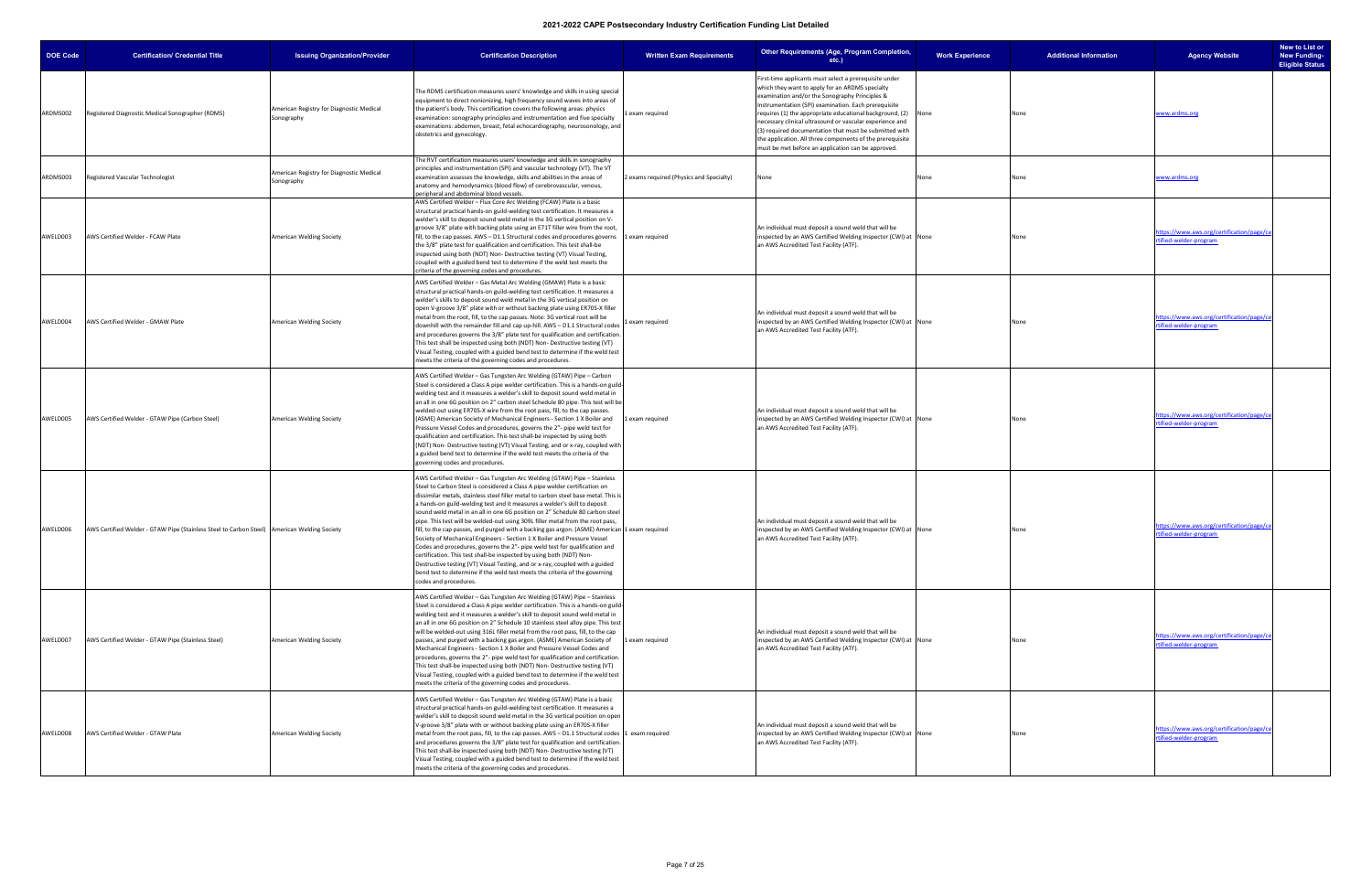# 2021-2022 CAPE Postsecondary Industry Certification Funding List Detailed

| DOE Code | Certification/ Credential Title | Issuing Organization/Provider | Certification Description | Written Exam Requirements | Other Requirements (Age, Program Completion, etc.) | Work Experience | Additional Information | Agency Website | New to List or New Funding-Eligible Status |
|---|---|---|---|---|---|---|---|---|---|
| ARDMS002 | Registered Diagnostic Medical Sonographer (RDMS) | American Registry for Diagnostic Medical Sonography | The RDMS certification measures users' knowledge and skills in using special equipment to direct nonionizing, high frequency sound waves into areas of the patient's body. This certification covers the following areas: physics examination: sonography principles and instrumentation and five specialty examinations: abdomen, breast, fetal echocardiography, neurosonology, and obstetrics and gynecology. | 1 exam required | First-time applicants must select a prerequisite under which they want to apply for an ARDMS specialty examination and/or the Sonography Principles & Instrumentation (SPI) examination. Each prerequisite requires (1) the appropriate educational background, (2) necessary clinical ultrasound or vascular experience and (3) required documentation that must be submitted with the application. All three components of the prerequisite must be met before an application can be approved. | None | None | www.ardms.org | |
| ARDMS003 | Registered Vascular Technologist | American Registry for Diagnostic Medical Sonography | The RVT certification measures users' knowledge and skills in sonography principles and instrumentation (SPI) and vascular technology (VT). The VT examination assesses the knowledge, skills and abilities in the areas of anatomy and hemodynamics (blood flow) of cerebrovascular, venous, peripheral and abdominal blood vessels. | 2 exams required (Physics and Specialty) | None | None | None | www.ardms.org | |
| AWELD003 | AWS Certified Welder - FCAW Plate | American Welding Society | AWS Certified Welder – Flux Core Arc Welding (FCAW) Plate is a basic structural practical hands-on guild-welding test certification. It measures a welder's skill to deposit sound weld metal in the 3G vertical position on V-groove 3/8" plate with backing plate using an E71T filler wire from the root, fill, to the cap passes. AWS – D1.1 Structural codes and procedures governs the 3/8" plate test for qualification and certification. This test shall-be inspected using both (NDT) Non- Destructive testing (VT) Visual Testing, coupled with a guided bend test to determine if the weld test meets the criteria of the governing codes and procedures. | 1 exam required | An individual must deposit a sound weld that will be inspected by an AWS Certified Welding Inspector (CWI) at an AWS Accredited Test Facility (ATF). | None | None | https://www.aws.org/certification/page/certified-welder-program | |
| AWELD004 | AWS Certified Welder - GMAW Plate | American Welding Society | AWS Certified Welder – Gas Metal Arc Welding (GMAW) Plate is a basic structural practical hands-on guild-welding test certification. It measures a welder's skills to deposit sound weld metal in the 3G vertical position on open V-groove 3/8" plate with or without backing plate using ER70S-X filler metal from the root, fill, to the cap passes. Note: 3G vertical root will be downhill with the remainder fill and cap up-hill. AWS – D1.1 Structural codes and procedures governs the 3/8" plate test for qualification and certification. This test shall be inspected using both (NDT) Non- Destructive testing (VT) Visual Testing, coupled with a guided bend test to determine if the weld test meets the criteria of the governing codes and procedures. | 1 exam required | An individual must deposit a sound weld that will be inspected by an AWS Certified Welding Inspector (CWI) at an AWS Accredited Test Facility (ATF). | None | None | https://www.aws.org/certification/page/certified-welder-program | |
| AWELD005 | AWS Certified Welder - GTAW Pipe (Carbon Steel) | American Welding Society | AWS Certified Welder – Gas Tungsten Arc Welding (GTAW) Pipe – Carbon Steel is considered a Class A pipe welder certification. This is a hands-on guild-welding test and it measures a welder's skill to deposit sound weld metal in an all in one 6G position on 2" carbon steel Schedule 80 pipe. This test will be welded-out using ER70S-X wire from the root pass, fill, to the cap passes. (ASME) American Society of Mechanical Engineers - Section 1 X Boiler and Pressure Vessel Codes and procedures, governs the 2"- pipe weld test for qualification and certification. This test shall-be inspected by using both (NDT) Non- Destructive testing (VT) Visual Testing, and or x-ray, coupled with a guided bend test to determine if the weld test meets the criteria of the governing codes and procedures. | 1 exam required | An individual must deposit a sound weld that will be inspected by an AWS Certified Welding Inspector (CWI) at an AWS Accredited Test Facility (ATF). | None | None | https://www.aws.org/certification/page/certified-welder-program | |
| AWELD006 | AWS Certified Welder - GTAW Pipe (Stainless Steel to Carbon Steel) | American Welding Society | AWS Certified Welder – Gas Tungsten Arc Welding (GTAW) Pipe – Stainless Steel to Carbon Steel is considered a Class A pipe welder certification on dissimilar metals, stainless steel filler metal to carbon steel base metal. This is a hands-on guild-welding test and it measures a welder's skill to deposit sound weld metal in an all in one 6G position on 2" Schedule 80 carbon steel pipe. This test will be welded-out using 309L filler metal from the root pass, fill, to the cap passes, and purged with a backing gas argon. (ASME) American Society of Mechanical Engineers - Section 1 X Boiler and Pressure Vessel Codes and procedures, governs the 2"- pipe weld test for qualification and certification. This test shall-be inspected by using both (NDT) Non-Destructive testing (VT) Visual Testing, and or x-ray, coupled with a guided bend test to determine if the weld test meets the criteria of the governing codes and procedures. | 1 exam required | An individual must deposit a sound weld that will be inspected by an AWS Certified Welding Inspector (CWI) at an AWS Accredited Test Facility (ATF). | None | None | https://www.aws.org/certification/page/certified-welder-program | |
| AWELD007 | AWS Certified Welder - GTAW Pipe (Stainless Steel) | American Welding Society | AWS Certified Welder – Gas Tungsten Arc Welding (GTAW) Pipe – Stainless Steel is considered a Class A pipe welder certification. This is a hands-on guild-welding test and it measures a welder's skill to deposit sound weld metal in an all in one 6G position on 2" Schedule 10 stainless steel alloy pipe. This test will be welded-out using 316L filler metal from the root pass, fill, to the cap passes, and purged with a backing gas argon. (ASME) American Society of Mechanical Engineers - Section 1 X Boiler and Pressure Vessel Codes and procedures, governs the 2"- pipe weld test for qualification and certification. This test shall-be inspected using both (NDT) Non- Destructive testing (VT) Visual Testing, coupled with a guided bend test to determine if the weld test meets the criteria of the governing codes and procedures. | 1 exam required | An individual must deposit a sound weld that will be inspected by an AWS Certified Welding Inspector (CWI) at an AWS Accredited Test Facility (ATF). | None | None | https://www.aws.org/certification/page/certified-welder-program | |
| AWELD008 | AWS Certified Welder - GTAW Plate | American Welding Society | AWS Certified Welder – Gas Tungsten Arc Welding (GTAW) Plate is a basic structural practical hands-on guild-welding test certification. It measures a welder's skill to deposit sound weld metal in the 3G vertical position on open V-groove 3/8" plate with or without backing plate using an ER70S-X filler metal from the root pass, fill, to the cap passes. AWS – D1.1 Structural codes and procedures governs the 3/8" plate test for qualification and certification. This test shall-be inspected using both (NDT) Non- Destructive testing (VT) Visual Testing, coupled with a guided bend test to determine if the weld test meets the criteria of the governing codes and procedures. | 1 exam required | An individual must deposit a sound weld that will be inspected by an AWS Certified Welding Inspector (CWI) at an AWS Accredited Test Facility (ATF). | None | None | https://www.aws.org/certification/page/certified-welder-program | |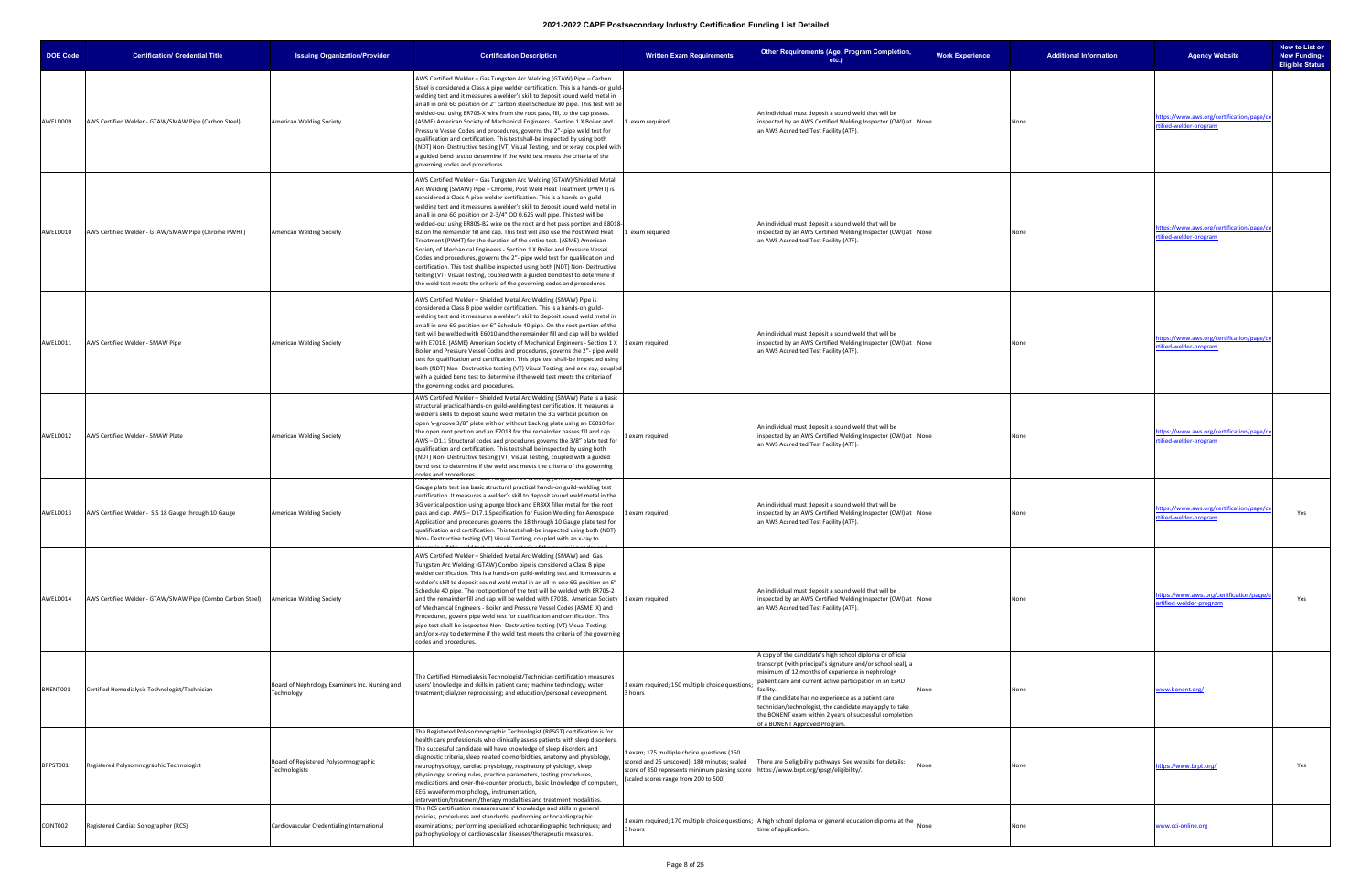# 2021-2022 CAPE Postsecondary Industry Certification Funding List Detailed

| DOE Code | Certification/ Credential Title | Issuing Organization/Provider | Certification Description | Written Exam Requirements | Other Requirements (Age, Program Completion, etc.) | Work Experience | Additional Information | Agency Website | New to List or New Funding-Eligible Status |
|---|---|---|---|---|---|---|---|---|---|
| AWELD009 | AWS Certified Welder - GTAW/SMAW Pipe (Carbon Steel) | American Welding Society | AWS Certified Welder – Gas Tungsten Arc Welding (GTAW) Pipe – Carbon Steel is considered a Class A pipe welder certification. This is a hands-on guild-welding test and it measures a welder's skill to deposit sound weld metal in an all in one 6G position on 2" carbon steel Schedule 80 pipe. This test will be welded-out using ER70S-X wire from the root pass, fill, to the cap passes. (ASME) American Society of Mechanical Engineers - Section 1 X Boiler and Pressure Vessel Codes and procedures, governs the 2"- pipe weld test for qualification and certification. This test shall-be inspected by using both (NDT) Non- Destructive testing (VT) Visual Testing, and or x-ray, coupled with a guided bend test to determine if the weld test meets the criteria of the governing codes and procedures. | 1 exam required | An individual must deposit a sound weld that will be inspected by an AWS Certified Welding Inspector (CWI) at an AWS Accredited Test Facility (ATF). | None | None | https://www.aws.org/certification/page/certified-welder-program | |
| AWELD010 | AWS Certified Welder - GTAW/SMAW Pipe (Chrome PWHT) | American Welding Society | AWS Certified Welder – Gas Tungsten Arc Welding (GTAW)/Shielded Metal Arc Welding (SMAW) Pipe – Chrome, Post Weld Heat Treatment (PWHT) is considered a Class A pipe welder certification. This is a hands-on guild-welding test and it measures a welder's skill to deposit sound weld metal in an all in one 6G position on 2-3/4" OD 0.625 wall pipe. This test will be welded-out using ER80S-B2 wire on the root and hot pass portion and E8018-B2 on the remainder fill and cap. This test will also use the Post Weld Heat Treatment (PWHT) for the duration of the entire test. (ASME) American Society of Mechanical Engineers - Section 1 X Boiler and Pressure Vessel Codes and procedures, governs the 2"- pipe weld test for qualification and certification. This test shall-be inspected using both (NDT) Non- Destructive testing (VT) Visual Testing, coupled with a guided bend test to determine if the weld test meets the criteria of the governing codes and procedures. | 1 exam required | An individual must deposit a sound weld that will be inspected by an AWS Certified Welding Inspector (CWI) at an AWS Accredited Test Facility (ATF). | None | None | https://www.aws.org/certification/page/certified-welder-program | |
| AWELD011 | AWS Certified Welder - SMAW Pipe | American Welding Society | AWS Certified Welder – Shielded Metal Arc Welding (SMAW) Pipe is considered a Class B pipe welder certification. This is a hands-on guild-welding test and it measures a welder's skill to deposit sound weld metal in an all in one 6G position on 6" Schedule 40 pipe. On the root portion of the test will be welded with E6010 and the remainder fill and cap will be welded with E7018. (ASME) American Society of Mechanical Engineers - Section 1 X Boiler and Pressure Vessel Codes and procedures, governs the 2"- pipe weld test for qualification and certification. This pipe test shall-be inspected using both (NDT) Non- Destructive testing (VT) Visual Testing, and or x-ray, coupled with a guided bend test to determine if the weld test meets the criteria of the governing codes and procedures. | 1 exam required | An individual must deposit a sound weld that will be inspected by an AWS Certified Welding Inspector (CWI) at an AWS Accredited Test Facility (ATF). | None | None | https://www.aws.org/certification/page/certified-welder-program | |
| AWELD012 | AWS Certified Welder - SMAW Plate | American Welding Society | AWS Certified Welder – Shielded Metal Arc Welding (SMAW) Plate is a basic structural practical hands-on guild-welding test certification. It measures a welder's skills to deposit sound weld metal in the 3G vertical position on open V-groove 3/8" plate with or without backing plate using an E6010 for the open root portion and an E7018 for the remainder passes fill and cap. AWS – D1.1 Structural codes and procedures governs the 3/8" plate test for qualification and certification. This test shall be inspected by using both (NDT) Non- Destructive testing (VT) Visual Testing, coupled with a guided bend test to determine if the weld test meets the criteria of the governing codes and procedures. | 1 exam required | An individual must deposit a sound weld that will be inspected by an AWS Certified Welding Inspector (CWI) at an AWS Accredited Test Facility (ATF). | None | None | https://www.aws.org/certification/page/certified-welder-program | |
| AWELD013 | AWS Certified Welder - 5.5 18 Gauge through 10 Gauge | American Welding Society | Gauge plate test is a basic structural practical hands-on guild-welding test certification. It measures a welder's skill to deposit sound weld metal in the 3G vertical position using a purge block and ER3XX filler metal for the root pass and cap. AWS – D17.1 Specification for Fusion Welding for Aerospace Application and procedures governs the 18 through 10 Gauge plate test for qualification and certification. This test shall-be inspected using both (NDT) Non- Destructive testing (VT) Visual Testing, coupled with an x-ray to | 1 exam required | An individual must deposit a sound weld that will be inspected by an AWS Certified Welding Inspector (CWI) at an AWS Accredited Test Facility (ATF). | None | None | https://www.aws.org/certification/page/certified-welder-program | Yes |
| AWELD014 | AWS Certified Welder - GTAW/SMAW Pipe (Combo Carbon Steel) | American Welding Society | AWS Certified Welder – Shielded Metal Arc Welding (SMAW) and Gas Tungsten Arc Welding (GTAW) Combo pipe is considered a Class B pipe welder certification. This is a hands-on guild-welding test and it measures a welder's skill to deposit sound weld metal in an all-in-one 6G position on 6" Schedule 40 pipe. The root portion of the test will be welded with ER70S-2 and the remainder fill and cap will be welded with E7018. American Society of Mechanical Engineers - Boiler and Pressure Vessel Codes (ASME IX) and Procedures, govern pipe weld test for qualification and certification. This pipe test shall-be inspected Non- Destructive testing (VT) Visual Testing, and/or x-ray to determine if the weld test meets the criteria of the governing codes and procedures. | 1 exam required | An individual must deposit a sound weld that will be inspected by an AWS Certified Welding Inspector (CWI) at an AWS Accredited Test Facility (ATF). | None | None | https://www.aws.org/certification/page/certified-welder-program | Yes |
| BNENT001 | Certified Hemodialysis Technologist/Technician | Board of Nephrology Examiners Inc. Nursing and Technology | The Certified Hemodialysis Technologist/Technician certification measures users' knowledge and skills in patient care; machine technology; water treatment; dialyzer reprocessing; and education/personal development. | 1 exam required; 150 multiple choice questions; 3 hours | A copy of the candidate's high school diploma or official transcript (with principal's signature and/or school seal), a minimum of 12 months of experience in nephrology patient care and current active participation in an ESRD facility.<br>If the candidate has no experience as a patient care technician/technologist, the candidate may apply to take the BONENT exam within 2 years of successful completion of a BONENT Approved Program. | None | None | www.bonent.org/ | |
| BRPST001 | Registered Polysomnographic Technologist | Board of Registered Polysomnographic Technologists | The Registered Polysomnographic Technologist (RPSGT) certification is for health care professionals who clinically assess patients with sleep disorders. The successful candidate will have knowledge of sleep disorders and diagnostic criteria, sleep related co-morbidities, anatomy and physiology, neurophysiology, cardiac physiology, respiratory physiology, sleep physiology, scoring rules, practice parameters, testing procedures, medications and over-the-counter products, basic knowledge of computers, EEG waveform morphology, instrumentation, intervention/treatment/therapy modalities and treatment modalities. | 1 exam; 175 multiple choice questions (150 scored and 25 unscored); 180 minutes; scaled score of 350 represents minimum passing score (scaled scores range from 200 to 500) | There are 5 eligibility pathways. See website for details: https://www.brpt.org/rpsgt/eligibility/. | None | None | https://www.brpt.org/ | Yes |
| CCINT002 | Registered Cardiac Sonographer (RCS) | Cardiovascular Credentialing International | The RCS certification measures users' knowledge and skills in general policies, procedures and standards; performing echocardiographic examinations; performing specialized echocardiographic techniques; and pathophysiology of cardiovascular diseases/therapeutic measures. | 1 exam required; 170 multiple choice questions; 3 hours | A high school diploma or general education diploma at the time of application. | None | None | www.cci-online.org | |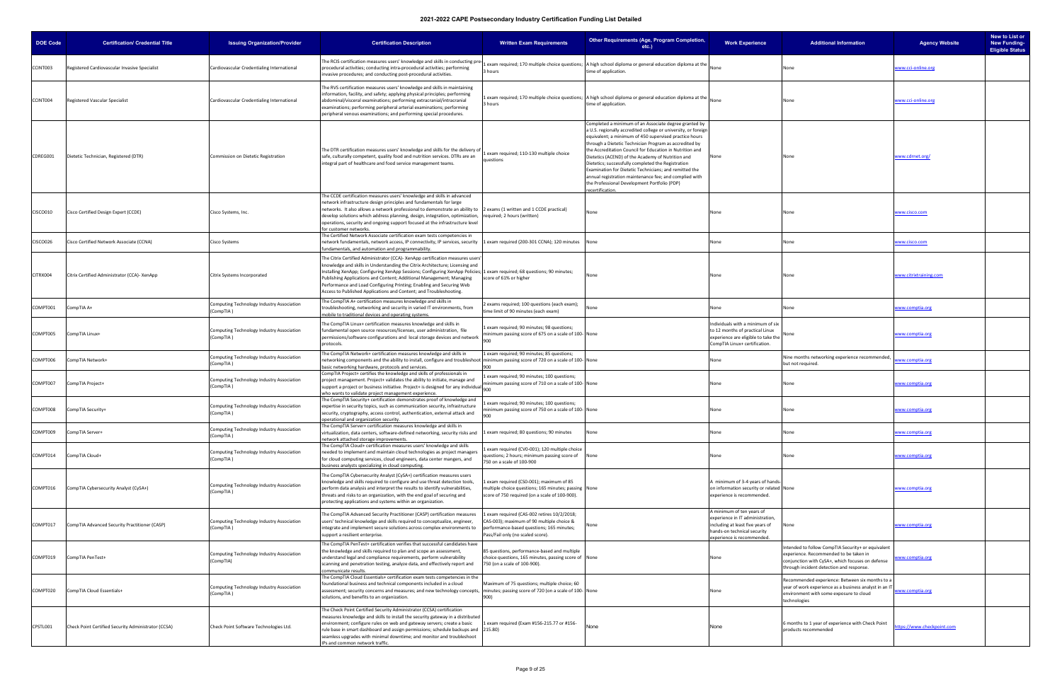# 2021-2022 CAPE Postsecondary Industry Certification Funding List Detailed

| DOE Code | Certification/ Credential Title | Issuing Organization/Provider | Certification Description | Written Exam Requirements | Other Requirements (Age, Program Completion, etc.) | Work Experience | Additional Information | Agency Website | New to List or New Funding-Eligible Status |
|---|---|---|---|---|---|---|---|---|---|
| CCINT003 | Registered Cardiovascular Invasive Specialist | Cardiovascular Credentialing International | The RCIS certification measures users' knowledge and skills in conducting pre-procedural activities; conducting intra-procedural activities; performing invasive procedures; and conducting post-procedural activities. | 1 exam required; 170 multiple choice questions; 3 hours | A high school diploma or general education diploma at the time of application. | None | None | www.cci-online.org | |
| CCINT004 | Registered Vascular Specialist | Cardiovascular Credentialing International | The RVS certification measures users' knowledge and skills in maintaining information, facility, and safety; applying physical principles; performing abdominal/visceral examinations; performing extracranial/intracranial examinations; performing peripheral arterial examinations; performing peripheral venous examinations; and performing special procedures. | 1 exam required; 170 multiple choice questions; 3 hours | A high school diploma or general education diploma at the time of application. | None | None | www.cci-online.org | |
| CDREG001 | Dietetic Technician, Registered (DTR) | Commission on Dietetic Registration | The DTR certification measures users' knowledge and skills for the delivery of safe, culturally competent, quality food and nutrition services. DTRs are an integral part of healthcare and food service management teams. | 1 exam required; 110-130 multiple choice questions | Completed a minimum of an Associate degree granted by a U.S. regionally accredited college or university, or foreign equivalent; a minimum of 450 supervised practice hours through a Dietetic Technician Program as accredited by the Accreditation Council for Education in Nutrition and Dietetics (ACEND) of the Academy of Nutrition and Dietetics; successfully completed the Registration Examination for Dietetic Technicians; and remitted the annual registration maintenance fee; and complied with the Professional Development Portfolio (PDP) recertification. | None | None | www.cdrnet.org/ | |
| CISCO010 | Cisco Certified Design Expert (CCDE) | Cisco Systems, Inc. | The CCDE certification measures users' knowledge and skills in advanced network infrastructure design principles and fundamentals for large networks. It also allows a network professional to demonstrate an ability to develop solutions which address planning, design, integration, optimization, operations, security and ongoing support focused at the infrastructure level for customer networks. | 2 exams (1 written and 1 CCDE practical) required; 2 hours (written) | None | None | None | www.cisco.com | |
| CISCO026 | Cisco Certified Network Associate (CCNA) | Cisco Systems | The Certified Network Associate certification exam tests competencies in network fundamentals, network access, IP connectivity, IP services, security fundamentals, and automation and programmability. | 1 exam required (200-301 CCNA); 120 minutes | None | None | None | www.cisco.com | |
| CITRX004 | Citrix Certified Administrator (CCA)- XenApp | Citrix Systems Incorporated | The Citrix Certified Administrator (CCA)- XenApp certification measures users' knowledge and skills in Understanding the Citrix Architecture; Licensing and Installing XenApp; Configuring XenApp Sessions; Configuring XenApp Policies; Publishing Applications and Content; Additional Management; Managing Performance and Load Configuring Printing; Enabling and Securing Web Access to Published Applications and Content; and Troubleshooting. | 1 exam required; 68 questions; 90 minutes; score of 61% or higher | None | None | None | www.citrixtraining.com | |
| COMPT001 | CompTIA A+ | Computing Technology Industry Association (CompTIA ) | The CompTIA A+ certification measures knowledge and skills in troubleshooting, networking and security in varied IT environments, from mobile to traditional devices and operating systems. | 2 exams required; 100 questions (each exam); time limit of 90 minutes (each exam) | None | None | None | www.comptia.org | |
| COMPT005 | CompTIA Linux+ | Computing Technology Industry Association (CompTIA ) | The CompTIA Linux+ certification measures knowledge and skills in fundamental open source resources/licenses, user administration, file permissions/software configurations and local storage devices and network protocols. | 1 exam required; 90 minutes; 98 questions; minimum passing score of 675 on a scale of 100-900 | None | Individuals with a minimum of six to 12 months of practical Linux experience are eligible to take the CompTIA Linux+ certification. | None | www.comptia.org | |
| COMPT006 | CompTIA Network+ | Computing Technology Industry Association (CompTIA ) | The CompTIA Network+ certification measures knowledge and skills in networking components and the ability to install, configure and troubleshoot basic networking hardware, protocols and services. | 1 exam required; 90 minutes; 85 questions; minimum passing score of 720 on a scale of 100-900 | None | None | Nine months networking experience recommended, but not required. | www.comptia.org | |
| COMPT007 | CompTIA Project+ | Computing Technology Industry Association (CompTIA ) | CompTIA Project+ certifies the knowledge and skills of professionals in project management. Project+ validates the ability to initiate, manage and support a project or business initiative. Project+ is designed for any individual who wants to validate project management experience. | 1 exam required; 90 minutes; 100 questions; minimum passing score of 710 on a scale of 100-900 | None | None | None | www.comptia.org | |
| COMPT008 | CompTIA Security+ | Computing Technology Industry Association (CompTIA ) | The CompTIA Security+ certification demonstrates proof of knowledge and expertise in security topics, such as communication security, infrastructure security, cryptography, access control, authentication, external attack and operational and organization security. | 1 exam required; 90 minutes; 100 questions; minimum passing score of 750 on a scale of 100-900 | None | None | None | www.comptia.org | |
| COMPT009 | CompTIA Server+ | Computing Technology Industry Association (CompTIA ) | The CompTIA Server+ certification measures knowledge and skills in virtualization, data centers, software-defined networking, security risks and network attached storage improvements. | 1 exam required; 80 questions; 90 minutes | None | None | None | www.comptia.org | |
| COMPT014 | CompTIA Cloud+ | Computing Technology Industry Association (CompTIA ) | The CompTIA Cloud+ certification measures users' knowledge and skills needed to implement and maintain cloud technologies as project managers for cloud computing services, cloud engineers, data center mangers, and business analysts specializing in cloud computing. | 1 exam required (CV0-001); 120 multiple choice questions; 2 hours; minimum passing score of 750 on a scale of 100-900 | None | None | None | www.comptia.org | |
| COMPT016 | CompTIA Cybersecurity Analyst (CySA+) | Computing Technology Industry Association (CompTIA ) | The CompTIA Cybersecurity Analyst (CySA+) certification measures users knowledge and skills required to configure and use threat detection tools, perform data analysis and interpret the results to identify vulnerabilities, threats and risks to an organization, with the end goal of securing and protecting applications and systems within an organization. | 1 exam required (CS0-001); maximum of 85 multiple choice questions; 165 minutes; passing score of 750 required (on a scale of 100-900). | None | A minimum of 3-4 years of hands-on information security or related experience is recommended. | None | www.comptia.org | |
| COMPT017 | CompTIA Advanced Security Practitioner (CASP) | Computing Technology Industry Association (CompTIA ) | The CompTIA Advanced Security Practitioner (CASP) certification measures users' technical knowledge and skills required to conceptualize, engineer, integrate and implement secure solutions across complex environments to support a resilient enterprise. | 1 exam required (CAS-002 retires 10/2/2018; CAS-003); maximum of 90 multiple choice & performance-based questions; 165 minutes; Pass/Fail only (no scaled score). | None | A minimum of ten years of experience in IT administration, including at least five years of hands-on technical security experience is recommended. | None | www.comptia.org | |
| COMPT019 | CompTIA PenTest+ | Computing Technology Industry Association (CompTIA) | The CompTIA PenTest+ certification verifies that successful candidates have the knowledge and skills required to plan and scope an assessment, understand legal and compliance requirements, perform vulnerability scanning and penetration testing, analyze data, and effectively report and communicate results. | 85 questions, performance-based and multiple choice questions, 165 minutes, passing score of 750 (on a scale of 100-900). | None | None | Intended to follow CompTIA Security+ or equivalent experience. Recommended to be taken in conjunction with CySA+, which focuses on defense through incident detection and response. | www.comptia.org | |
| COMPT020 | CompTIA Cloud Essentials+ | Computing Technology Industry Association (CompTIA ) | The CompTIA Cloud Essentials+ certification exam tests competencies in the foundational business and technical components included in a cloud assessment; security concerns and measures; and new technology concepts, solutions, and benefits to an organization. | Maximum of 75 questions; multiple choice; 60 minutes; passing score of 720 (on a scale of 100-900) | None | None | Recommended experience: Between six months to a year of work experience as a business analyst in an IT environment with some exposure to cloud technologies | www.comptia.org | |
| CPSTL001 | Check Point Certified Security Administrator (CCSA) | Check Point Software Technologies Ltd. | The Check Point Certified Security Administrator (CCSA) certification measures knowledge and skills to install the security gateway in a distributed environment; configure rules on web and gateway servers; create a basic rule base in smart dashboard and assign permissions; schedule backups and seamless upgrades with minimal downtime; and monitor and troubleshoot IPs and common network traffic. | 1 exam required (Exam #156-215.77 or #156-215.80) | None | None | 6 months to 1 year of experience with Check Point products recommended | https://www.checkpoint.com | |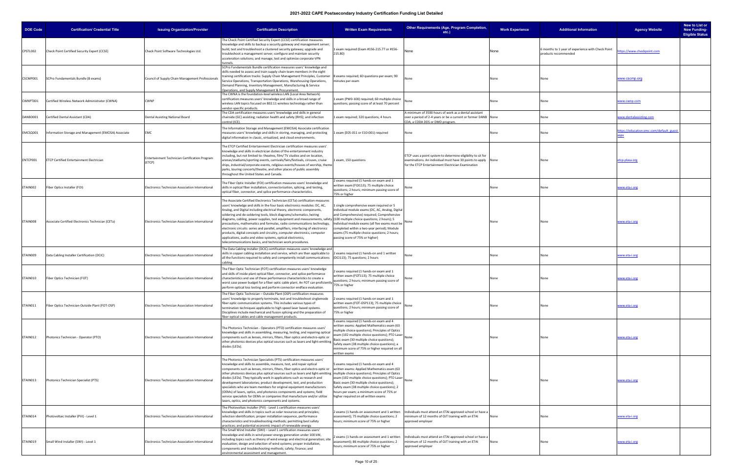# 2021-2022 CAPE Postsecondary Industry Certification Funding List Detailed

| DOE Code | Certification/ Credential Title | Issuing Organization/Provider | Certification Description | Written Exam Requirements | Other Requirements (Age, Program Completion, etc.) | Work Experience | Additional Information | Agency Website | New to List or New Funding-Eligible Status |
|---|---|---|---|---|---|---|---|---|---|
| CPSTL002 | Check Point Certified Security Expert (CCSE) | Check Point Software Technologies Ltd. | The Check Point Certified Security Expert (CCSE) certification measures knowledge and skills to backup a security gateway and management server; build, test and troubleshoot a clustered security gateway; upgrade and troubleshoot a management server; configure and maintain security acceleration solutions; and manage, test and optimize corporate VPN tunnels. | 1 exam required (Exam #156-215.77 or #156-215.80) | None | None | 6 months to 1 year of experience with Check Point products recommended | https://www.checkpoint.com | |
| CSCMP001 | SCPro Fundamentals Bundle (8 exams) | Council of Supply Chain Management Professionals | SCPro Fundamentals Bundle certification measures users' knowledge and skills needed to assess and train supply chain teams members in the eight training certification tracks: Supply Chain Management Principles, Customer Service Operations, Transportation Operations, Warehousing Operations, Demand Planning, Inventory Management, Manufacturing & Service Operations, and Supply Management & Procurement. | 8 exams required; 60 questions per exam; 90 minutes per exam | None | None | None | www.cscmp.org | |
| CWNPT001 | Certified Wireless Network Administrator (CWNA) | CWNP | The CWNA is the foundation-level wireless LAN (Local Area Network) certification measures users' knowledge and skills in a broad range of wireless LAN topics focused on 802.11 wireless technology rather than vendor-specific products. | 1 exam (PW0-100) required; 60 multiple choice questions; passing score of at least 70 percent | None | None | None | www.cwnp.com | |
| DANBD001 | Certified Dental Assistant (CDA) | Dental Assisting National Board | The CDA certification measures users' knowledge and skills in general chairside (GC) assisting; radiation health and safety (RHS); and infection control (ICE). | 1 exam required; 320 questions; 4 hours | A minimum of 3500 hours of work as a dental assistant over a period of 2-4 years or be a current or former DANB CDA, a CODA DDS or DMD program. | None | None | www.dentalassisting.com | |
| EMCSQ001 | Information Storage and Management (EMCISA) Associate | EMC | The Information Storage and Management (EMCISA) Associate certification measures users' knowledge and skills in storing, managing, and protecting digital information in classic, virtualized, and cloud environments. | 1 exam (E05-011 or E10-001) required | None | None | None | https://education.emc.com/default_guest.aspx | |
| ENTCP001 | ETCP Certified Entertainment Electrician | Entertainment Technician Certification Program (ETCP) | The ETCP Certified Entertainment Electrician certification measures users' knowledge and skills in electrician duties of the entertainment industry including, but not limited to: theatres, film/ TV studios and on location, arenas/stadiums/sporting events, carnivals/fairs/festivals, circuses, cruise ships, industrial/corporate events, religious events/houses of worship, theme parks, touring concerts/theatre, and other places of public assembly throughout the United States and Canada. | 1 exam, 150 questions | ETCP uses a point system to determine eligibility to sit for examinations. An individual must have 30 points to apply for the ETCP Entertainment Electrician Examination | None | None | etcp.plasa.org | |
| ETAIN002 | Fiber Optics Installer (FOI) | Electronics Technician Association International | The Fiber Optic Installer (FOI) certification measures users' knowledge and skills in optical fiber installation, connectorization, splicing, and testing, optical fiber, connector, and splice performance characteristics. | 2 exams required (1 hands-on exam and 1 written exam (FOI113); 75 multiple choice questions; 2 hours; minimum passing score of 75% or higher | None | None | None | www.eta-i.org | |
| ETAIN008 | Associate Certified Electronics Technician (CETa) | Electronics Technician Association International | The Associate Certified Electronics Technician (CETa) certification measures users' knowledge and skills in the four basic electronics modules: DC, AC, Analog, and Digital including electrical theory, electronic components, soldering and de-soldering tools, block diagrams/schematics /wiring diagrams, cabling, power supplies, test equipment and measurements, safety precautions, mathematics and formulas, radio communications technology, electronic circuits: series and parallel, amplifiers, interfacing of electronics products, digital concepts and circuitry, computer electronics, computer applications, audio and video systems, optical electronics, telecommunications basics, and technician work procedures. | 1 single comprehensive exam required or 5 individual module exams (DC, AC, Analog, Digital and Comprehensive) required; Comprehensive (100 multiple choice questions; 2 hours); 5 Individual module exams (all five exams must be completed within a two-year period); Module exams (75 multiple choice questions; 2 hours; passing score of 75% or higher) | None | None | None | www.eta-i.org | |
| ETAIN009 | Data Cabling Installer Certification (DCIC) | Electronics Technician Association International | The Data Cabling Installer (DCIC) certification measures users' knowledge and skills in copper cabling installation and service, which are then applicable to all the functions required to safely and competently install communications cabling. | 2 exams required (1 hands-on and 1 written (DCI113); 75 questions; 2 hours | None | None | None | www.eta-i.org | |
| ETAIN010 | Fiber Optics Technician (FOT) | Electronics Technician Association International | The Fiber Optic Technician (FOT) certification measures users' knowledge and skills of inside plant optical fiber, connector, and splice performance characteristics and use of these performance characteristics to create a worst case power budget for a fiber optic cable plant. An FOT can proficiently perform optical loss testing and perform connector endface evaluation. | 2 exams required (1 hands-on exam and 1 written exam (FOT113); 75 multiple choice questions; 2 hours; minimum passing score of 75% or higher | None | None | None | www.eta-i.org | |
| ETAIN011 | Fiber Optics Technician-Outside Plant (FOT-OSP) | Electronics Technician Association International | The Fiber Optic Technician – Outside Plant (OSP) certification measures users' knowledge to properly terminate, test and troubleshoot singlemode fiber optic communication systems. This includes various types of termination techniques applicable to high speed laser based systems. Disciplines include mechanical and fusion splicing and the preparation of fiber optical cables and cable management products. | 2 exams required (1 hands-on exam and 1 written exam (FOT-OSP113); 75 multiple choice questions; 2 hours; minimum passing score of 75% or higher | None | None | None | www.eta-i.org | |
| ETAIN012 | Photonics Technician - Operator (PTO) | Electronics Technician Association International | The Photonics Technician - Operators (PTO) certification measures users' knowledge and skills in assembling, measuring, testing, and repairing optical components such as lenses, mirrors, filters, fiber optics and electro-optic or other photonics devices plus optical sources such as lasers and light-emitting diodes (LEDs). | 5 exams required (1 hands-on exam and 4 written exams: Applied Mathematics exam (63 multiple choice questions); Principles of Optics exam (102 multiple choice questions); PTO Laser Basic exam (30 multiple choice questions); Safety exam (38 multiple choice questions); a minimum score of 75% or higher required on all written exams | None | None | None | www.eta-i.org | |
| ETAIN013 | Photonics Technician Specialist (PTS) | Electronics Technician Association International | The Photonics Technician Specialists (PTS) certification measures users' knowledge and skills to assemble, measure, test, and repair optical components such as lenses, mirrors, filters, fiber optics and electro-optic or other photonics devices plus optical sources such as lasers and light-emitting diodes (LEDs). They typically work in applications such as research and development laboratories; product development, test, and production specialists who are team members for original equipment manufacturers (OEMs) of lasers, optics, and photonics components and systems; field service specialists for OEMs or companies that manufacture and/or utilize lasers, optics, and photonics components and systems. | 5 exams required (1 hands-on exam and 4 written exams: Applied Mathematics exam (63 multiple choice questions); Principles of Optics exam (102 multiple choice questions); PTO Laser Basic exam (30 multiple choice questions); Safety exam (38 multiple choice questions); 2 hours per exam; a minimum score of 75% or higher required on all written exams | None | None | None | www.eta-i.org | |
| ETAIN014 | Photovoltaic Installer (PVI) - Level 1 | Electronics Technician Association International | The Photovoltaic Installer (PVI) - Level 1 certification measures users' knowledge and skills in topics such as solar resources and principles; selection identification; proper installation sequence, performance characteristics and troubleshooting methods; permitting best safety practices; and potential economic impact of renewable energy. | 2 exams (1 hands-on assessment and 1 written assessment); 75 multiple choice questions; 2 hours; minimum score of 75% or higher | Individuals must attend an ETAI approved school or have a minimum of 12 months of OJT training with an ETAI approved employer | None | None | www.eta-i.org | |
| ETAIN019 | Small Wind Installer (SWI) - Level 1 | Electronics Technician Association International | The Small Wind Installer (SWI) – Level 1 certification measures users' knowledge and skills in wind power energy generation under 100 kW, including topics such as theory of wind energy and electrical generation; site evaluation; design and selection of wind systems; proper installation, components and troubleshooting methods; safety; finance; and environmental assessment and management. | 2 exams (1 hands-on assessment and 1 written assessment); 86 multiple choice questions; 2 hours; minimum score of 75% or higher | Individuals must attend an ETAI approved school or have a minimum of 12 months of OJT training with an ETAI approved employer | None | None | www.eta-i.org | |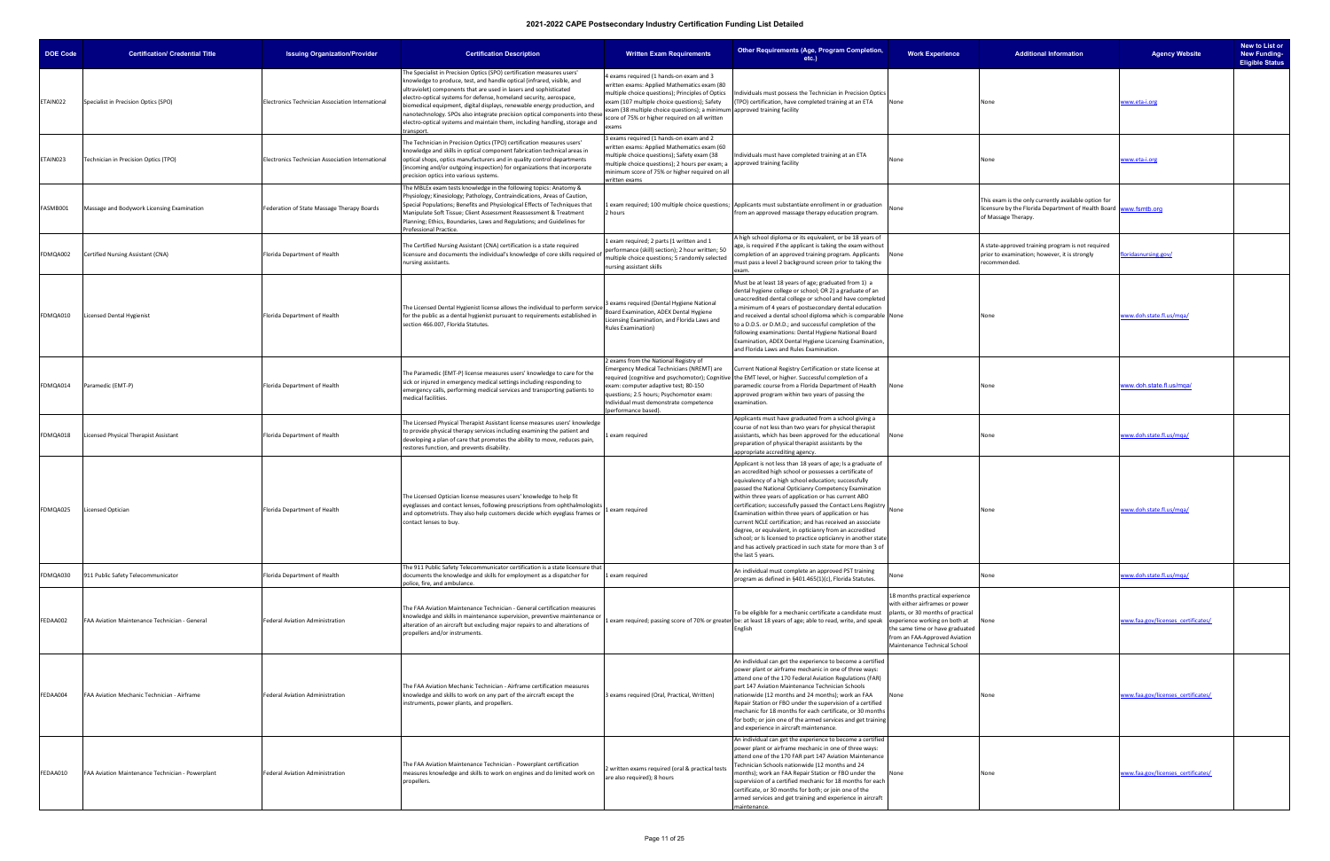# 2021-2022 CAPE Postsecondary Industry Certification Funding List Detailed

| DOE Code | Certification/ Credential Title | Issuing Organization/Provider | Certification Description | Written Exam Requirements | Other Requirements (Age, Program Completion, etc.) | Work Experience | Additional Information | Agency Website | New to List or New Funding-Eligible Status |
|---|---|---|---|---|---|---|---|---|---|
| ETAIN022 | Specialist in Precision Optics (SPO) | Electronics Technician Association International | The Specialist in Precision Optics (SPO) certification measures users' knowledge to produce, test, and handle optical (infrared, visible, and ultraviolet) components that are used in lasers and sophisticated electro-optical systems for defense, homeland security, aerospace, biomedical equipment, digital displays, renewable energy production, and nanotechnology. SPOs also integrate precision optical components into these electro-optical systems and maintain them, including handling, storage and transport. | 4 exams required (1 hands-on exam and 3 written exams: Applied Mathematics exam (80 multiple choice questions); Principles of Optics exam (107 multiple choice questions); Safety exam (38 multiple choice questions); a minimum score of 75% or higher required on all written exams | Individuals must possess the Technician in Precision Optics (TPO) certification, have completed training at an ETA approved training facility | None | None | www.eta-i.org | |
| ETAIN023 | Technician in Precision Optics (TPO) | Electronics Technician Association International | The Technician in Precision Optics (TPO) certification measures users' knowledge and skills in optical component fabrication technical areas in optical shops, optics manufacturers and in quality control departments (incoming and/or outgoing inspection) for organizations that incorporate precision optics into various systems. | 3 exams required (1 hands-on exam and 2 written exams: Applied Mathematics exam (60 multiple choice questions); Safety exam (38 multiple choice questions); 2 hours per exam; a minimum score of 75% or higher required on all written exams | Individuals must have completed training at an ETA approved training facility | None | None | www.eta-i.org | |
| FASMB001 | Massage and Bodywork Licensing Examination | Federation of State Massage Therapy Boards | The MBLEx exam tests knowledge in the following topics: Anatomy & Physiology; Kinesiology; Pathology, Contraindications, Areas of Caution, Special Populations; Benefits and Physiological Effects of Techniques that Manipulate Soft Tissue; Client Assessment Reassessment & Treatment Planning; Ethics, Boundaries, Laws and Regulations; and Guidelines for Professional Practice. | 1 exam required; 100 multiple choice questions; 2 hours | Applicants must substantiate enrollment in or graduation from an approved massage therapy education program. | None | This exam is the only currently available option for licensure by the Florida Department of Health Board of Massage Therapy. | www.fsmtb.org | |
| FDMQA002 | Certified Nursing Assistant (CNA) | Florida Department of Health | The Certified Nursing Assistant (CNA) certification is a state required licensure and documents the individual's knowledge of core skills required of nursing assistants. | 1 exam required; 2 parts (1 written and 1 performance (skill) section); 2 hour written; 50 multiple choice questions; 5 randomly selected nursing assistant skills | A high school diploma or its equivalent, or be 18 years of age, is required if the applicant is taking the exam without completion of an approved training program. Applicants must pass a level 2 background screen prior to taking the exam. | None | A state-approved training program is not required prior to examination; however, it is strongly recommended. | floridasnursing.gov/ | |
| FDMQA010 | Licensed Dental Hygienist | Florida Department of Health | The Licensed Dental Hygienist license allows the individual to perform service for the public as a dental hygienist pursuant to requirements established in section 466.007, Florida Statutes. | 3 exams required (Dental Hygiene National Board Examination, ADEX Dental Hygiene Licensing Examination, and Florida Laws and Rules Examination) | Must be at least 18 years of age; graduated from 1) a dental hygiene college or school; OR 2) a graduate of an unaccredited dental college or school and have completed a minimum of 4 years of postsecondary dental education and received a dental school diploma which is comparable to a D.D.S. or D.M.D.; and successful completion of the following examinations: Dental Hygiene National Board Examination, ADEX Dental Hygiene Licensing Examination, and Florida Laws and Rules Examination. | None | None | www.doh.state.fl.us/mqa/ | |
| FDMQA014 | Paramedic (EMT-P) | Florida Department of Health | The Paramedic (EMT-P) license measures users' knowledge to care for the sick or injured in emergency medical settings including responding to emergency calls, performing medical services and transporting patients to medical facilities. | 2 exams from the National Registry of Emergency Medical Technicians (NREMT) are required (cognitive and psychomotor); Cognitive exam: computer adaptive test; 80-150 questions; 2.5 hours; Psychomotor exam: Individual must demonstrate competence (performance based). | Current National Registry Certification or state license at the EMT level, or higher. Successful completion of a paramedic course from a Florida Department of Health approved program within two years of passing the examination. | None | None | www.doh.state.fl.us/mqa/ | |
| FDMQA018 | Licensed Physical Therapist Assistant | Florida Department of Health | The Licensed Physical Therapist Assistant license measures users' knowledge to provide physical therapy services including examining the patient and developing a plan of care that promotes the ability to move, reduces pain, restores function, and prevents disability. | 1 exam required | Applicants must have graduated from a school giving a course of not less than two years for physical therapist assistants, which has been approved for the educational preparation of physical therapist assistants by the appropriate accrediting agency. | None | None | www.doh.state.fl.us/mqa/ | |
| FDMQA025 | Licensed Optician | Florida Department of Health | The Licensed Optician license measures users' knowledge to help fit eyeglasses and contact lenses, following prescriptions from ophthalmologists and optometrists. They also help customers decide which eyeglass frames or contact lenses to buy. | 1 exam required | Applicant is not less than 18 years of age; Is a graduate of an accredited high school or possesses a certificate of equivalency of a high school education; successfully passed the National Opticianry Competency Examination within three years of application or has current ABO certification; successfully passed the Contact Lens Registry Examination within three years of application or has current NCLE certification; and has received an associate degree, or equivalent, in opticianry from an accredited school; or Is licensed to practice opticianry in another state and has actively practiced in such state for more than 3 of the last 5 years. | None | None | www.doh.state.fl.us/mqa/ | |
| FDMQA030 | 911 Public Safety Telecommunicator | Florida Department of Health | The 911 Public Safety Telecommunicator certification is a state licensure that documents the knowledge and skills for employment as a dispatcher for police, fire, and ambulance. | 1 exam required | An individual must complete an approved PST training program as defined in §401.465(1)(c), Florida Statutes. | None | None | www.doh.state.fl.us/mqa/ | |
| FEDAA002 | FAA Aviation Maintenance Technician - General | Federal Aviation Administration | The FAA Aviation Maintenance Technician - General certification measures knowledge and skills in maintenance supervision, preventive maintenance or alteration of an aircraft but excluding major repairs to and alterations of propellers and/or instruments. | 1 exam required; passing score of 70% or greater | To be eligible for a mechanic certificate a candidate must be: at least 18 years of age; able to read, write, and speak English | 18 months practical experience with either airframes or power plants, or 30 months of practical experience working on both at the same time or have graduated from an FAA-Approved Aviation Maintenance Technical School | None | www.faa.gov/licenses_certificates/ | |
| FEDAA004 | FAA Aviation Mechanic Technician - Airframe | Federal Aviation Administration | The FAA Aviation Mechanic Technician - Airframe certification measures knowledge and skills to work on any part of the aircraft except the instruments, power plants, and propellers. | 3 exams required (Oral, Practical, Written) | An individual can get the experience to become a certified power plant or airframe mechanic in one of three ways: attend one of the 170 Federal Aviation Regulations (FAR) part 147 Aviation Maintenance Technician Schools nationwide (12 months and 24 months); work an FAA Repair Station or FBO under the supervision of a certified mechanic for 18 months for each certificate, or 30 months for both; or join one of the armed services and get training and experience in aircraft maintenance. | None | None | www.faa.gov/licenses_certificates/ | |
| FEDAA010 | FAA Aviation Maintenance Technician - Powerplant | Federal Aviation Administration | The FAA Aviation Maintenance Technician - Powerplant certification measures knowledge and skills to work on engines and do limited work on propellers. | 2 written exams required (oral & practical tests are also required); 8 hours | An individual can get the experience to become a certified power plant or airframe mechanic in one of three ways: attend one of the 170 FAR part 147 Aviation Maintenance Technician Schools nationwide (12 months and 24 months); work an FAA Repair Station or FBO under the supervision of a certified mechanic for 18 months for each certificate, or 30 months for both; or join one of the armed services and get training and experience in aircraft maintenance. | None | None | www.faa.gov/licenses_certificates/ | |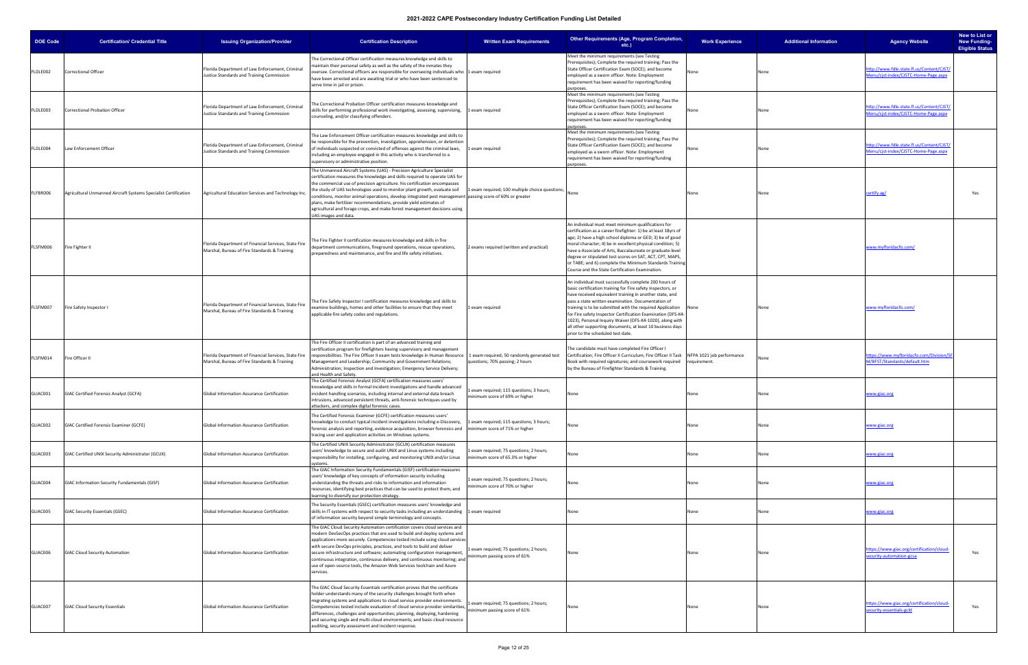# 2021-2022 CAPE Postsecondary Industry Certification Funding List Detailed

| DOE Code | Certification/ Credential Title | Issuing Organization/Provider | Certification Description | Written Exam Requirements | Other Requirements (Age, Program Completion, etc.) | Work Experience | Additional Information | Agency Website | New to List or New Funding-Eligible Status |
|---|---|---|---|---|---|---|---|---|---|
| FLDLE002 | Correctional Officer | Florida Department of Law Enforcement, Criminal Justice Standards and Training Commission | The Correctional Officer certification measures knowledge and skills to maintain their personal safety as well as the safety of the inmates they oversee. Correctional officers are responsible for overseeing individuals who have been arrested and are awaiting trial or who have been sentenced to serve time in jail or prison. | 1 exam required | Meet the minimum requirements (see Testing Prerequisites); Complete the required training; Pass the State Officer Certification Exam (SOCE); and become employed as a sworn officer. Note: Employment requirement has been waived for reporting/funding purposes. | None | None | http://www.fdle.state.fl.us/Content/CJST/Menu/cjst-index/CJSTC-Home-Page.aspx | |
| FLDLE003 | Correctional Probation Officer | Florida Department of Law Enforcement, Criminal Justice Standards and Training Commission | The Correctional Probation Officer certification measures knowledge and skills for performing professional work investigating, assessing, supervising, counseling, and/or classifying offenders. | 1 exam required | Meet the minimum requirements (see Testing Prerequisites); Complete the required training; Pass the State Officer Certification Exam (SOCE); and become employed as a sworn officer. Note: Employment requirement has been waived for reporting/funding purposes. | None | None | http://www.fdle.state.fl.us/Content/CJST/Menu/cjst-index/CJSTC-Home-Page.aspx | |
| FLDLE004 | Law Enforcement Officer | Florida Department of Law Enforcement, Criminal Justice Standards and Training Commission | The Law Enforcement Officer certification measures knowledge and skills to be responsible for the prevention, investigation, apprehension, or detention of individuals suspected or convicted of offenses against the criminal laws, including an employee engaged in this activity who is transferred to a supervisory or administrative position. | 1 exam required | Meet the minimum requirements (see Testing Prerequisites); Complete the required training; Pass the State Officer Certification Exam (SOCE); and become employed as a sworn officer. Note: Employment requirement has been waived for reporting/funding purposes. | None | None | http://www.fdle.state.fl.us/Content/CJST/Menu/cjst-index/CJSTC-Home-Page.aspx | |
| FLFBR006 | Agricultural Unmanned Aircraft Systems Specialist Certification | Agricultural Education Services and Technology Inc. | The Unmanned Aircraft Systems (UAS) - Precision Agriculture Specialist certification measures the knowledge and skills required to operate UAS for the commercial use of precision agriculture. his certification encompasses the study of UAS technologies used to monitor plant growth, evaluate soil conditions, monitor animal operations, develop integrated pest management plans, make fertilizer recommendations, provide yield estimates of agricultural and forage crops, and make forest management decisions using UAS images and data. | 1 exam required; 100 multiple choice questions; passing score of 60% or greater | None | None | None | certify.ag/ | Yes |
| FLSFM006 | Fire Fighter II | Florida Department of Financial Services, State Fire Marshal, Bureau of Fire Standards & Training | The Fire Fighter II certification measures knowledge and skills in fire department communications, fireground operations, rescue operations, preparedness and maintenance, and fire and life safety initiatives. | 2 exams required (written and practical) | An individual must meet minimum qualifications for certification as a career firefighter: 1) be at least 18yrs of age; 2) have a high school diploma or GED; 3) be of good moral character; 4) be in excellent physical condition; 5) have a Associate of Arts, Baccalaureate or graduate-level degree or stipulated test scores on SAT, ACT, CPT, MAPS, or TABE; and 6) complete the Minimum Standards Training Course and the State Certification Examination. | | | www.myfloridacfo.com/ | |
| FLSFM007 | Fire Safety Inspector I | Florida Department of Financial Services, State Fire Marshal, Bureau of Fire Standards & Training | The Fire Safety Inspector I certification measures knowledge and skills to examine buildings, homes and other facilities to ensure that they meet applicable fire safety codes and regulations. | 1 exam required | An individual must successfully complete 200 hours of basic certification training for Fire safety Inspectors, or have received equivalent training in another state, and pass a state written examination. Documentation of training is to be submitted with the required Application for Fire safety Inspector Certification Examination (DFS-K4-1023), Personal Inquiry Waiver (DFS-K4-1020), along with all other supporting documents, at least 10 business days prior to the scheduled test date. | None | None | www.myfloridacfo.com/ | |
| FLSFM014 | Fire Officer II | Florida Department of Financial Services, State Fire Marshal, Bureau of Fire Standards & Training | The Fire Officer II certification is part of an advanced training and certification program for firefighters having supervisory and management responsibilities. The Fire Officer II exam tests knowledge in Human Resource Management and Leadership; Community and Government Relations; Administration; Inspection and Investigation; Emergency Service Delivery; and Health and Safety. | 1 exam required; 50 randomly generated test questions; 70% passing; 2 hours | The candidate must have completed Fire Officer I Certification; Fire Officer II Curriculum; Fire Officer II Task Book with required signatures; and coursework required by the Bureau of Firefighter Standards & Training. | NFPA 1021 job performance requirement. | None | https://www.myfloridacfo.com/Division/SFM/BFST/Standards/default.htm | |
| GIJAC001 | GIAC Certified Forensic Analyst (GCFA) | Global Information Assurance Certification | The Certified Forensic Analyst (GCFA) certification measures users' knowledge and skills in formal incident investigations and handle advanced incident handling scenarios, including internal and external data breach intrusions, advanced persistent threats, anti-forensic techniques used by attackers, and complex digital forensic cases. | 1 exam required; 115 questions; 3 hours; minimum score of 69% or higher | None | None | None | www.giac.org | |
| GIJAC002 | GIAC Certified Forensic Examiner (GCFE) | Global Information Assurance Certification | The Certified Forensic Examiner (GCFE) certification measures users' knowledge to conduct typical incident investigations including e-Discovery, forensic analysis and reporting, evidence acquisition, browser forensics and tracing user and application activities on Windows systems. | 1 exam required; 115 questions; 3 hours; minimum score of 71% or higher | None | None | None | www.giac.org | |
| GIJAC003 | GIAC Certified UNIX Security Administrator (GCUX) | Global Information Assurance Certification | The Certified UNIX Security Administrator (GCUX) certification measures users' knowledge to secure and audit UNIX and Linux systems including responsibility for installing, configuring, and monitoring UNIX and/or Linux systems. | 1 exam required; 75 questions; 2 hours; minimum score of 65.3% or higher | None | None | None | www.giac.org | |
| GIJAC004 | GIAC Information Security Fundamentals (GISF) | Global Information Assurance Certification | The GIAC Information Security Fundamentals (GISF) certification measures users' knowledge of key concepts of information security including understanding the threats and risks to information and information resources, identifying best practices that can be used to protect them, and learning to diversify our protection strategy. | 1 exam required; 75 questions; 2 hours; minimum score of 70% or higher | None | None | None | www.giac.org | |
| GIJAC005 | GIAC Security Essentials (GSEC) | Global Information Assurance Certification | The Security Essentials (GSEC) certification measures users' knowledge and skills in IT systems with respect to security tasks including an understanding of information security beyond simple terminology and concepts. | 1 exam required | None | None | None | www.giac.org | |
| GIJAC006 | GIAC Cloud Security Automation | Global Information Assurance Certification | The GIAC Cloud Security Automation certification covers cloud services and modern DevSecOps practices that are used to build and deploy systems and applications more securely. Competencies tested include using cloud services with secure DevOps principles, practices, and tools to build and deliver secure infrastructure and software; automating configuration management, continuous integration, continuous delivery, and continuous monitoring; and use of open-source tools, the Amazon Web Services toolchain and Azure services. | 1 exam required; 75 questions; 2 hours; minimum passing score of 61% | None | None | None | https://www.giac.org/certification/cloud-security-automation-gcsa | Yes |
| GIJAC007 | GIAC Cloud Security Essentials | Global Information Assurance Certification | The GIAC Cloud Security Essentials certification proves that the certificate holder understands many of the security challenges brought forth when migrating systems and applications to cloud service provider environments. Competencies tested include evaluation of cloud service provider similarities, differences, challenges and opportunities; planning, deploying, hardening and securing single and multi-cloud environments; and basic cloud resource auditing, security assessment and incident response. | 1 exam required; 75 questions; 2 hours; minimum passing score of 61% | None | None | None | https://www.giac.org/certification/cloud-security-essentials-gcld | Yes |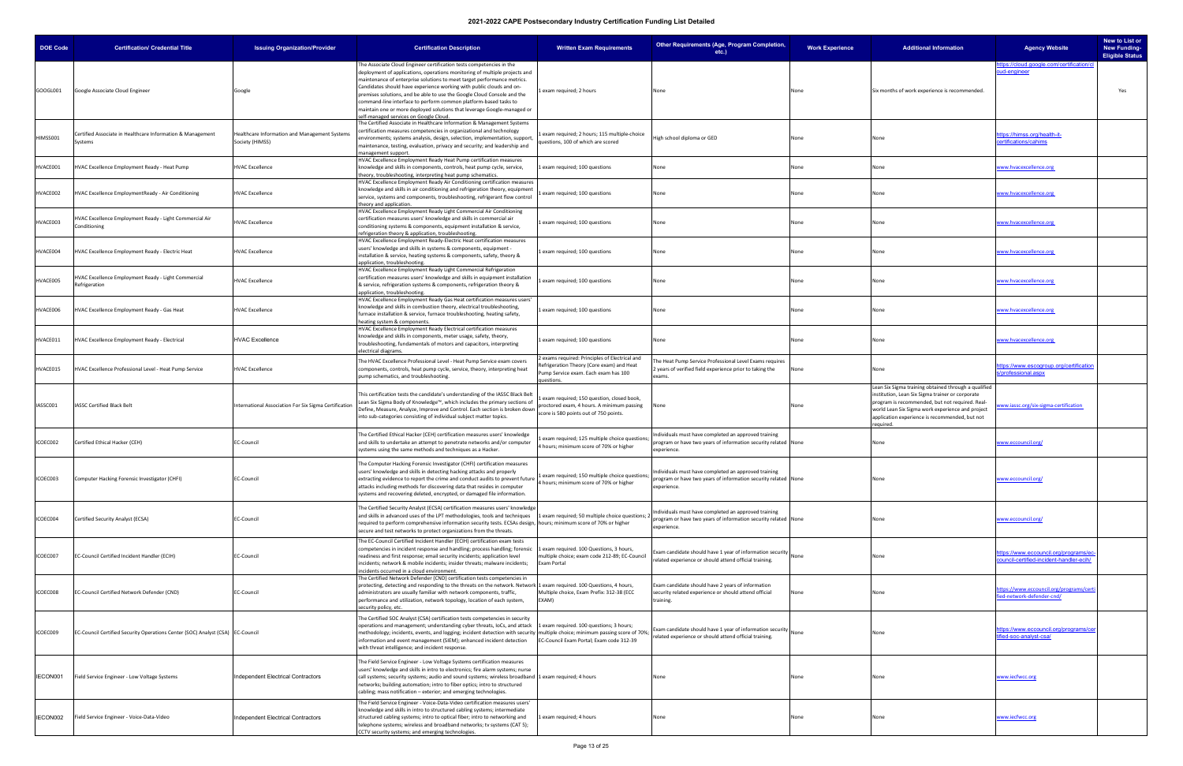# 2021-2022 CAPE Postsecondary Industry Certification Funding List Detailed

| DOE Code | Certification/ Credential Title | Issuing Organization/Provider | Certification Description | Written Exam Requirements | Other Requirements (Age, Program Completion, etc.) | Work Experience | Additional Information | Agency Website | New to List or New Funding-Eligible Status |
|---|---|---|---|---|---|---|---|---|---|
| GOOGL001 | Google Associate Cloud Engineer | Google | The Associate Cloud Engineer certification tests competencies in the deployment of applications, operations monitoring of multiple projects and maintenance of enterprise solutions to meet target performance metrics. Candidates should have experience working with public clouds and on-premises solutions, and be able to use the Google Cloud Console and the command-line interface to perform common platform-based tasks to maintain one or more deployed solutions that leverage Google-managed or self-managed services on Google Cloud. | 1 exam required; 2 hours | None | None | Six months of work experience is recommended. | https://cloud.google.com/certification/cloud-engineer | Yes |
| HIMSS001 | Certified Associate in Healthcare Information & Management Systems | Healthcare Information and Management Systems Society (HIMSS) | The Certified Associate in Healthcare Information & Management Systems certification measures competencies in organizational and technology environments; systems analysis, design, selection, implementation, support, maintenance, testing, evaluation, privacy and security; and leadership and management support. | 1 exam required; 2 hours; 115 multiple-choice questions, 100 of which are scored | High school diploma or GED | None | None | https://himss.org/health-it-certifications/cahims | |
| HVACE001 | HVAC Excellence Employment Ready - Heat Pump | HVAC Excellence | HVAC Excellence Employment Ready Heat Pump certification measures knowledge and skills in components, controls, heat pump cycle, service, theory, troubleshooting, interpreting heat pump schematics. | 1 exam required; 100 questions | None | None | None | www.hvacexcellence.org | |
| HVACE002 | HVAC Excellence EmploymentReady - Air Conditioning | HVAC Excellence | HVAC Excellence Employment Ready Air Conditioning certification measures knowledge and skills in air conditioning and refrigeration theory, equipment service, systems and components, troubleshooting, refrigerant flow control theory and application. | 1 exam required; 100 questions | None | None | None | www.hvacexcellence.org | |
| HVACE003 | HVAC Excellence Employment Ready - Light Commercial Air Conditioning | HVAC Excellence | HVAC Excellence Employment Ready Light Commercial Air Conditioning certification measures users' knowledge and skills in commercial air conditioning systems & components, equipment installation & service, refrigeration theory & application, troubleshooting. | 1 exam required; 100 questions | None | None | None | www.hvacexcellence.org | |
| HVACE004 | HVAC Excellence Employment Ready - Electric Heat | HVAC Excellence | HVAC Excellence Employment Ready-Electric Heat certification measures users' knowledge and skills in systems & components, equipment - installation & service, heating systems & components, safety, theory & application, troubleshooting. | 1 exam required; 100 questions | None | None | None | www.hvacexcellence.org | |
| HVACE005 | HVAC Excellence Employment Ready - Light Commercial Refrigeration | HVAC Excellence | HVAC Excellence Employment Ready Light Commercial Refrigeration certification measures users' knowledge and skills in equipment installation & service, refrigeration systems & components, refrigeration theory & application, troubleshooting. | 1 exam required; 100 questions | None | None | None | www.hvacexcellence.org | |
| HVACE006 | HVAC Excellence Employment Ready - Gas Heat | HVAC Excellence | HVAC Excellence Employment Ready Gas Heat certification measures users' knowledge and skills in combustion theory, electrical troubleshooting, furnace installation & service, furnace troubleshooting, heating safety, heating system & components. | 1 exam required; 100 questions | None | None | None | www.hvacexcellence.org | |
| HVACE011 | HVAC Excellence Employment Ready - Electrical | HVAC Excellence | HVAC Excellence Employment Ready Electrical certification measures knowledge and skills in components, meter usage, safety, theory, troubleshooting, fundamentals of motors and capacitors, interpreting electrical diagrams. | 1 exam required; 100 questions | None | None | None | www.hvacexcellence.org | |
| HVACE015 | HVAC Excellence Professional Level - Heat Pump Service | HVAC Excellence | The HVAC Excellence Professional Level - Heat Pump Service exam covers components, controls, heat pump cycle, service, theory, interpreting heat pump schematics, and troubleshooting. | 2 exams required: Principles of Electrical and Refrigeration Theory (Core exam) and Heat Pump Service exam. Each exam has 100 questions. | The Heat Pump Service Professional Level Exams requires 2 years of verified field experience prior to taking the exams. | None | None | https://www.escogroup.org/certifications/professional.aspx | |
| IASSC001 | IASSC Certified Black Belt | International Association For Six Sigma Certification | This certification tests the candidate's understanding of the IASSC Black Belt Lean Six Sigma Body of Knowledge™, which includes the primary sections of Define, Measure, Analyze, Improve and Control. Each section is broken down into sub-categories consisting of individual subject matter topics. | 1 exam required; 150 question, closed book, proctored exam, 4 hours. A minimum passing score is 580 points out of 750 points. | None | None | Lean Six Sigma training obtained through a qualified institution, Lean Six Sigma trainer or corporate program is recommended, but not required. Real-world Lean Six Sigma work experience and project application experience is recommended, but not required. | www.iassc.org/six-sigma-certification | |
| ICOEC002 | Certified Ethical Hacker (CEH) | EC-Council | The Certified Ethical Hacker (CEH) certification measures users' knowledge and skills to undertake an attempt to penetrate networks and/or computer systems using the same methods and techniques as a Hacker. | 1 exam required; 125 multiple choice questions; 4 hours; minimum score of 70% or higher | Individuals must have completed an approved training program or have two years of information security related experience. | None | None | www.eccouncil.org/ | |
| ICOEC003 | Computer Hacking Forensic Investigator (CHFI) | EC-Council | The Computer Hacking Forensic Investigator (CHFI) certification measures users' knowledge and skills in detecting hacking attacks and properly extracting evidence to report the crime and conduct audits to prevent future attacks including methods for discovering data that resides in computer systems and recovering deleted, encrypted, or damaged file information. | 1 exam required; 150 multiple choice questions; 4 hours; minimum score of 70% or higher | Individuals must have completed an approved training program or have two years of information security related experience. | None | None | www.eccouncil.org/ | |
| ICOEC004 | Certified Security Analyst (ECSA) | EC-Council | The Certified Security Analyst (ECSA) certification measures users' knowledge and skills in advanced uses of the LPT methodologies, tools and techniques required to perform comprehensive information security tests. ECSAs design, secure and test networks to protect organizations from the threats. | 1 exam required; 50 multiple choice questions; 2 hours; minimum score of 70% or higher | Individuals must have completed an approved training program or have two years of information security related experience. | None | None | www.eccouncil.org/ | |
| ICOEC007 | EC-Council Certified Incident Handler (ECIH) | EC-Council | The EC-Council Certified Incident Handler (ECIH) certification exam tests competencies in incident response and handling; process handling; forensic readiness and first response; email security incidents; application level incidents; network & mobile incidents; insider threats; malware incidents; incidents occurred in a cloud environment. | 1 exam required. 100 Questions, 3 hours, multiple choice; exam code 212-89; EC-Council Exam Portal | Exam candidate should have 1 year of information security related experience or should attend official training. | None | None | https://www.eccouncil.org/programs/ec-council-certified-incident-handler-ecih/ | |
| ICOEC008 | EC-Council Certified Network Defender (CND) | EC-Council | The Certified Network Defender (CND) certification tests competencies in protecting, detecting and responding to the threats on the network. Network administrators are usually familiar with network components, traffic, performance and utilization, network topology, location of each system, security policy, etc. | 1 exam required. 100 Questions, 4 hours, Multiple choice, Exam Prefix: 312-38 (ECC EXAM) | Exam candidate should have 2 years of information security related experience or should attend official training. | None | None | https://www.eccouncil.org/programs/certified-network-defender-cnd/ | |
| ICOEC009 | EC-Council Certified Security Operations Center (SOC) Analyst (CSA) | EC-Council | The Certified SOC Analyst (CSA) certification tests competencies in security operations and management; understanding cyber threats, IoCs, and attack methodology; incidents, events, and logging; incident detection with security information and event management (SIEM); enhanced incident detection with threat intelligence; and incident response. | 1 exam required. 100 questions; 3 hours; multiple choice; minimum passing score of 70%; EC-Council Exam Portal; Exam code 312-39 | Exam candidate should have 1 year of information security related experience or should attend official training. | None | None | https://www.eccouncil.org/programs/certified-soc-analyst-csa/ | |
| IECON001 | Field Service Engineer - Low Voltage Systems | Independent Electrical Contractors | The Field Service Engineer - Low Voltage Systems certification measures users' knowledge and skills in intro to electronics; fire alarm systems; nurse call systems; security systems; audio and sound systems; wireless broadband networks; building automation; intro to fiber optics; intro to structured cabling; mass notification – exterior; and emerging technologies. | 1 exam required; 4 hours | None | None | None | www.iecfwcc.org | |
| IECON002 | Field Service Engineer - Voice-Data-Video | Independent Electrical Contractors | The Field Service Engineer - Voice-Data-Video certification measures users' knowledge and skills in intro to structured cabling systems; intermediate structured cabling systems; intro to optical fiber; intro to networking and telephone systems; wireless and broadband networks; tv systems (CAT 5); CCTV security systems; and emerging technologies. | 1 exam required; 4 hours | None | None | None | www.iecfwcc.org | |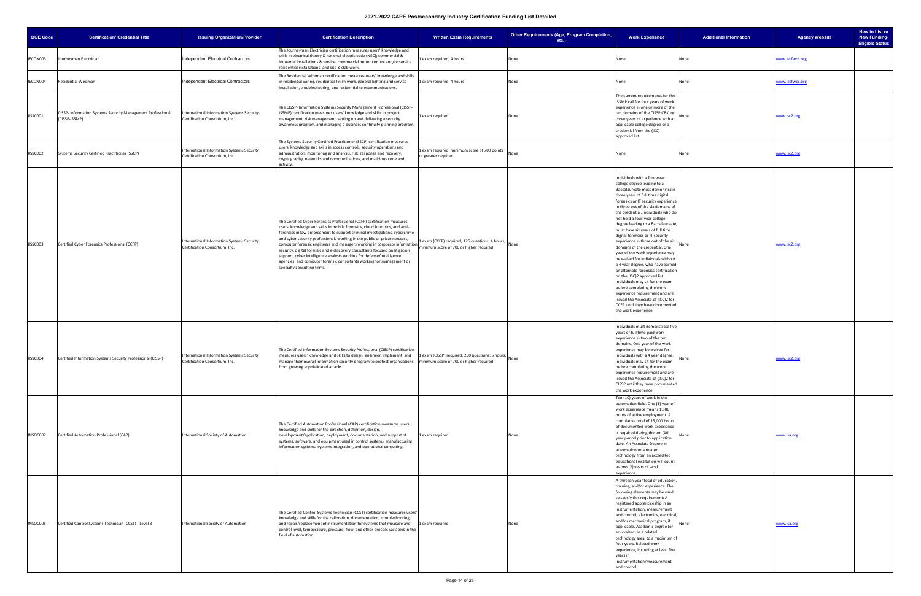# 2021-2022 CAPE Postsecondary Industry Certification Funding List Detailed

| DOE Code | Certification/ Credential Title | Issuing Organization/Provider | Certification Description | Written Exam Requirements | Other Requirements (Age, Program Completion, etc.) | Work Experience | Additional Information | Agency Website | New to List or New Funding-Eligible Status |
|---|---|---|---|---|---|---|---|---|---|
| IECON003 | Journeyman Electrician | Independent Electrical Contractors | The Journeyman Electrician certification measures users' knowledge and skills in electrical theory & national electric code (NEC); commercial & industrial installations & service; commercial motor control and/or service residential installations; and site & slab work. | 1 exam required; 4 hours | None | None | None | www.iecfwcc.org | |
| IECON004 | Residential Wireman | Independent Electrical Contractors | The Residential Wireman certification measures users' knowledge and skills in residential wiring, residential finish work, general lighting and service installation, troubleshooting, and residential telecommunications. | 1 exam required; 4 hours | None | None | None | www.iecfwcc.org | |
| IISSC001 | CISSP- Information Systems Security Management Professional (CISSP-ISSMP) | International Information Systems Security Certification Consortium, Inc. | The CISSP- Information Systems Security Management Professional (CISSP-ISSMP) certification measures users' knowledge and skills in project management, risk management, setting up and delivering a security awareness program, and managing a business continuity planning program. | 1 exam required | None | The current requirements for the ISSMP call for four years of work experience in one or more of the ten domains of the CISSP CBK, or three years of experience with an applicable college degree or a credential from the (ISC) approved list. | None | www.isc2.org | |
| IISSC002 | Systems Security Certified Practitioner (SSCP) | International Information Systems Security Certification Consortium, Inc. | The Systems Security Certified Practitioner (SSCP) certification measures users' knowledge and skills in access controls, security operations and administration, monitoring and analysis, risk, response and recovery, cryptography, networks and communications, and malicious code and activity. | 1 exam required; minimum score of 700 points or greater required | None | None | None | www.isc2.org | |
| IISSC003 | Certified Cyber Forensics Professional (CCFP) | International Information Systems Security Certification Consortium, Inc. | The Certified Cyber Forensics Professional (CCFP) certification measures users' knowledge and skills in mobile forensics, cloud forensics, and anti-forensics in law enforcement to support criminal investigations, cybercrime and cyber security professionals working in the public or private sectors, computer forensic engineers and managers working in corporate information security, digital forensic and e-discovery consultants focused on litigation support, cyber intelligence analysts working for defense/intelligence agencies, and computer forensic consultants working for management or specialty consulting firms. | 1 exam (CCFP) required; 125 questions; 4 hours; minimum score of 700 or higher required | None | Individuals with a four-year college degree leading to a Baccalaureate must demonstrate three years of full time digital forensics or IT security experience in three out of the six domains of the credential. Individuals who do not hold a four-year college degree leading to a Baccalaureate, must have six years of full time digital forensics or IT security experience in three out of the six domains of the credential. One year of the work experience may be waived for Individuals without a 4 year degree, who have earned an alternate forensics certification on the (ISC)2 approved list. Individuals may sit for the exam before completing the work experience requirement and are issued the Associate of (ISC)2 for CCFP until they have documented the work experience. | None | www.isc2.org | |
| IISSC004 | Certified Information Systems Security Professional (CISSP) | International Information Systems Security Certification Consortium, Inc. | The Certified Information Systems Security Professional (CISSP) certification measures users' knowledge and skills to design, engineer, implement, and manage their overall information security program to protect organizations from growing sophisticated attacks. | 1 exam (CISSP) required; 250 questions; 6 hours; minimum score of 700 or higher required | None | Individuals must demonstrate five years of full time paid work experience in two of the ten domains. One year of the work experience may be waived for Individuals with a 4 year degree. Individuals may sit for the exam before completing the work experience requirement and are issued the Associate of (ISC)2 for CISSP until they have documented the work experience. | None | www.isc2.org | |
| INSOC002 | Certified Automation Professional (CAP) | International Society of Automation | The Certified Automation Professional (CAP) certification measures users' knowledge and skills for the direction, definition, design, development/application, deployment, documentation, and support of systems, software, and equipment used in control systems, manufacturing information systems, systems integration, and operational consulting. | 1 exam required | None | Ten (10) years of work in the automation field. One (1) year of work experience means 1,500 hours of active employment. A cumulative total of 15,000 hours of documented work experience is required during the ten (10) year period prior to application date. An Associate Degree in automation or a related technology from an accredited educational institution will count as two (2) years of work experience. | None | www.isa.org | |
| INSOC005 | Certified Control Systems Technician (CCST) - Level 3 | International Society of Automation | The Certified Control Systems Technician (CCST) certification measures users' knowledge and skills for the calibration, documentation, troubleshooting, and repair/replacement of instrumentation for systems that measure and control level, temperature, pressure, flow, and other process variables in the field of automation. | 1 exam required | None | A thirteen-year total of education, training, and/or experience. The following elements may be used to satisfy this requirement: A registered apprenticeship in an instrumentation, measurement and control, electronics, electrical, and/or mechanical program, if applicable. Academic degree (or equivalent) in a related technology area, to a maximum of four years. Related work experience, including at least five years in instrumentation/measurement and control. | None | www.isa.org | |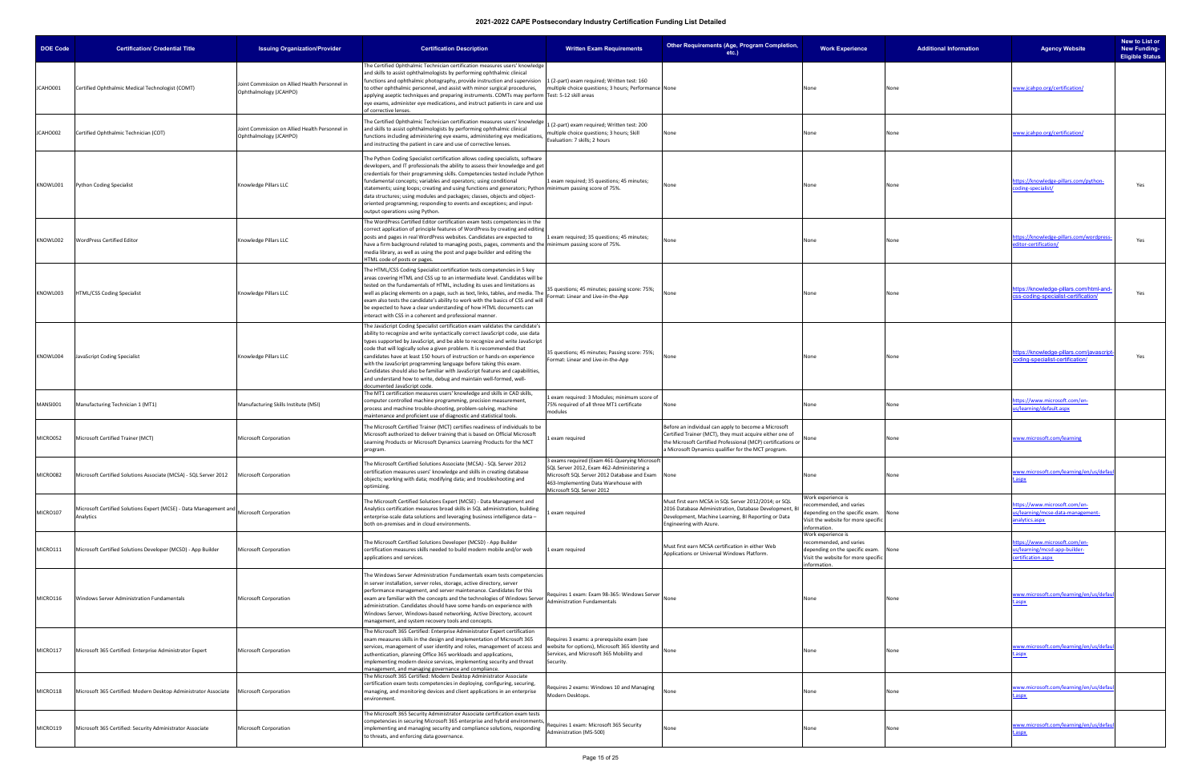# 2021-2022 CAPE Postsecondary Industry Certification Funding List Detailed

| DOE Code | Certification/ Credential Title | Issuing Organization/Provider | Certification Description | Written Exam Requirements | Other Requirements (Age, Program Completion, etc.) | Work Experience | Additional Information | Agency Website | New to List or New Funding-Eligible Status |
|---|---|---|---|---|---|---|---|---|---|
| JCAHO001 | Certified Ophthalmic Medical Technologist (COMT) | Joint Commission on Allied Health Personnel in Ophthalmology (JCAHPO) | The Certified Ophthalmic Technician certification measures users' knowledge and skills to assist ophthalmologists by performing ophthalmic clinical functions and ophthalmic photography, provide instruction and supervision to other ophthalmic personnel, and assist with minor surgical procedures, applying aseptic techniques and preparing instruments. COMTs may perform eye exams, administer eye medications, and instruct patients in care and use of corrective lenses. | 1 (2-part) exam required; Written test: 160 multiple choice questions; 3 hours; Performance Test: 5-12 skill areas | None | None | None | www.jcahpo.org/certification/ | |
| JCAHO002 | Certified Ophthalmic Technician (COT) | Joint Commission on Allied Health Personnel in Ophthalmology (JCAHPO) | The Certified Ophthalmic Technician certification measures users' knowledge and skills to assist ophthalmologists by performing ophthalmic clinical functions including administering eye exams, administering eye medications, and instructing the patient in care and use of corrective lenses. | 1 (2-part) exam required; Written test: 200 multiple choice questions; 3 hours; Skill Evaluation: 7 skills; 2 hours | None | None | None | www.jcahpo.org/certification/ | |
| KNOWL001 | Python Coding Specialist | Knowledge Pillars LLC | The Python Coding Specialist certification allows coding specialists, software developers, and IT professionals the ability to assess their knowledge and get credentials for their programming skills. Competencies tested include Python fundamental concepts; variables and operators; using conditional statements; using loops; creating and using functions and generators; Python data structures; using modules and packages; classes, objects and object-oriented programming; responding to events and exceptions; and input-output operations using Python. | 1 exam required; 35 questions; 45 minutes; minimum passing score of 75%. | None | None | None | https://knowledge-pillars.com/python-coding-specialist/ | Yes |
| KNOWL002 | WordPress Certified Editor | Knowledge Pillars LLC | The WordPress Certified Editor certification exam tests competencies in the correct application of principle features of WordPress by creating and editing posts and pages in real WordPress websites. Candidates are expected to have a firm background related to managing posts, pages, comments and the media library, as well as using the post and page builder and editing the HTML code of posts or pages. | 1 exam required; 35 questions; 45 minutes; minimum passing score of 75%. | None | None | None | https://knowledge-pillars.com/wordpress-editor-certification/ | Yes |
| KNOWL003 | HTML/CSS Coding Specialist | Knowledge Pillars LLC | The HTML/CSS Coding Specialist certification tests competencies in 5 key areas covering HTML and CSS up to an intermediate level. Candidates will be tested on the fundamentals of HTML, including its uses and limitations as well as placing elements on a page, such as text, links, tables, and media. The exam also tests the candidate's ability to work with the basics of CSS and will be expected to have a clear understanding of how HTML documents can interact with CSS in a coherent and professional manner. | 35 questions; 45 minutes; passing score: 75%; Format: Linear and Live-in-the-App | None | None | None | https://knowledge-pillars.com/html-and-css-coding-specialist-certification/ | Yes |
| KNOWL004 | JavaScript Coding Specialist | Knowledge Pillars LLC | The JavaScript Coding Specialist certification exam validates the candidate's ability to recognize and write syntactically correct JavaScript code, use data types supported by JavaScript, and be able to recognize and write JavaScript code that will logically solve a given problem. It is recommended that candidates have at least 150 hours of instruction or hands-on experience with the JavaScript programming language before taking this exam. Candidates should also be familiar with JavaScript features and capabilities, and understand how to write, debug and maintain well-formed, well-documented JavaScript code. | 35 questions; 45 minutes; Passing score: 75%; Format: Linear and Live-in-the-App | None | None | None | https://knowledge-pillars.com/javascript-coding-specialist-certification/ | Yes |
| MANSI001 | Manufacturing Technician 1 (MT1) | Manufacturing Skills Institute (MSI) | The MT1 certification measures users' knowledge and skills in CAD skills, computer controlled machine programming, precision measurement, process and machine trouble-shooting, problem-solving, machine maintenance and proficient use of diagnostic and statistical tools. | 1 exam required: 3 Modules; minimum score of 75% required of all three MT1 certificate modules | None | None | None | https://www.microsoft.com/en-us/learning/default.aspx | |
| MICRO052 | Microsoft Certified Trainer (MCT) | Microsoft Corporation | The Microsoft Certified Trainer (MCT) certification certifies readiness of individuals to be Microsoft authorized to deliver training that is based on Official Microsoft Learning Products or Microsoft Dynamics Learning Products for the MCT program. | 1 exam required | Before an individual can apply to become a Microsoft Certified Trainer (MCT), they must acquire either one of the Microsoft Certified Professional (MCP) certifications or a Microsoft Dynamics qualifier for the MCT program. | None | None | www.microsoft.com/learning | |
| MICRO082 | Microsoft Certified Solutions Associate (MCSA) - SQL Server 2012 | Microsoft Corporation | The Microsoft Certified Solutions Associate (MCSA) - SQL Server 2012 certification measures users' knowledge and skills in creating database objects; working with data; modifying data; and troubleshooting and optimizing. | 3 exams required (Exam 461-Querying Microsoft SQL Server 2012, Exam 462-Administering a Microsoft SQL Server 2012 Database and Exam 463-Implementing Data Warehouse with Microsoft SQL Server 2012 | None | None | None | www.microsoft.com/learning/en/us/default.aspx | |
| MICRO107 | Microsoft Certified Solutions Expert (MCSE) - Data Management and Analytics | Microsoft Corporation | The Microsoft Certified Solutions Expert (MCSE) - Data Management and Analytics certification measures broad skills in SQL administration, building enterprise-scale data solutions and leveraging business intelligence data – both on-premises and in cloud environments. | 1 exam required | Must first earn MCSA in SQL Server 2012/2014; or SQL 2016 Database Administration, Database Development, BI Development, Machine Learning, BI Reporting or Data Engineering with Azure. | Work experience is recommended, and varies depending on the specific exam. Visit the website for more specific information. | None | https://www.microsoft.com/en-us/learning/mcse-data-management-analytics.aspx | |
| MICRO111 | Microsoft Certified Solutions Developer (MCSD) - App Builder | Microsoft Corporation | The Microsoft Certified Solutions Developer (MCSD) - App Builder certification measures skills needed to build modern mobile and/or web applications and services. | 1 exam required | Must first earn MCSA certification in either Web Applications or Universal Windows Platform. | Work experience is recommended, and varies depending on the specific exam. Visit the website for more specific information. | None | https://www.microsoft.com/en-us/learning/mcsd-app-builder-certification.aspx | |
| MICRO116 | Windows Server Administration Fundamentals | Microsoft Corporation | The Windows Server Administration Fundamentals exam tests competencies in server installation, server roles, storage, active directory, server performance management, and server maintenance. Candidates for this exam are familiar with the concepts and the technologies of Windows Server administration. Candidates should have some hands-on experience with Windows Server, Windows-based networking, Active Directory, account management, and system recovery tools and concepts. | Requires 1 exam: Exam 98-365: Windows Server Administration Fundamentals | None | None | None | www.microsoft.com/learning/en/us/default.aspx | |
| MICRO117 | Microsoft 365 Certified: Enterprise Administrator Expert | Microsoft Corporation | The Microsoft 365 Certified: Enterprise Administrator Expert certification exam measures skills in the design and implementation of Microsoft 365 services, management of user identity and roles, management of access and authentication, planning Office 365 workloads and applications, implementing modern device services, implementing security and threat management, and managing governance and compliance. | Requires 3 exams: a prerequisite exam (see website for options), Microsoft 365 Identity and Services, and Microsoft 365 Mobility and Security. | None | None | None | www.microsoft.com/learning/en/us/default.aspx | |
| MICRO118 | Microsoft 365 Certified: Modern Desktop Administrator Associate | Microsoft Corporation | The Microsoft 365 Certified: Modern Desktop Administrator Associate certification exam tests competencies in deploying, configuring, securing, managing, and monitoring devices and client applications in an enterprise environment. | Requires 2 exams: Windows 10 and Managing Modern Desktops. | None | None | None | www.microsoft.com/learning/en/us/default.aspx | |
| MICRO119 | Microsoft 365 Certified: Security Administrator Associate | Microsoft Corporation | The Microsoft 365 Security Administrator Associate certification exam tests competencies in securing Microsoft 365 enterprise and hybrid environments, implementing and managing security and compliance solutions, responding to threats, and enforcing data governance. | Requires 1 exam: Microsoft 365 Security Administration (MS-500) | None | None | None | www.microsoft.com/learning/en/us/default.aspx | |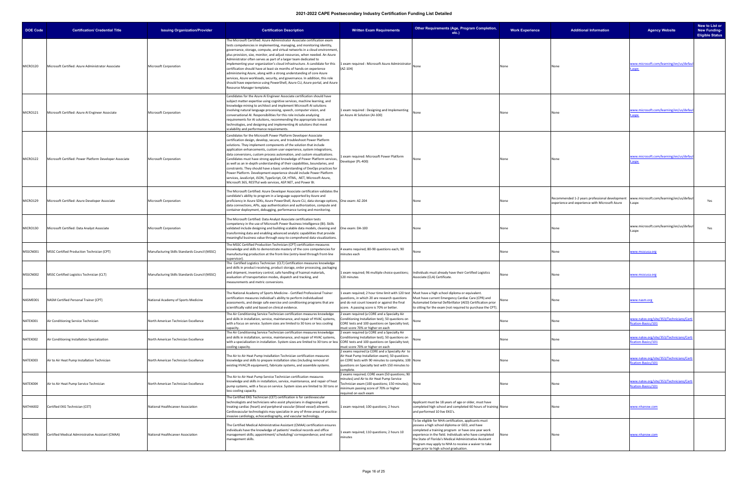## 2021-2022 CAPE Postsecondary Industry Certification Funding List Detailed

| DOE Code | Certification/ Credential Title | Issuing Organization/Provider | Certification Description | Written Exam Requirements | Other Requirements (Age, Program Completion, etc.) | Work Experience | Additional Information | Agency Website | New to List or New Funding-Eligible Status |
|---|---|---|---|---|---|---|---|---|---|
| MICRO120 | Microsoft Certified: Azure Administrator Associate | Microsoft Corporation | The Microsoft Certified: Azure Administrator Associate certification exam tests competencies in implementing, managing, and monitoring identity, governance, storage, compute, and virtual networks in a cloud environment, plus provision, size, monitor, and adjust resources, when needed. An Azure Administrator often serves as part of a larger team dedicated to implementing your organization's cloud infrastructure. A candidate for this certification should have at least six months of hands-on experience administering Azure, along with a strong understanding of core Azure services, Azure workloads, security, and governance. In addition, this role should have experience using PowerShell, Azure CLI, Azure portal, and Azure Resource Manager templates. | 1 exam required : Microsoft Azure Administrator (AZ-104) | None | None | None | www.microsoft.com/learning/en/us/default.aspx | |
| MICRO121 | Microsoft Certified: Azure AI Engineer Associate | Microsoft Corporation | Candidates for the Azure AI Engineer Associate certification should have subject matter expertise using cognitive services, machine learning, and knowledge mining to architect and implement Microsoft AI solutions involving natural language processing, speech, computer vision, and conversational AI. Responsibilities for this role include analyzing requirements for AI solutions, recommending the appropriate tools and technologies, and designing and implementing AI solutions that meet scalability and performance requirements. | 1 exam required : Designing and Implementing an Azure AI Solution (AI-100) | None | None | None | www.microsoft.com/learning/en/us/default.aspx | |
| MICRO122 | Microsoft Certified: Power Platform Developer Associate | Microsoft Corporation | Candidates for the Microsoft Power Platform Developer Associate certification design, develop, secure, and troubleshoot Power Platform solutions. They implement components of the solution that include application enhancements, custom user experience, system integrations, data conversions, custom process automation, and custom visualizations. Candidates must have strong applied knowledge of Power Platform services, as well as an in-depth understanding of their capabilities, boundaries, and constraints. They should have a basic understanding of DevOps practices for Power Platform. Development experience should include Power Platform services, JavaScript, JSON, TypeScript, C#, HTML, .NET, Microsoft Azure, Microsoft 365, RESTful web services, ASP.NET, and Power BI. | 1 exam required: Microsoft Power Platform Developer (PL-400) | None | None | None | www.microsoft.com/learning/en/us/default.aspx | |
| MICRO129 | Microsoft Certified: Azure Developer Associate | Microsoft Corporation | The Microsoft Certified: Azure Developer Associate certification validates the candidate's ability to program in a language supported by Azure and proficiency in Azure SDKs, Azure PowerShell, Azure CLI, data storage options, data connections, APIs, app authentication and authorization, compute and container deployment, debugging, performance tuning and monitoring. | One exam: AZ-204 | None | None | Recommended 1-2 years professional development experience and experience with Microsoft Azure | www.microsoft.com/learning/en/us/default.aspx | Yes |
| MICRO130 | Microsoft Certified: Data Analyst Associate | Microsoft Corporation | The Microsoft Certified: Data Analyst Associate certification tests competency in the use of Microsoft Power Business Intelligence (BI). Skills validated include designing and building scalable data models, cleaning and transforming data and enabling advanced analytic capabilities that provide meaningful business value through easy-to-comprehend data visualizations. | One exam: DA-100 | None | None | None | www.microsoft.com/learning/en/us/default.aspx | Yes |
| MSSCN001 | MSSC Certified Production Technician (CPT) | Manufacturing Skills Standards Council (MSSC) | The MSSC Certified Production Technician (CPT) certification measures knowledge and skills to demonstrate mastery of the core competencies for manufacturing production at the front-line (entry-level through front-line supervisor). | 4 exams required; 80-90 questions each; 90 minutes each | None | None | None | www.msscusa.org | |
| MSSCN002 | MSSC Certified Logistics Technician (CLT) | Manufacturing Skills Standards Council (MSSC) | The Certified Logistics Technician (CLT) Certification measures knowledge and skills in product receiving, product storage, order processing, packaging and shipment, inventory control, safe handling of hazmat materials, evaluation of transportation modes, dispatch and tracking, and measurements and metric conversions. | 1 exam required; 96 multiple choice questions; 120 minutes | Individuals must already have their Certified Logistics Associate (CLA) Certificate. | None | None | www.msscusa.org | |
| NASME001 | NASM Certified Personal Trainer (CPT) | National Academy of Sports Medicine | The National Academy of Sports Medicine - Certified Professional Trainer certification measures individual's ability to perform individualized assessments, and design safe exercise and conditioning programs that are scientifically valid and based on clinical evidence. | 1 exam required; 2 hour time limit with 120 test questions, in which 20 are research questions and do not count toward or against the final score. A passing score is 70% or better. | Must have a high school diploma or equivalent. Must have current Emergency Cardiac Care (CPR) and Automated External Defibrillator (AED) Certification prior to sitting for the exam (not required to purchase the CPT). | None | None | www.nasm.org | |
| NATEX001 | Air Conditioning Service Technician | North American Technician Excellence | The Air Conditioning Service Technician certification measures knowledge and skills in installation, service, maintenance, and repair of HVAC systems, with a focus on service. System sizes are limited to 30 tons or less cooling capacity. | 2 exam required (a CORE and a Specialty Air Conditioning Installation test); 50 questions on CORE tests and 100 questions on Specialty test; must score 70% or higher on each | None | None | None | www.natex.org/site/353/Technicians/Certification-Basics/101 | |
| NATEX002 | Air Conditioning Installation Specialization | North American Technician Excellence | The Air Conditioning Service Technician certification measures knowledge and skills in installation, service, maintenance, and repair of HVAC systems, with a specialization in installation. System sizes are limited to 30 tons or less cooling capacity. | 2 exam required (a CORE and a Specialty Air Conditioning Installation test); 50 questions on CORE tests and 100 questions on Specialty test; must score 70% or higher on each | None | None | None | www.natex.org/site/353/Technicians/Certification-Basics/101 | |
| NATEX003 | Air to Air Heat Pump Installation Technician | North American Technician Excellence | The Air to Air Heat Pump Installation Technician certification measures knowledge and skills to prepare installation sites (including removal of existing HVAC/R equipment), fabricate systems, and assemble systems. | 2 exams required (a CORE and a Specialty Air to Air Heat Pump Installation exam); 50 questions on CORE tests with 90 minutes to complete; 100 questions on Specialty test with 150 minutes to complete. | None | None | None | www.natex.org/site/353/Technicians/Certification-Basics/101 | |
| NATEX004 | Air to Air Heat Pump Service Technician | North American Technician Excellence | The Air to Air Heat Pump Service Technician certification measures knowledge and skills in installation, service, maintenance, and repair of heat pump systems, with a focus on service. System sizes are limited to 30 tons or less cooling capacity. | 2 exams required; CORE exam (50 questions; 90 minutes) and Air to Air Heat Pump Service Technician exam (100 questions; 150 minutes); minimum passing score of 70% or higher required on each exam | None | None | None | www.natex.org/site/353/Technicians/Certification-Basics/101 | |
| NATHA002 | Certified EKG Technician (CET) | National Healthcareer Association | The Certified EKG Technician (CET) certification is for cardiovascular technologists and technicians who assist physicians in diagnosing and treating cardiac (heart) and peripheral vascular (blood vessel) ailments. Cardiovascular technologists may specialize in any of three areas of practice: invasive cardiology, echocardiography, and vascular technology. | 1 exam required; 100 questions; 2 hours | Applicant must be 18 years of age or older, must have completed high school and completed 60 hours of training and performed 10 live EKG's. | None | None | www.nhanow.com | |
| NATHA003 | Certified Medical Administrative Assistant (CMAA) | National Healthcareer Association | The Certified Medical Administrative Assistant (CMAA) certification ensures individuals have the knowledge of patients' medical records and office management skills; appointment/ scheduling/ correspondence; and mail management skills. | 1 exam required; 110 questions; 2 hours 10 minutes | To be eligible for NHA certification, applicants must possess a high school diploma or GED, and have completed a training program or have one year work experience in the field. Individuals who have completed the State of Florida's Medical Administrative Assistant Program may apply to NHA to receive a waiver to take exam prior to high school graduation. | None | None | www.nhanow.com | |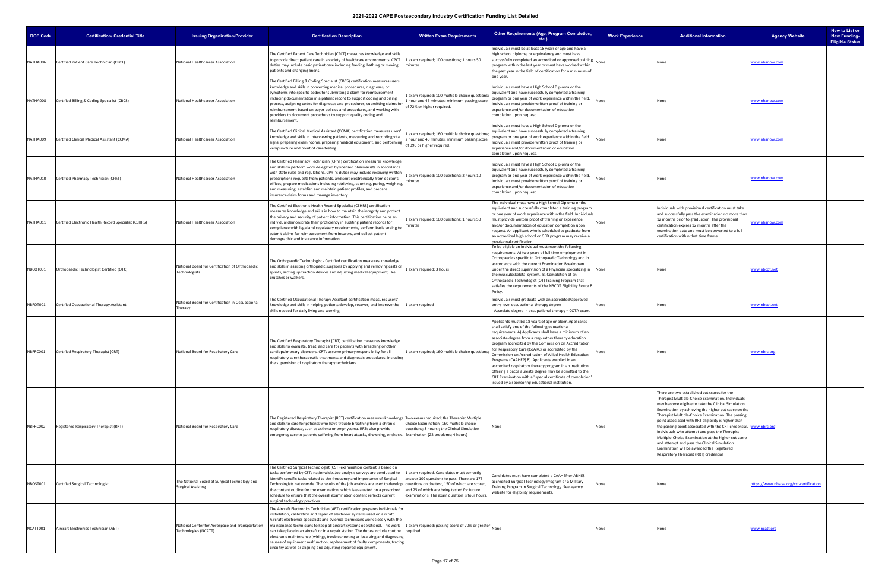# 2021-2022 CAPE Postsecondary Industry Certification Funding List Detailed

| DOE Code | Certification/ Credential Title | Issuing Organization/Provider | Certification Description | Written Exam Requirements | Other Requirements (Age, Program Completion, etc.) | Work Experience | Additional Information | Agency Website | New to List or New Funding-Eligible Status |
|---|---|---|---|---|---|---|---|---|---|
| NATHA006 | Certified Patient Care Technician (CPCT) | National Healthcareer Association | The Certified Patient Care Technician (CPCT) measures knowledge and skills to provide direct patient care in a variety of healthcare environments. CPCT duties may include basic patient care including feeding, bathing or moving patients and changing linens. | 1 exam required; 100 questions; 1 hours 50 minutes | Individuals must be at least 18 years of age and have a high school diploma, or equivalency and must have successfully completed an accredited or approved training program within the last year or must have worked within the past year in the field of certification for a minimum of one year. | None | None | www.nhanow.com | |
| NATHA008 | Certified Billing & Coding Specialist (CBCS) | National Healthcareer Association | The Certified Billing & Coding Specialist (CBCS) certification measures users' knowledge and skills in converting medical procedures, diagnoses, or symptoms into specific codes for submitting a claim for reimbursement including documentation in a patient record to support coding and billing process, assigning codes for diagnoses and procedures, submitting claims for reimbursement based on payer policies and procedures, and working with providers to document procedures to support quality coding and reimbursement. | 1 exam required; 100 multiple choice questions; 1 hour and 45 minutes; minimum passing score of 72% or higher required. | Individuals must have a High School Diploma or the equivalent and have successfully completed a training program or one year of work experience within the field. Individuals must provide written proof of training or experience and/or documentation of education completion upon request. | None | None | www.nhanow.com | |
| NATHA009 | Certified Clinical Medical Assistant (CCMA) | National Healthcareer Association | The Certified Clinical Medical Assistant (CCMA) certification measures users' knowledge and skills in interviewing patients, measuring and recording vital signs, preparing exam rooms, preparing medical equipment, and performing venipuncture and point of care testing. | 1 exam required; 160 multiple choice questions; 2 hour and 40 minutes; minimum passing score of 390 or higher required. | Individuals must have a High School Diploma or the equivalent and have successfully completed a training program or one year of work experience within the field. Individuals must provide written proof of training or experience and/or documentation of education completion upon request. | None | None | www.nhanow.com | |
| NATHA010 | Certified Pharmacy Technician (CPhT) | National Healthcareer Association | The Certified Pharmacy Technician (CPhT) certification measures knowledge and skills to perform work delegated by licensed pharmacists in accordance with state rules and regulations. CPhT's duties may include receiving written prescriptions requests from patients, and sent electronically from doctor's offices, prepare medications including retrieving, counting, poring, weighing, and measuring, establish and maintain patient profiles, and prepare insurance claim forms and manage inventory. | 1 exam required; 100 questions; 2 hours 10 minutes | Individuals must have a High School Diploma or the equivalent and have successfully completed a training program or one year of work experience within the field. Individuals must provide written proof of training or experience and/or documentation of education completion upon request. | None | None | www.nhanow.com | |
| NATHA011 | Certified Electronic Health Record Specialist (CEHRS) | National Healthcareer Association | The Certified Electronic Health Record Specialist (CEHRS) certification measures knowledge and skills in how to maintain the integrity and protect the privacy and security of patient information. This certification helps an individual demonstrate their proficiency in auditing patient records for compliance with legal and regulatory requirements, perform basic coding to submit claims for reimbursement from insurers, and collect patient demographic and insurance information. | 1 exam required; 100 questions; 1 hours 50 minutes | The individual must have a High School Diploma or the equivalent and successfully completed a training program or one year of work experience within the field. Individuals must provide written proof of training or experience and/or documentation of education completion upon request. An applicant who is scheduled to graduate from an accredited high school or GED program may receive a provisional certification. | None | Individuals with provisional certification must take and successfully pass the examination no more than 12 months prior to graduation. The provisional certification expires 12 months after the examination date and must be converted to a full certification within that time frame. | www.nhanow.com | |
| NBCOT001 | Orthopaedic Technologist Certified (OTC) | National Board for Certification of Orthopaedic Technologists | The Orthopaedic Technologist - Certified certification measures knowledge and skills in assisting orthopedic surgeons by applying and removing casts or splints, setting up traction devices and adjusting medical equipment, like crutches or walkers. | 1 exam required; 3 hours | To be eligible an individual must meet the following requirements: A) two-years of full time employment in Orthopaedics specific to Orthopaedic Technology and in accordance with the current Examination Breakdown under the direct supervision of a Physician specializing in the musculoskeletal system. B. Completion of an Orthopaedic Technologist (OT) Training Program that satisfies the requirements of the NBCOT Eligibility Route B Policy. | None | None | www.nbcot.net | |
| NBFOT001 | Certified Occupational Therapy Assistant | National Board for Certification in Occupational Therapy | The Certified Occupational Therapy Assistant certification measures users' knowledge and skills in helping patients develop, recover, and improve the skills needed for daily living and working. | 1 exam required | Individuals must graduate with an accredited/approved entry-level occupational therapy degree<br>- Associate degree in occupational therapy – COTA exam. | None | None | www.nbcot.net | |
| NBFRC001 | Certified Respiratory Therapist (CRT) | National Board for Respiratory Care | The Certified Respiratory Therapist (CRT) certification measures knowledge and skills to evaluate, treat, and care for patients with breathing or other cardiopulmonary disorders. CRTs assume primary responsibility for all respiratory care therapeutic treatments and diagnostic procedures, including the supervision of respiratory therapy technicians. | 1 exam required; 160 multiple choice questions; | Applicants must be 18 years of age or older. Applicants shall satisfy one of the following educational requirements: A) Applicants shall have a minimum of an associate degree from a respiratory therapy education program accredited by the Commission on Accreditation for Respiratory Care (CoARC) or accredited by the Commission on Accreditation of Allied Health Education Programs (CAAHEP) B) Applicants enrolled in an accredited respiratory therapy program in an institution offering a baccalaureate degree may be admitted to the CRT Examination with a "special certificate of completion" issued by a sponsoring educational institution. | None | None | www.nbrc.org | |
| NBFRC002 | Registered Respiratory Therapist (RRT) | National Board for Respiratory Care | The Registered Respiratory Therapist (RRT) certification measures knowledge and skills to care for patients who have trouble breathing from a chronic respiratory disease, such as asthma or emphysema. RRTs also provide emergency care to patients suffering from heart attacks, drowning, or shock. | Two exams required; the Therapist Multiple Choice Examination (160 multiple choice questions; 3 hours); the Clinical Simulation Examination (22 problems; 4 hours) | None | None | There are two established cut scores for the Therapist Multiple-Choice Examination. Individuals may become eligible to take the Clinical Simulation Examination by achieving the higher cut score on the Therapist Multiple-Choice Examination. The passing point associated with RRT eligibility is higher than the passing point associated with the CRT credential. Individuals who attempt and pass the Therapist Multiple-Choice Examination at the higher cut score and attempt and pass the Clinical Simulation Examination will be awarded the Registered Respiratory Therapist (RRT) credential. | www.nbrc.org | |
| NBOST001 | Certified Surgical Technologist | The National Board of Surgical Technology and Surgical Assisting | The Certified Surgical Technologist (CST) examination content is based on tasks performed by CSTs nationwide. Job analysis surveys are conducted to identify specific tasks related to the frequency and importance of Surgical Technologists nationwide. The results of the job analysis are used to develop the content outline for the examination, which is evaluated on a prescribed schedule to ensure that the overall examination content reflects current surgical technology practices. | 1 exam required. Candidates must correctly answer 102 questions to pass. There are 175 questions on the test, 150 of which are scored, and 25 of which are being tested for future examinations. The exam duration is four hours. | Candidates must have completed a CAAHEP or ABHES accredited Surgical Technology Program or a Military Training Program in Surgical Technology. See agency website for eligibility requirements. | None | None | https://www.nbstsa.org/cst-certification | |
| NCATT001 | Aircraft Electronics Technician (AET) | National Center for Aerospace and Transportation Technologies (NCATT) | The Aircraft Electronics Technician (AET) certification prepares individuals for installation, calibration and repair of electronic systems used on aircraft. Aircraft electronics specialists and avionics technicians work closely with the maintenance technicians to keep all aircraft systems operational. This work can take place in an aircraft or in a repair station. The duties include routine electronic maintenance (wiring), troubleshooting or localizing and diagnosing causes of equipment malfunction, replacement of faulty components, tracing circuitry as well as aligning and adjusting repaired equipment. | 1 exam required; passing score of 70% or greater required | None | None | None | www.ncatt.org | |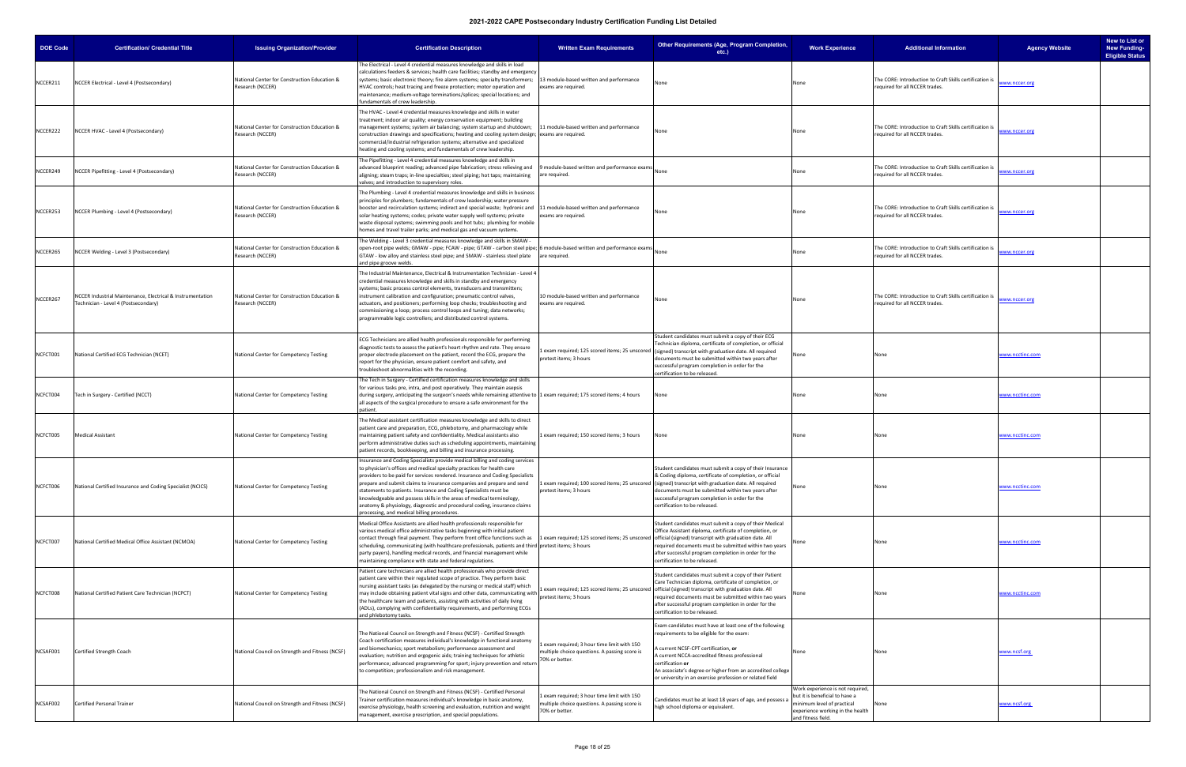# 2021-2022 CAPE Postsecondary Industry Certification Funding List Detailed

| DOE Code | Certification/ Credential Title | Issuing Organization/Provider | Certification Description | Written Exam Requirements | Other Requirements (Age, Program Completion, etc.) | Work Experience | Additional Information | Agency Website | New to List or New Funding-Eligible Status |
|---|---|---|---|---|---|---|---|---|---|
| NCCER211 | NCCER Electrical - Level 4 (Postsecondary) | National Center for Construction Education & Research (NCCER) | The Electrical - Level 4 credential measures knowledge and skills in load calculations feeders & services; health care facilities; standby and emergency systems; basic electronic theory; fire alarm systems; specialty transformers; HVAC controls; heat tracing and freeze protection; motor operation and maintenance; medium-voltage terminations/splices; special locations; and fundamentals of crew leadership. | 13 module-based written and performance exams are required. | None | None | The CORE: Introduction to Craft Skills certification is required for all NCCER trades. | www.nccer.org | |
| NCCER222 | NCCER HVAC - Level 4 (Postsecondary) | National Center for Construction Education & Research (NCCER) | The HVAC - Level 4 credential measures knowledge and skills in water treatment; indoor air quality; energy conservation equipment; building management systems; system air balancing; system startup and shutdown; construction drawings and specifications; heating and cooling system design; commercial/industrial refrigeration systems; alternative and specialized heating and cooling systems; and fundamentals of crew leadership. | 11 module-based written and performance exams are required. | None | None | The CORE: Introduction to Craft Skills certification is required for all NCCER trades. | www.nccer.org | |
| NCCER249 | NCCER Pipefitting - Level 4 (Postsecondary) | National Center for Construction Education & Research (NCCER) | The Pipefitting - Level 4 credential measures knowledge and skills in advanced blueprint reading; advanced pipe fabrication; stress relieving and aligning; steam traps; in-line specialties; steel piping; hot taps; maintaining valves; and introduction to supervisory roles. | 9 module-based written and performance exams are required. | None | None | The CORE: Introduction to Craft Skills certification is required for all NCCER trades. | www.nccer.org | |
| NCCER253 | NCCER Plumbing - Level 4 (Postsecondary) | National Center for Construction Education & Research (NCCER) | The Plumbing - Level 4 credential measures knowledge and skills in business principles for plumbers; fundamentals of crew leadership; water pressure booster and recirculation systems; indirect and special waste; hydronic and solar heating systems; codes; private water supply well systems; private waste disposal systems; swimming pools and hot tubs; plumbing for mobile homes and travel trailer parks; and medical gas and vacuum systems. | 11 module-based written and performance exams are required. | None | None | The CORE: Introduction to Craft Skills certification is required for all NCCER trades. | www.nccer.org | |
| NCCER265 | NCCER Welding - Level 3 (Postsecondary) | National Center for Construction Education & Research (NCCER) | The Welding - Level 3 credential measures knowledge and skills in SMAW - open-root pipe welds; GMAW - pipe; FCAW - pipe; GTAW - carbon steel pipe; GTAW - low alloy and stainless steel pipe; and SMAW - stainless steel plate and pipe groove welds. | 6 module-based written and performance exams are required. | None | None | The CORE: Introduction to Craft Skills certification is required for all NCCER trades. | www.nccer.org | |
| NCCER267 | NCCER Industrial Maintenance, Electrical & Instrumentation Technician - Level 4 (Postsecondary) | National Center for Construction Education & Research (NCCER) | The Industrial Maintenance, Electrical & Instrumentation Technician - Level 4 credential measures knowledge and skills in standby and emergency systems; basic process control elements, transducers and transmitters; instrument calibration and configuration; pneumatic control valves, actuators, and positioners; performing loop checks; troubleshooting and commissioning a loop; process control loops and tuning; data networks; programmable logic controllers; and distributed control systems. | 10 module-based written and performance exams are required. | None | None | The CORE: Introduction to Craft Skills certification is required for all NCCER trades. | www.nccer.org | |
| NCFCT001 | National Certified ECG Technician (NCET) | National Center for Competency Testing | ECG Technicians are allied health professionals responsible for performing diagnostic tests to assess the patient's heart rhythm and rate. They ensure proper electrode placement on the patient, record the ECG, prepare the report for the physician, ensure patient comfort and safety, and troubleshoot abnormalities with the recording. | 1 exam required; 125 scored items; 25 unscored pretest items; 3 hours | Student candidates must submit a copy of their ECG Technician diploma, certificate of completion, or official (signed) transcript with graduation date. All required documents must be submitted within two years after successful program completion in order for the certification to be released. | None | None | www.ncctinc.com | |
| NCFCT004 | Tech in Surgery - Certified (NCCT) | National Center for Competency Testing | The Tech in Surgery - Certified certification measures knowledge and skills for various tasks pre, intra, and post operatively. They maintain asepsis during surgery; anticipating the surgeon's needs while remaining attentive to all aspects of the surgical procedure to ensure a safe environment for the patient. | 1 exam required; 175 scored items; 4 hours | None | None | None | www.ncctinc.com | |
| NCFCT005 | Medical Assistant | National Center for Competency Testing | The Medical assistant certification measures knowledge and skills to direct patient care and preparation, ECG, phlebotomy, and pharmacology while maintaining patient safety and confidentiality. Medical assistants also perform administrative duties such as scheduling appointments, maintaining patient records, bookkeeping, and billing and insurance processing. | 1 exam required; 150 scored items; 3 hours | None | None | None | www.ncctinc.com | |
| NCFCT006 | National Certified Insurance and Coding Specialist (NCICS) | National Center for Competency Testing | Insurance and Coding Specialists provide medical billing and coding services to physician's offices and medical specialty practices for health care providers to be paid for services rendered. Insurance and Coding Specialists prepare and submit claims to insurance companies and prepare and send statements to patients. Insurance and Coding Specialists must be knowledgeable and possess skills in the areas of medical terminology, anatomy & physiology, diagnostic and procedural coding, insurance claims processing, and medical billing procedures. | 1 exam required; 100 scored items; 25 unscored pretest items; 3 hours | Student candidates must submit a copy of their Insurance & Coding diploma, certificate of completion, or official (signed) transcript with graduation date. All required documents must be submitted within two years after successful program completion in order for the certification to be released. | None | None | www.ncctinc.com | |
| NCFCT007 | National Certified Medical Office Assistant (NCMOA) | National Center for Competency Testing | Medical Office Assistants are allied health professionals responsible for various medical office administrative tasks beginning with initial patient contact through final payment. They perform front office functions such as scheduling, communicating (with healthcare professionals, patients and third party payers), handling medical records, and financial management while maintaining compliance with state and federal regulations. | 1 exam required; 125 scored items; 25 unscored pretest items; 3 hours | Student candidates must submit a copy of their Medical Office Assistant diploma, certificate of completion, or official (signed) transcript with graduation date. All required documents must be submitted within two years after successful program completion in order for the certification to be released. | None | None | www.ncctinc.com | |
| NCFCT008 | National Certified Patient Care Technician (NCPCT) | National Center for Competency Testing | Patient care technicians are allied health professionals who provide direct patient care within their regulated scope of practice. They perform basic nursing assistant tasks (as delegated by the nursing or medical staff) which may include obtaining patient vital signs and other data, communicating with the healthcare team and patients, assisting with activities of daily living (ADLs), complying with confidentiality requirements, and performing ECGs and phlebotomy tasks. | 1 exam required; 125 scored items; 25 unscored pretest items; 3 hours | Student candidates must submit a copy of their Patient Care Technician diploma, certificate of completion, or official (signed) transcript with graduation date. All required documents must be submitted within two years after successful program completion in order for the certification to be released. | None | None | www.ncctinc.com | |
| NCSAF001 | Certified Strength Coach | National Council on Strength and Fitness (NCSF) | The National Council on Strength and Fitness (NCSF) - Certified Strength Coach certification measures individual's knowledge in functional anatomy and biomechanics; sport metabolism; performance assessment and evaluation; nutrition and ergogenic aids; training techniques for athletic performance; advanced programming for sport; injury prevention and return to competition; professionalism and risk management. | 1 exam required; 3 hour time limit with 150 multiple choice questions. A passing score is 70% or better. | Exam candidates must have at least one of the following requirements to be eligible for the exam:<br>A current NCSF-CPT certification, **or**<br>A current NCCA-accredited fitness professional certification **or**<br>An associate's degree or higher from an accredited college or university in an exercise profession or related field | None | None | www.ncsf.org | |
| NCSAF002 | Certified Personal Trainer | National Council on Strength and Fitness (NCSF) | The National Council on Strength and Fitness (NCSF) - Certified Personal Trainer certification measures individual's knowledge in basic anatomy, exercise physiology, health screening and evaluation, nutrition and weight management, exercise prescription, and special populations. | 1 exam required; 3 hour time limit with 150 multiple choice questions. A passing score is 70% or better. | Candidates must be at least 18 years of age, and possess a high school diploma or equivalent. | Work experience is not required, but it is beneficial to have a minimum level of practical experience working in the health and fitness field. | None | www.ncsf.org | |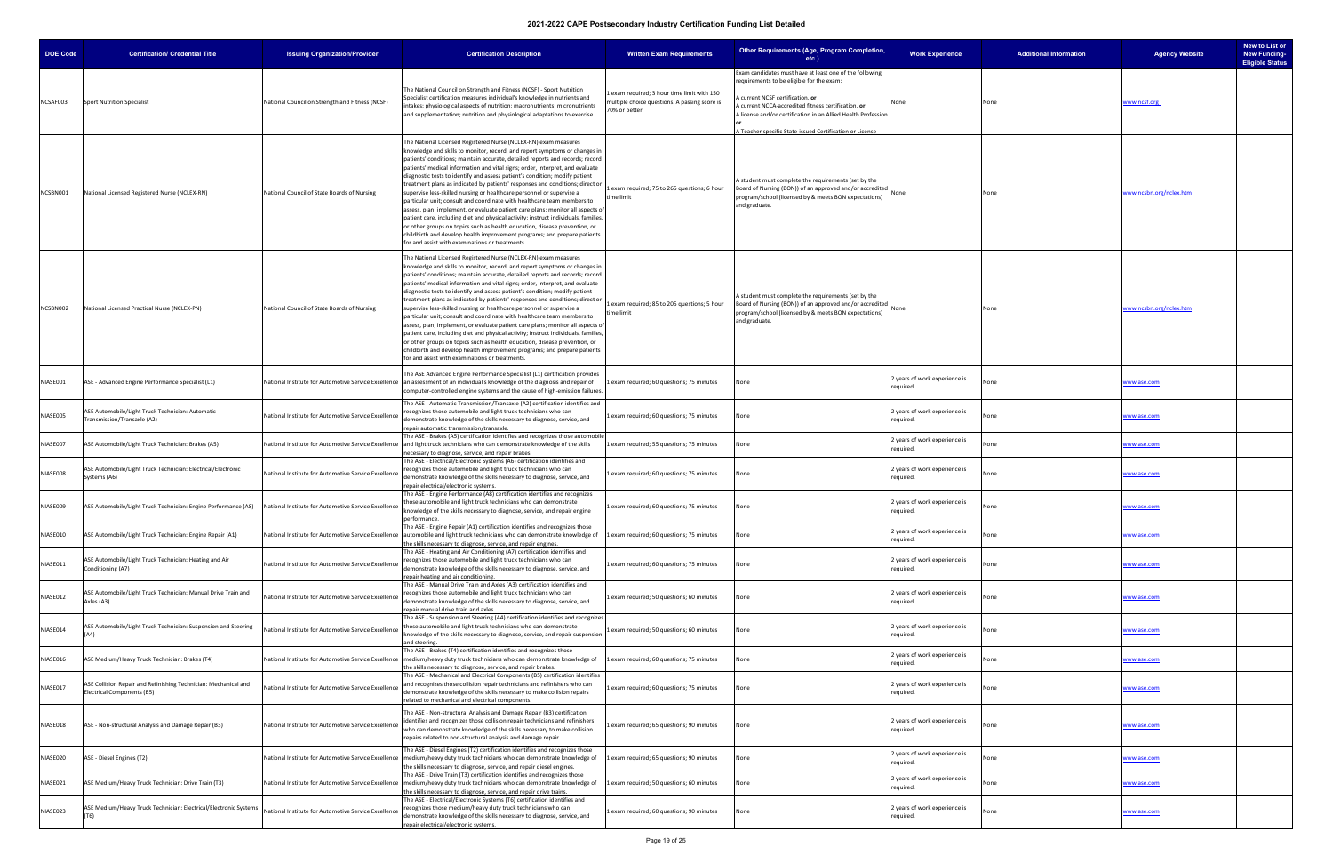# 2021-2022 CAPE Postsecondary Industry Certification Funding List Detailed

| DOE Code | Certification/ Credential Title | Issuing Organization/Provider | Certification Description | Written Exam Requirements | Other Requirements (Age, Program Completion, etc.) | Work Experience | Additional Information | Agency Website | New to List or New Funding-Eligible Status |
|---|---|---|---|---|---|---|---|---|---|
| NCSAF003 | Sport Nutrition Specialist | National Council on Strength and Fitness (NCSF) | The National Council on Strength and Fitness (NCSF) - Sport Nutrition Specialist certification measures individual's knowledge in nutrients and intakes; physiological aspects of nutrition; macronutrients; micronutrients and supplementation; nutrition and physiological adaptations to exercise. | 1 exam required; 3 hour time limit with 150 multiple choice questions. A passing score is 70% or better. | Exam candidates must have at least one of the following requirements to be eligible for the exam: A current NCSF certification, **or** A current NCCA-accredited fitness certification, **or** A license and/or certification in an Allied Health Profession **or** A Teacher specific State-issued Certification or License | None | None | www.ncsf.org | |
| NCSBN001 | National Licensed Registered Nurse (NCLEX-RN) | National Council of State Boards of Nursing | The National Licensed Registered Nurse (NCLEX-RN) exam measures knowledge and skills to monitor, record, and report symptoms or changes in patients' conditions; maintain accurate, detailed reports and records; record patients' medical information and vital signs; order, interpret, and evaluate diagnostic tests to identify and assess patient's condition; modify patient treatment plans as indicated by patients' responses and conditions; direct or supervise less-skilled nursing or healthcare personnel or supervise a particular unit; consult and coordinate with healthcare team members to assess, plan, implement, or evaluate patient care plans; monitor all aspects of patient care, including diet and physical activity; instruct individuals, families, or other groups on topics such as health education, disease prevention, or childbirth and develop health improvement programs; and prepare patients for and assist with examinations or treatments. | 1 exam required; 75 to 265 questions; 6 hour time limit | A student must complete the requirements (set by the Board of Nursing (BON)) of an approved and/or accredited program/school (licensed by & meets BON expectations) and graduate. | None | None | www.ncsbn.org/nclex.htm | |
| NCSBN002 | National Licensed Practical Nurse (NCLEX-PN) | National Council of State Boards of Nursing | The National Licensed Registered Nurse (NCLEX-RN) exam measures knowledge and skills to monitor, record, and report symptoms or changes in patients' conditions; maintain accurate, detailed reports and records; record patients' medical information and vital signs; order, interpret, and evaluate diagnostic tests to identify and assess patient's condition; modify patient treatment plans as indicated by patients' responses and conditions; direct or supervise less-skilled nursing or healthcare personnel or supervise a particular unit; consult and coordinate with healthcare team members to assess, plan, implement, or evaluate patient care plans; monitor all aspects of patient care, including diet and physical activity; instruct individuals, families, or other groups on topics such as health education, disease prevention, or childbirth and develop health improvement programs; and prepare patients for and assist with examinations or treatments. | 1 exam required; 85 to 205 questions; 5 hour time limit | A student must complete the requirements (set by the Board of Nursing (BON)) of an approved and/or accredited program/school (licensed by & meets BON expectations) and graduate. | None | None | www.ncsbn.org/nclex.htm | |
| NIASE001 | ASE - Advanced Engine Performance Specialist (L1) | National Institute for Automotive Service Excellence | The ASE Advanced Engine Performance Specialist (L1) certification provides an assessment of an individual's knowledge of the diagnosis and repair of computer-controlled engine systems and the cause of high-emission failures. | 1 exam required; 60 questions; 75 minutes | None | 2 years of work experience is required. | None | www.ase.com | |
| NIASE005 | ASE Automobile/Light Truck Technician: Automatic Transmission/Transaxle (A2) | National Institute for Automotive Service Excellence | The ASE - Automatic Transmission/Transaxle (A2) certification identifies and recognizes those automobile and light truck technicians who can demonstrate knowledge of the skills necessary to diagnose, service, and repair automatic transmission/transaxle. | 1 exam required; 60 questions; 75 minutes | None | 2 years of work experience is required. | None | www.ase.com | |
| NIASE007 | ASE Automobile/Light Truck Technician: Brakes (A5) | National Institute for Automotive Service Excellence | The ASE - Brakes (A5) certification identifies and recognizes those automobile and light truck technicians who can demonstrate knowledge of the skills necessary to diagnose, service, and repair brakes. | 1 exam required; 55 questions; 75 minutes | None | 2 years of work experience is required. | None | www.ase.com | |
| NIASE008 | ASE Automobile/Light Truck Technician: Electrical/Electronic Systems (A6) | National Institute for Automotive Service Excellence | The ASE - Electrical/Electronic Systems (A6) certification identifies and recognizes those automobile and light truck technicians who can demonstrate knowledge of the skills necessary to diagnose, service, and repair electrical/electronic systems. | 1 exam required; 60 questions; 75 minutes | None | 2 years of work experience is required. | None | www.ase.com | |
| NIASE009 | ASE Automobile/Light Truck Technician: Engine Performance (A8) | National Institute for Automotive Service Excellence | The ASE - Engine Performance (A8) certification identifies and recognizes those automobile and light truck technicians who can demonstrate knowledge of the skills necessary to diagnose, service, and repair engine performance. | 1 exam required; 60 questions; 75 minutes | None | 2 years of work experience is required. | None | www.ase.com | |
| NIASE010 | ASE Automobile/Light Truck Technician: Engine Repair (A1) | National Institute for Automotive Service Excellence | The ASE - Engine Repair (A1) certification identifies and recognizes those automobile and light truck technicians who can demonstrate knowledge of the skills necessary to diagnose, service, and repair engines. | 1 exam required; 60 questions; 75 minutes | None | 2 years of work experience is required. | None | www.ase.com | |
| NIASE011 | ASE Automobile/Light Truck Technician: Heating and Air Conditioning (A7) | National Institute for Automotive Service Excellence | The ASE - Heating and Air Conditioning (A7) certification identifies and recognizes those automobile and light truck technicians who can demonstrate knowledge of the skills necessary to diagnose, service, and repair heating and air conditioning. | 1 exam required; 60 questions; 75 minutes | None | 2 years of work experience is required. | None | www.ase.com | |
| NIASE012 | ASE Automobile/Light Truck Technician: Manual Drive Train and Axles (A3) | National Institute for Automotive Service Excellence | The ASE - Manual Drive Train and Axles (A3) certification identifies and recognizes those automobile and light truck technicians who can demonstrate knowledge of the skills necessary to diagnose, service, and repair manual drive train and axles. | 1 exam required; 50 questions; 60 minutes | None | 2 years of work experience is required. | None | www.ase.com | |
| NIASE014 | ASE Automobile/Light Truck Technician: Suspension and Steering (A4) | National Institute for Automotive Service Excellence | The ASE - Suspension and Steering (A4) certification identifies and recognizes those automobile and light truck technicians who can demonstrate knowledge of the skills necessary to diagnose, service, and repair suspension and steering. | 1 exam required; 50 questions; 60 minutes | None | 2 years of work experience is required. | None | www.ase.com | |
| NIASE016 | ASE Medium/Heavy Truck Technician: Brakes (T4) | National Institute for Automotive Service Excellence | The ASE - Brakes (T4) certification identifies and recognizes those medium/heavy duty truck technicians who can demonstrate knowledge of the skills necessary to diagnose, service, and repair brakes. | 1 exam required; 60 questions; 75 minutes | None | 2 years of work experience is required. | None | www.ase.com | |
| NIASE017 | ASE Collision Repair and Refinishing Technician: Mechanical and Electrical Components (B5) | National Institute for Automotive Service Excellence | The ASE - Mechanical and Electrical Components (B5) certification identifies and recognizes those collision repair technicians and refinishers who can demonstrate knowledge of the skills necessary to make collision repairs related to mechanical and electrical components. | 1 exam required; 60 questions; 75 minutes | None | 2 years of work experience is required. | None | www.ase.com | |
| NIASE018 | ASE - Non-structural Analysis and Damage Repair (B3) | National Institute for Automotive Service Excellence | The ASE - Non-structural Analysis and Damage Repair (B3) certification identifies and recognizes those collision repair technicians and refinishers who can demonstrate knowledge of the skills necessary to make collision repairs related to non-structural analysis and damage repair. | 1 exam required; 65 questions; 90 minutes | None | 2 years of work experience is required. | None | www.ase.com | |
| NIASE020 | ASE - Diesel Engines (T2) | National Institute for Automotive Service Excellence | The ASE - Diesel Engines (T2) certification identifies and recognizes those medium/heavy duty truck technicians who can demonstrate knowledge of the skills necessary to diagnose, service, and repair diesel engines. | 1 exam required; 65 questions; 90 minutes | None | 2 years of work experience is required. | None | www.ase.com | |
| NIASE021 | ASE Medium/Heavy Truck Technician: Drive Train (T3) | National Institute for Automotive Service Excellence | The ASE - Drive Train (T3) certification identifies and recognizes those medium/heavy duty truck technicians who can demonstrate knowledge of the skills necessary to diagnose, service, and repair drive trains. | 1 exam required; 50 questions; 60 minutes | None | 2 years of work experience is required. | None | www.ase.com | |
| NIASE023 | ASE Medium/Heavy Truck Technician: Electrical/Electronic Systems (T6) | National Institute for Automotive Service Excellence | The ASE - Electrical/Electronic Systems (T6) certification identifies and recognizes those medium/heavy duty truck technicians who can demonstrate knowledge of the skills necessary to diagnose, service, and repair electrical/electronic systems. | 1 exam required; 60 questions; 90 minutes | None | 2 years of work experience is required. | None | www.ase.com | |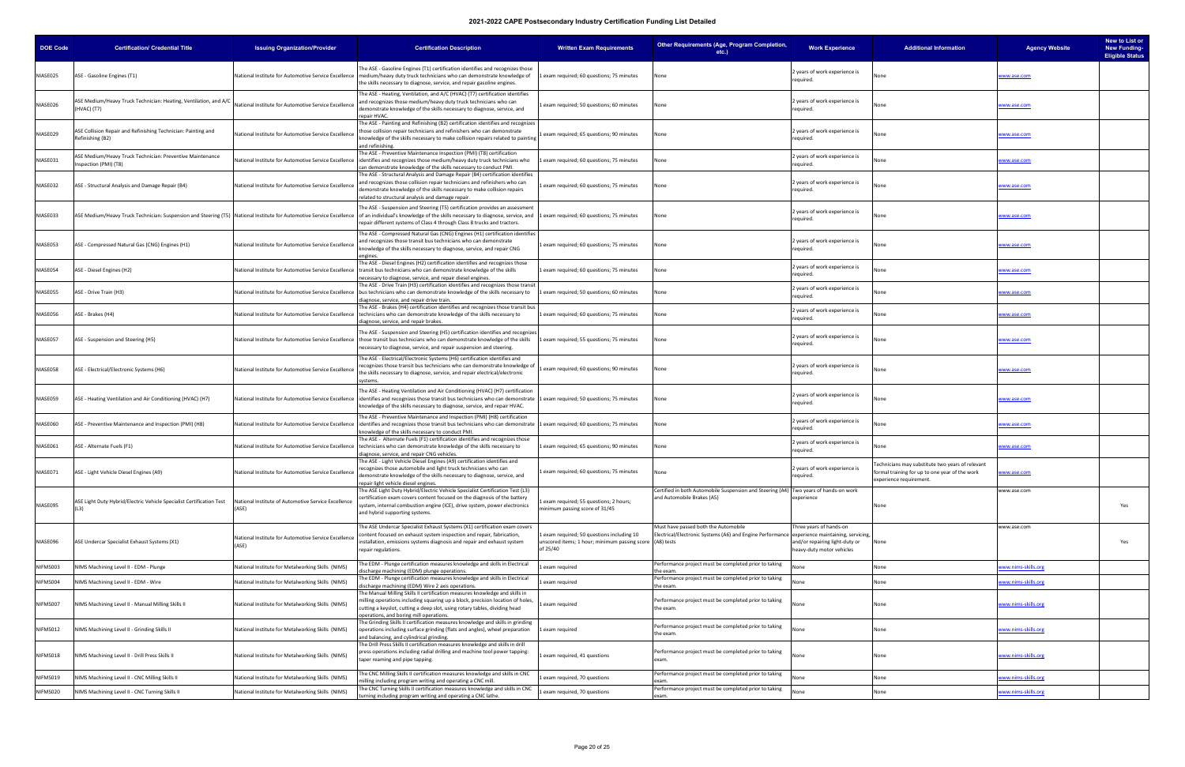# 2021-2022 CAPE Postsecondary Industry Certification Funding List Detailed

| DOE Code | Certification/ Credential Title | Issuing Organization/Provider | Certification Description | Written Exam Requirements | Other Requirements (Age, Program Completion, etc.) | Work Experience | Additional Information | Agency Website | New to List or New Funding-Eligible Status |
|---|---|---|---|---|---|---|---|---|---|
| NIASE025 | ASE - Gasoline Engines (T1) | National Institute for Automotive Service Excellence | The ASE - Gasoline Engines (T1) certification identifies and recognizes those medium/heavy duty truck technicians who can demonstrate knowledge of the skills necessary to diagnose, service, and repair gasoline engines. | 1 exam required; 60 questions; 75 minutes | None | 2 years of work experience is required. | None | www.ase.com | |
| NIASE026 | ASE Medium/Heavy Truck Technician: Heating, Ventilation, and A/C (HVAC) (T7) | National Institute for Automotive Service Excellence | The ASE - Heating, Ventilation, and A/C (HVAC) (T7) certification identifies and recognizes those medium/heavy duty truck technicians who can demonstrate knowledge of the skills necessary to diagnose, service, and repair HVAC. | 1 exam required; 50 questions; 60 minutes | None | 2 years of work experience is required. | None | www.ase.com | |
| NIASE029 | ASE Collision Repair and Refinishing Technician: Painting and Refinishing (B2) | National Institute for Automotive Service Excellence | The ASE - Painting and Refinishing (B2) certification identifies and recognizes those collision repair technicians and refinishers who can demonstrate knowledge of the skills necessary to make collision repairs related to painting and refinishing. | 1 exam required; 65 questions; 90 minutes | None | 2 years of work experience is required. | None | www.ase.com | |
| NIASE031 | ASE Medium/Heavy Truck Technician: Preventive Maintenance Inspection (PMI) (T8) | National Institute for Automotive Service Excellence | The ASE - Preventive Maintenance Inspection (PMI) (T8) certification identifies and recognizes those medium/heavy duty truck technicians who can demonstrate knowledge of the skills necessary to conduct PMI. | 1 exam required; 60 questions; 75 minutes | None | 2 years of work experience is required. | None | www.ase.com | |
| NIASE032 | ASE - Structural Analysis and Damage Repair (B4) | National Institute for Automotive Service Excellence | The ASE - Structural Analysis and Damage Repair (B4) certification identifies and recognizes those collision repair technicians and refinishers who can demonstrate knowledge of the skills necessary to make collision repairs related to structural analysis and damage repair. | 1 exam required; 60 questions; 75 minutes | None | 2 years of work experience is required. | None | www.ase.com | |
| NIASE033 | ASE Medium/Heavy Truck Technician: Suspension and Steering (T5) | National Institute for Automotive Service Excellence | The ASE - Suspension and Steering (T5) certification provides an assessment of an individual's knowledge of the skills necessary to diagnose, service, and repair different systems of Class 4 through Class 8 trucks and tractors. | 1 exam required; 60 questions; 75 minutes | None | 2 years of work experience is required. | None | www.ase.com | |
| NIASE053 | ASE - Compressed Natural Gas (CNG) Engines (H1) | National Institute for Automotive Service Excellence | The ASE - Compressed Natural Gas (CNG) Engines (H1) certification identifies and recognizes those transit bus technicians who can demonstrate knowledge of the skills necessary to diagnose, service, and repair CNG engines. | 1 exam required; 60 questions; 75 minutes | None | 2 years of work experience is required. | None | www.ase.com | |
| NIASE054 | ASE - Diesel Engines (H2) | National Institute for Automotive Service Excellence | The ASE - Diesel Engines (H2) certification identifies and recognizes those transit bus technicians who can demonstrate knowledge of the skills necessary to diagnose, service, and repair diesel engines. | 1 exam required; 60 questions; 75 minutes | None | 2 years of work experience is required. | None | www.ase.com | |
| NIASE055 | ASE - Drive Train (H3) | National Institute for Automotive Service Excellence | The ASE - Drive Train (H3) certification identifies and recognizes those transit bus technicians who can demonstrate knowledge of the skills necessary to diagnose, service, and repair drive train. | 1 exam required; 50 questions; 60 minutes | None | 2 years of work experience is required. | None | www.ase.com | |
| NIASE056 | ASE - Brakes (H4) | National Institute for Automotive Service Excellence | The ASE - Brakes (H4) certification identifies and recognizes those transit bus technicians who can demonstrate knowledge of the skills necessary to diagnose, service, and repair brakes. | 1 exam required; 60 questions; 75 minutes | None | 2 years of work experience is required. | None | www.ase.com | |
| NIASE057 | ASE - Suspension and Steering (H5) | National Institute for Automotive Service Excellence | The ASE - Suspension and Steering (H5) certification identifies and recognizes those transit bus technicians who can demonstrate knowledge of the skills necessary to diagnose, service, and repair suspension and steering. | 1 exam required; 55 questions; 75 minutes | None | 2 years of work experience is required. | None | www.ase.com | |
| NIASE058 | ASE - Electrical/Electronic Systems (H6) | National Institute for Automotive Service Excellence | The ASE - Electrical/Electronic Systems (H6) certification identifies and recognizes those transit bus technicians who can demonstrate knowledge of the skills necessary to diagnose, service, and repair electrical/electronic systems. | 1 exam required; 60 questions; 90 minutes | None | 2 years of work experience is required. | None | www.ase.com | |
| NIASE059 | ASE - Heating Ventilation and Air Conditioning (HVAC) (H7) | National Institute for Automotive Service Excellence | The ASE - Heating Ventilation and Air Conditioning (HVAC) (H7) certification identifies and recognizes those transit bus technicians who can demonstrate knowledge of the skills necessary to diagnose, service, and repair HVAC. | 1 exam required; 50 questions; 75 minutes | None | 2 years of work experience is required. | None | www.ase.com | |
| NIASE060 | ASE - Preventive Maintenance and Inspection (PMI) (H8) | National Institute for Automotive Service Excellence | The ASE - Preventive Maintenance and Inspection (PMI) (H8) certification identifies and recognizes those transit bus technicians who can demonstrate knowledge of the skills necessary to conduct PMI. | 1 exam required; 60 questions; 75 minutes | None | 2 years of work experience is required. | None | www.ase.com | |
| NIASE061 | ASE - Alternate Fuels (F1) | National Institute for Automotive Service Excellence | The ASE - Alternate Fuels (F1) certification identifies and recognizes those technicians who can demonstrate knowledge of the skills necessary to diagnose, service, and repair CNG vehicles. | 1 exam required; 65 questions; 90 minutes | None | 2 years of work experience is required. | None | www.ase.com | |
| NIASE071 | ASE - Light Vehicle Diesel Engines (A9) | National Institute for Automotive Service Excellence | The ASE - Light Vehicle Diesel Engines (A9) certification identifies and recognizes those automobile and light truck technicians who can demonstrate knowledge of the skills necessary to diagnose, service, and repair light vehicle diesel engines. | 1 exam required; 60 questions; 75 minutes | None | 2 years of work experience is required. | Technicians may substitute two years of relevant formal training for up to one year of the work experience requirement. | www.ase.com | |
| NIASE095 | ASE Light Duty Hybrid/Electric Vehicle Specialist Certification Test (L3) | National Institute of Automotive Service Excellence (ASE) | The ASE Light Duty Hybrid/Electric Vehicle Specialist Certification Test (L3) certification exam covers content focused on the diagnosis of the battery system, internal combustion engine (ICE), drive system, power electronics and hybrid supporting systems. | 1 exam required; 55 questions; 2 hours; minimum passing score of 31/45 | Certified in both Automobile Suspension and Steering (A4) and Automobile Brakes (A5) | Two years of hands-on work experience | None | www.ase.com | Yes |
| NIASE096 | ASE Undercar Specialist Exhaust Systems (X1) | National Institute for Automotive Service Excellence (ASE) | The ASE Undercar Specialist Exhaust Systems (X1) certification exam covers content focused on exhaust system inspection and repair, fabrication, installation, emissions systems diagnosis and repair and exhaust system repair regulations. | 1 exam required; 50 questions including 10 unscored items; 1 hour; minimum passing score of 25/40 | Must have passed both the Automobile Electrical/Electronic Systems (A6) and Engine Performance (A8) tests | Three years of hands-on experience maintaining, servicing, and/or repairing light-duty or heavy-duty motor vehicles | None | www.ase.com | Yes |
| NIFMS003 | NIMS Machining Level II - EDM - Plunge | National Institute for Metalworking Skills (NIMS) | The EDM - Plunge certification measures knowledge and skills in Electrical discharge machining (EDM) plunge operations. | 1 exam required | Performance project must be completed prior to taking the exam. | None | None | www.nims-skills.org | |
| NIFMS004 | NIMS Machining Level II - EDM - Wire | National Institute for Metalworking Skills (NIMS) | The EDM - Plunge certification measures knowledge and skills in Electrical discharge machining (EDM) Wire 2 axis operations. | 1 exam required | Performance project must be completed prior to taking the exam. | None | None | www.nims-skills.org | |
| NIFMS007 | NIMS Machining Level II - Manual Milling Skills II | National Institute for Metalworking Skills (NIMS) | The Manual Milling Skills II certification measures knowledge and skills in milling operations including squaring up a block, precision location of holes, cutting a keyslot, cutting a deep slot, using rotary tables, dividing head operations, and boring mill operations. | 1 exam required | Performance project must be completed prior to taking the exam. | None | None | www.nims-skills.org | |
| NIFMS012 | NIMS Machining Level II - Grinding Skills II | National Institute for Metalworking Skills (NIMS) | The Grinding Skills II certification measures knowledge and skills in grinding operations including surface grinding (flats and angles), wheel preparation and balancing, and cylindrical grinding. | 1 exam required | Performance project must be completed prior to taking the exam. | None | None | www.nims-skills.org | |
| NIFMS018 | NIMS Machining Level II - Drill Press Skills II | National Institute for Metalworking Skills (NIMS) | The Drill Press Skills II certification measures knowledge and skills in drill press operations including radial drilling and machine tool power tapping: taper reaming and pipe tapping. | 1 exam required, 41 questions | Performance project must be completed prior to taking exam. | None | None | www.nims-skills.org | |
| NIFMS019 | NIMS Machining Level II - CNC Milling Skills II | National Institute for Metalworking Skills (NIMS) | The CNC Milling Skills II certification measures knowledge and skills in CNC milling including program writing and operating a CNC mill. | 1 exam required, 70 questions | Performance project must be completed prior to taking exam. | None | None | www.nims-skills.org | |
| NIFMS020 | NIMS Machining Level II - CNC Turning Skills II | National Institute for Metalworking Skills (NIMS) | The CNC Turning Skills II certification measures knowledge and skills in CNC turning including program writing and operating a CNC lathe. | 1 exam required, 70 questions | Performance project must be completed prior to taking exam. | None | None | www.nims-skills.org | |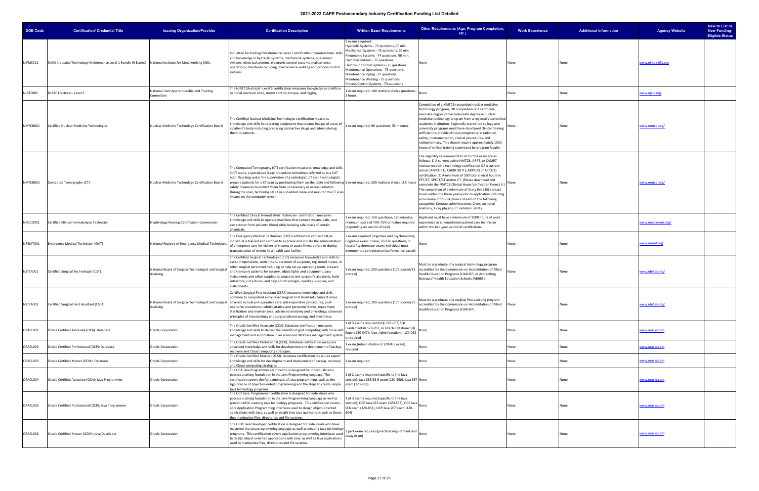# 2021-2022 CAPE Postsecondary Industry Certification Funding List Detailed

| DOE Code | Certification/ Credential Title | Issuing Organization/Provider | Certification Description | Written Exam Requirements | Other Requirements (Age, Program Completion, etc.) | Work Experience | Additional Information | Agency Website | New to List or New Funding-Eligible Status |
|---|---|---|---|---|---|---|---|---|---|
| NIFMS021 | NIMS Industrial Technology Maintenance Level 1 Bundle (9 Exams) | National Institute for Metalworking Skills | Industrial Technology Maintenance Level 1 certification measures basic skills and knowledge in hydraulic systems, mechanical systems, pneumonic systems, electrical systems, electronic control systems, maintenance operations, maintenance piping, maintenance welding and process control systems. | 9 exams required: Hydraulic Systems - 75 questions, 90 min. Mechanical Systems - 75 questions, 90 min. Pneumonic Systems - 74 questions, 90 min. Electrical Systems - 75 questions Electronic Control Systems - 75 questions Maintenance Operations - 75 questions Maintenance Piping - 75 questions Maintenance Welding - 75 questions Process Control Systems - 73 questions | None | None | None | www.nims-skills.org | |
| NJATC001 | NJATC Electrical - Level 5 | National Joint Apprenticeship and Training Committee | The NJATC Electrical - Level 5 certification measures knowledge and skills in national electrical code; motor control; torque; and rigging. | 1 exam required; 100 multiple choice questions; 3 hours | None | None | None | www.njatc.org | |
| NMTCB001 | Certified Nuclear Medicine Technologist | Nuclear Medicine Technology Certification Board | The Certified Nuclear Medicine Technologist certification measures knowledge and skills in operating equipment that creates images of areas of a patient's body including preparing radioactive drugs and administering them to patients. | 1 exam required; 90 questions; 55 minutes | Completion of a NMTCB recognized nuclear medicine technology program; OR completion of a certificate, associate degree or baccalaureate degree in nuclear medicine technology program from a regionally accredited academic institution. Regionally accredited college and university programs must have structured clinical training sufficient to provide clinical competency in radiation safety, instrumentation, clinical procedures, and radiopharmacy. This should require approximately 1000 hours of clinical training supervised by program faculty. | None | None | www.nmtcb.org/ | |
| NMTCB002 | Computed Tomography (CT) | Nuclear Medicine Technology Certification Board | The Computed Tomography (CT) certification measures knowledge and skills in CT scans, a specialized X-ray procedure sometimes referred to as a CAT scan. Working under the supervision of a radiologist, CT scan technologists prepare patients for a CT scan by positioning them on the table and following safety measures to protect them from unnecessary or excess radiation. During the scan, technologists sit in a shielded room and monitor the CT scan images on the computer screen. | 1 exam required; 200 multiple choice; 3.5 hours | The eligibility requirements to sit for the exam are as follows: 1) A current active NMTCB, ARRT, or CAMRT nuclear medicine technology certification OR a current active CAMRT(RT), CAMRT(RT), ARRT(R) or ARRT(T) certification. 2) A minimum of 500 total clinical hours in PET/CT, SPECT/CT and/or CT. (Please download and complete the NMTCB Clinical Hours Verification Form.) 3.) The completion of a minimum of thirty five (35) contact hours within the three years prior to application including a minimum of four (4) hours of each of the following categories: Contrast administration, Cross-sectional anatomy, X-ray physics, CT radiation safety. | None | None | www.nmtcb.org/ | |
| NNCCO001 | Certified Clinical Hemodialysis Technician | Nephrology Nursing Certification Commission | The Certified Clinical Hemodialysis Technician certification measures knowledge and skills to operate machines that remove wastes, salts, and extra water from patients' blood while keeping safe levels of certain chemicals. | 1 exam required; 150 questions; 180 minutes; minimum score of 70%-75% or higher required (depending on version of test) | Applicant must have a minimum of 2000 hours of work experience as a hemodialysis patient care technician within the two-year period of certification. | | | www.nncc-exam.org/ | |
| NREMT001 | Emergency Medical Technician (EMT) | National Registry of Emergency Medical Technicians | The Emergency Medical Technician (EMT) certification verifies that an individual is trained and certified to appraise and initiate the administration of emergency care for victims of trauma or acute illness before or during transportation of victims to a health care facility. | 2 exams required (cognitive and psychomotor); Cognitive exam: online; 70-120 questions; 2 hours; Psychomotor exam: Individual must demonstrate competence (performance based). | None | None | None | www.nremt.org | |
| NSTSA001 | Certified Surgical Technologist (CST) | National Board of Surgical Technologist and Surgical Assisting | The Certified Surgical Technologist (CST) measures knowledge and skills to assist in operations, under the supervision of surgeons, registered nurses, or other surgical personnel including to help set up operating room, prepare and transport patients for surgery, adjust lights and equipment, pass instruments and other supplies to surgeons and surgeon's assistants, hold retractors, cut sutures, and help count sponges, needles, supplies, and instruments. | 1 exam required, 200 questions (175 scored/25 pretest) | Must be a graduate of a surgical technology program accredited by the Commission on Accreditation of Allied Health Education Programs (CAAHEP) or Accrediting Bureau of Health Education Schools (ABHES). | None | None | www.nbstsa.org/ | |
| NSTSA002 | Certified Surgical First Assistant (CSFA) | National Board of Surgical Technologist and Surgical Assisting | Certified Surgical First Assistant (CSFA) measures knowledge and skills common to competent entry-level Surgical First Assistants. Subject areas covered include pre-operative care; intra-operative procedures; post-operative procedures; administrative and personnel duties; equipment, sterilization and maintenance; advanced anatomy and physiology; advanced principles of microbiology and surgical pharmacology and anesthesia. | 1 exam required, 200 questions (175 scored/25 pretest) | Must be a graduate of a surgical first assisting program accredited by the Commission on Accreditation of Allied Health Education Programs (CAAHEP). | None | None | www.nbstsa.org/ | |
| ORACL001 | Oracle Certified Associate (OCA): Database | Oracle Corporation | The Oracle Certified Associate (OCA): Database certification measures knowledge and skills to deliver the benefits of grid computing with more self-management and automation in an advanced database management system. | 1 of 3 exams required (SQL 1Z0-007, SQL Fundamentals 1Z0-051, or Oracle Database SQL Expert 1Z0-047); Also, Administration I: 1Z0-052 is required | None | None | None | www.oracle.com | |
| ORACL002 | Oracle Certified Professional (OCP): Database | Oracle Corporation | The Oracle Certified Professional (OCP): Database certification measures advanced knowledge and skills for development and deployment of backup, recovery and Cloud computing strategies. | 1 exam (Administration II 1Z0-053 exam) required | None | None | None | www.oracle.com | |
| ORACL003 | Oracle Certified Master (OCM): Database | Oracle Corporation | The Oracle Certified Master (OCM): Database certification measures expert knowledge and skills for development and deployment of backup, recovery and Cloud computing strategies. | 1 exam required | None | None | None | www.oracle.com | |
| ORACL004 | Oracle Certified Associate (OCA): Java Programmer | Oracle Corporation | The OCA Java Programmer certification is designed for individuals who possess a strong foundation in the Java Programming language. This certification covers the fundamentals of Java programming, such as the significance of object-oriented programming and the steps to create simple Java technology programs. | 1 of 2 exams required (specific to the Java version); Java SE5/SE 6 exam (1Z0-850), Java SE7 exam (1Z0-803) | None | None | None | www.oracle.com | |
| ORACL005 | Oracle Certified Professional (OCP): Java Programmer | Oracle Corporation | The OCP Java Programmer certification is designed for individuals who possess a strong foundation in the Java Programming language as well as proven skill in creating Java technology programs. This certification covers core Application Programming interfaces used to design object-oriented applications with Java, as well as insight into Java applications such as those that manipulate files, directories and file systems. | 1 of 3 exams required (specific to the Java version); OCP Java SE5 exam (1Z0-853), OCP Java SE6 exam (1Z0-851), OCP Java SE7 exam (1Z0-804) | None | None | None | www.oracle.com | |
| ORACL006 | Oracle Certified Master (OCM): Java Developer | Oracle Corporation | The OCM Java Developer certification is designed for individuals who have mastered the Java programming language as well as creating Java technology programs. This certification covers application programming interfaces used to design object-oriented applications with Java, as well as Java applications used to manipulate files, directories and file systems. | 2 part exam required (practical requirement and essay exam) | None | None | None | www.oracle.com | |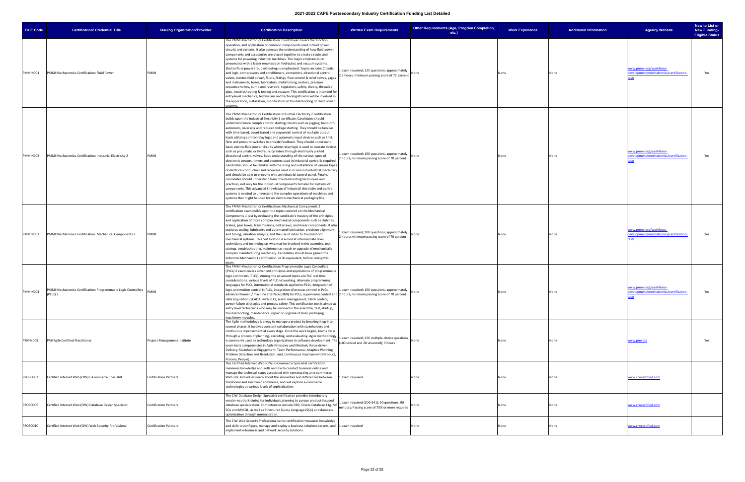# 2021-2022 CAPE Postsecondary Industry Certification Funding List Detailed

| DOE Code | Certification/ Credential Title | Issuing Organization/Provider | Certification Description | Written Exam Requirements | Other Requirements (Age, Program Completion, etc.) | Work Experience | Additional Information | Agency Website | New to List or New Funding-Eligible Status |
|---|---|---|---|---|---|---|---|---|---|
| PMMIN001 | PMMI Mechatronics Certification: Fluid Power | PMMI | The PMMI Mechatronics Certification: Fluid Power covers the function, operation, and application of common components used in fluid power circuits and systems. It also assesses the understanding of how fluid power components and accessories are placed together to create circuits and systems for powering industrial machines. The major emphasis is on pneumatics with a lesser emphasis on hydraulics and vacuum systems. Electro-fluid power troubleshooting is emphasized. Topics include: Circuits and logic, compressors and conditioners, connectors, directional control valves, electro-fluid power, filters, fittings, flow control & relief valves, gages and instruments, hoses, lubricators, metal tubing, motors, pressure sequence valves, pump and reservoir, regulators, safety, theory, threaded pipe, troubleshooting & testing and vacuum. This certification is intended for entry-level mechanics, technicians and technologists who will be involved in the application, installation, modification or troubleshooting of Fluid Power systems. | 1 exam required; 125 questions; approximately 2.5 hours; minimum passing score of 72 percent | None | None | None | www.pmmi.org/workforce-development/mechatronics/certification-tests | Yes |
| PMMIN002 | PMMI Mechatronics Certification: Industrial Electricity 2 | PMMI | The PMMI Mechatronics Certification: Industrial Electricity 2 certification builds upon the Industrial Electricity 1 certificate. Candidates should understand more complex motor starting circuits such as jogging, hand-off-automatic, reversing and reduced voltage starting. They should be familiar with time-based, count-based and sequential control of multiple output loads utilizing control relay logic and automatic input devices such as limit, flow and pressure switches to provide feedback. They should understand basic electro-fluid power circuits where relay logic is used to operate devices such as pneumatic or hydraulic cylinders through electrically piloted directional control valves. Basic understanding of the various types of electronic sensors, timers and counters used in industrial control is required. Candidates should be familiar with the sizing and installation of various types of electrical conductors and raceways used in or around industrial machinery and should be able to properly wire an industrial control panel. Finally, candidates should understand basic troubleshooting techniques and practices, not only for the individual components but also for systems of components. This advanced knowledge of industrial electricity and control systems is needed to understand the complex operations of machines and systems that might be used for an electro-mechanical packaging line. | 1 exam required; 100 questions; approximately 2 hours; minimum passing score of 70 percent | None | None | None | www.pmmi.org/workforce-development/mechatronics/certification-tests | Yes |
| PMMIN003 | PMMI Mechatronics Certification: Mechanical Components 2 | PMMI | The PMMI Mechatronics Certification: Mechanical Components 2 certification exam builds upon the topics covered on the Mechanical Components 1 test by evaluating the candidate's mastery of the principles and application of more complex mechanical components such as clutches, brakes, gear boxes, transmissions, ball screws, and linear components. It also explores sealing, lubricants and automated lubrication, precision alignment and timing, vibration analysis, and the use of video to troubleshoot mechanical systems. This certification is aimed at intermediate level technicians and technologists who may be involved in the assembly, test, startup, troubleshooting, maintenance, repair or upgrade of mechanically complex manufacturing machinery. Candidates should have gained the Industrial Mechanics 1 certification, or its equivalent, before taking this exam. | 1 exam required; 100 questions; approximately 2 hours; minimum passing score of 70 percent | None | None | None | www.pmmi.org/workforce-development/mechatronics/certification-tests | Yes |
| PMMIN004 | PMMI Mechatronics Certification: Programmable Logic Controllers (PLCs) 2 | PMMI | The PMMI Mechatronics Certification: Programmable Logic Controllers (PLCs) 2 exam covers advanced principles and applications of programmable logic controllers (PLCs). Among the advanced topics are PLC real time considerations, various levels of PLC networking, alternate programming languages for PLCs, international standards applied to PLCs, integration of logic and motion control in PLCs, integration of process control in PLCs, advanced human / machine interface (HMI) for PLCs, supervisory control and data acquisition (SCADA) with PLCs, alarm management, batch control, power failure strategies and process safety. This certification test is aimed at entry level technicians who may be involved in the assembly, test, startup, troubleshooting, maintenance, repair or upgrade of basic packaging machinery modules. | 1 exam required; 100 questions; approximately 2 hours; minimum passing score of 70 percent | None | None | None | www.pmmi.org/workforce-development/mechatronics/certification-tests | Yes |
| PRMIN005 | PMI Agile Certified Practitioner | Project Management Institute | The Agile methodology is a way to manage a project by breaking it up into several phases. It involves constant collaboration with stakeholders and continuous improvement at every stage. Once the work begins, teams cycle through a process of planning, executing, and evaluating. Agile methodology is commonly used by technology organizations in software development. The exam tests competencies in Agile Principles and Mindset; Value-driven Delivery; Stakeholder Engagement; Team Performance; Adaptive Planning; Problem Detection and Resolution; and, Continuous Improvement (Product, Process, People). | 1 exam required; 120 multiple-choice questions (100 scored and 20 unscored); 3 hours | None | None | None | www.pmi.org | Yes |
| PROSO003 | Certified Internet Web (CIW) E-Commerce Specialist | Certification Partners | The Certified Internet Web (CIW) E-Commerce Specialist certification measures knowledge and skills on how to conduct business online and manage the technical issues associated with constructing an e-commerce Web site. Individuals learn about the similarities and differences between traditional and electronic commerce, and will explore e-commerce technologies at various levels of sophistication. | 1 exam required | None | None | None | www.ciwcertified.com | |
| PROSO006 | Certified Internet Web (CIW) Database Design Specialist | Certification Partners | The CIW Database Design Specialist certification provides introductory vendor-neutral training for individuals planning to pursue product-focused database specialization. Competencies include DB2, Oracle Database 11g, MS SQL and MySQL, as well as Structured Query Language (SQL) and database optimization through normalization. | 1 exam required (1D0-541); 50 questions; 90 minutes; Passing score of 75% or more required | None | None | None | www.ciwcertified.com | |
| PROSO010 | Certified Internet Web (CIW) Web Security Professional | Certification Partners | The CIW Web Security Professional series certification measures knowledge and skills to configure, manage and deploy e-business solutions servers, and implement e-business and network security solutions. | 1 exam required | None | None | None | www.ciwcertified.com | |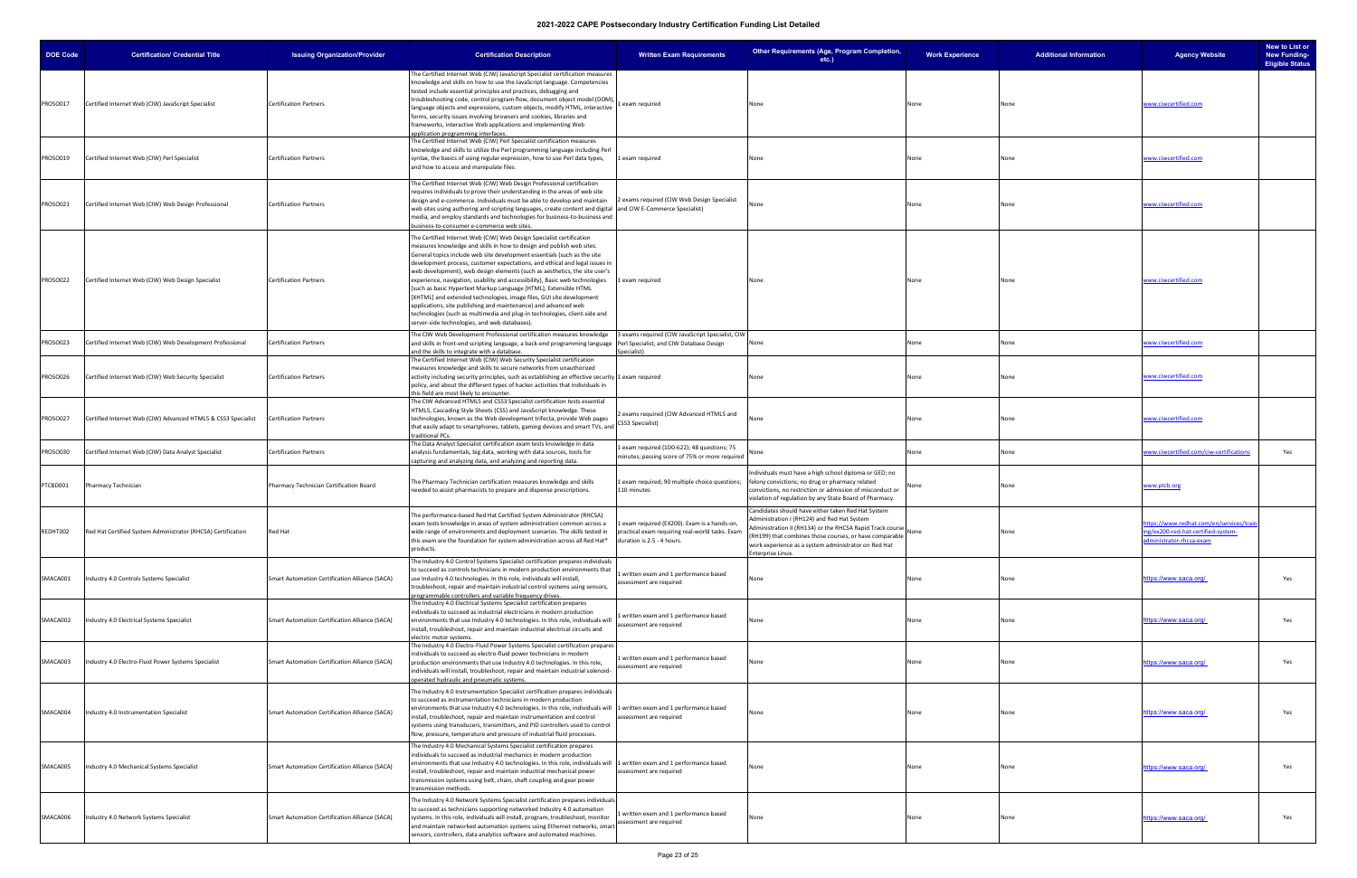# 2021-2022 CAPE Postsecondary Industry Certification Funding List Detailed

| DOE Code | Certification/ Credential Title | Issuing Organization/Provider | Certification Description | Written Exam Requirements | Other Requirements (Age, Program Completion, etc.) | Work Experience | Additional Information | Agency Website | New to List or New Funding-Eligible Status |
|---|---|---|---|---|---|---|---|---|---|
| PROSO017 | Certified Internet Web (CIW) JavaScript Specialist | Certification Partners | The Certified Internet Web (CIW) JavaScript Specialist certification measures knowledge and skills on how to use the JavaScript language. Competencies tested include essential principles and practices, debugging and troubleshooting code, control program flow, document object model (DOM), language objects and expressions, custom objects, modify HTML, interactive forms, security issues involving browsers and cookies, libraries and frameworks, interactive Web applications and implementing Web application programming interfaces. | 1 exam required | None | None | None | www.ciwcertified.com | |
| PROSO019 | Certified Internet Web (CIW) Perl Specialist | Certification Partners | The Certified Internet Web (CIW) Perl Specialist certification measures knowledge and skills to utilize the Perl programming language including Perl syntax, the basics of using regular expression, how to use Perl data types, and how to access and manipulate files. | 1 exam required | None | None | None | www.ciwcertified.com | |
| PROSO021 | Certified Internet Web (CIW) Web Design Professional | Certification Partners | The Certified Internet Web (CIW) Web Design Professional certification requires individuals to prove their understanding in the areas of web site design and e-commerce. Individuals must be able to develop and maintain web sites using authoring and scripting languages, create content and digital media, and employ standards and technologies for business-to-business and business-to-consumer e-commerce web sites. | 2 exams required (CIW Web Design Specialist and CIW E-Commerce Specialist) | None | None | None | www.ciwcertified.com | |
| PROSO022 | Certified Internet Web (CIW) Web Design Specialist | Certification Partners | The Certified Internet Web (CIW) Web Design Specialist certification measures knowledge and skills in how to design and publish web sites. General topics include web site development essentials (such as the site development process, customer expectations, and ethical and legal issues in web development), web design elements (such as aesthetics, the site user's experience, navigation, usability and accessibility), Basic web technologies (such as basic Hypertext Markup Language [HTML], Extensible HTML [XHTML] and extended technologies, image files, GUI site development applications, site publishing and maintenance) and advanced web technologies (such as multimedia and plug-in technologies, client-side and server-side technologies, and web databases). | 1 exam required | None | None | None | www.ciwcertified.com | |
| PROSO023 | Certified Internet Web (CIW) Web Development Professional | Certification Partners | The CIW Web Development Professional certification measures knowledge and skills in front-end scripting language, a back-end programming language and the skills to integrate with a database. | 3 exams required (CIW JavaScript Specialist, CIW Perl Specialist, and CIW Database Design Specialist) | None | None | None | www.ciwcertified.com | |
| PROSO026 | Certified Internet Web (CIW) Web Security Specialist | Certification Partners | The Certified Internet Web (CIW) Web Security Specialist certification measures knowledge and skills to secure networks from unauthorized activity including security principles, such as establishing an effective security policy, and about the different types of hacker activities that individuals in this field are most likely to encounter. | 1 exam required | None | None | None | www.ciwcertified.com | |
| PROSO027 | Certified Internet Web (CIW) Advanced HTML5 & CSS3 Specialist | Certification Partners | The CIW Advanced HTML5 and CSS3 Specialist certification tests essential HTML5, Cascading Style Sheets (CSS) and JavaScript knowledge. These technologies, known as the Web development trifecta, provide Web pages that easily adapt to smartphones, tablets, gaming devices and smart TVs, and traditional PCs. | 2 exams required (CIW Advanced HTML5 and CSS3 Specialist) | None | None | None | www.ciwcertified.com | |
| PROSO030 | Certified Internet Web (CIW) Data Analyst Specialist | Certification Partners | The Data Analyst Specialist certification exam tests knowledge in data analysis fundamentals, big data, working with data sources, tools for capturing and analyzing data, and analyzing and reporting data. | 1 exam required (1D0-622); 48 questions; 75 minutes; passing score of 75% or more required | None | None | None | www.ciwcertified.com/ciw-certifications | Yes |
| PTCBD001 | Pharmacy Technician | Pharmacy Technician Certification Board | The Pharmacy Technician certification measures knowledge and skills needed to assist pharmacists to prepare and dispense prescriptions. | 1 exam required; 90 multiple choice questions; 110 minutes | Individuals must have a high school diploma or GED; no felony convictions; no drug or pharmacy related convictions; no restriction or admission of misconduct or violation of regulation by any State Board of Pharmacy. | None | None | www.ptcb.org | |
| REDHT002 | Red Hat Certified System Administrator (RHCSA) Certification | Red Hat | The performance-based Red Hat Certified System Administrator (RHCSA) exam tests knowledge in areas of system administration common across a wide range of environments and deployment scenarios. The skills tested in this exam are the foundation for system administration across all Red Hat® products. | 1 exam required (EX200). Exam is a hands-on, practical exam requiring real-world tasks. Exam duration is 2.5 - 4 hours. | Candidates should have either taken Red Hat System Administration I (RH124) and Red Hat System Administration II (RH134) or the RHCSA Rapid Track course (RH199) that combines those courses, or have comparable work experience as a system administrator on Red Hat Enterprise Linux. | None | None | https://www.redhat.com/en/services/training/ex200-red-hat-certified-system-administrator-rhcsa-exam | |
| SMACA001 | Industry 4.0 Controls Systems Specialist | Smart Automation Certification Alliance (SACA) | The Industry 4.0 Control Systems Specialist certification prepares individuals to succeed as controls technicians in modern production environments that use Industry 4.0 technologies. In this role, individuals will install, troubleshoot, repair and maintain industrial control systems using sensors, programmable controllers and variable frequency drives. | 1 written exam and 1 performance based assessment are required | None | None | None | https://www.saca.org/ | Yes |
| SMACA002 | Industry 4.0 Electrical Systems Specialist | Smart Automation Certification Alliance (SACA) | The Industry 4.0 Electrical Systems Specialist certification prepares individuals to succeed as industrial electricians in modern production environments that use Industry 4.0 technologies. In this role, individuals will install, troubleshoot, repair and maintain industrial electrical circuits and electric motor systems. | 1 written exam and 1 performance based assessment are required | None | None | None | https://www.saca.org/ | Yes |
| SMACA003 | Industry 4.0 Electro-Fluid Power Systems Specialist | Smart Automation Certification Alliance (SACA) | The Industry 4.0 Electro-Fluid Power Systems Specialist certification prepares individuals to succeed as electro-fluid power technicians in modern production environments that use Industry 4.0 technologies. In this role, individuals will install, troubleshoot, repair and maintain industrial solenoid-operated hydraulic and pneumatic systems. | 1 written exam and 1 performance based assessment are required | None | None | None | https://www.saca.org/ | Yes |
| SMACA004 | Industry 4.0 Instrumentation Specialist | Smart Automation Certification Alliance (SACA) | The Industry 4.0 Instrumentation Specialist certification prepares individuals to succeed as instrumentation technicians in modern production environments that use Industry 4.0 technologies. In this role, individuals will install, troubleshoot, repair and maintain instrumentation and control systems using transducers, transmitters, and PID controllers used to control flow, pressure, temperature and pressure of industrial fluid processes. | 1 written exam and 1 performance based assessment are required | None | None | None | https://www.saca.org/ | Yes |
| SMACA005 | Industry 4.0 Mechanical Systems Specialist | Smart Automation Certification Alliance (SACA) | The Industry 4.0 Mechanical Systems Specialist certification prepares individuals to succeed as industrial mechanics in modern production environments that use Industry 4.0 technologies. In this role, individuals will install, troubleshoot, repair and maintain industrial mechanical power transmission systems using belt, chain, shaft coupling and gear power transmission methods. | 1 written exam and 1 performance based assessment are required | None | None | None | https://www.saca.org/ | Yes |
| SMACA006 | Industry 4.0 Network Systems Specialist | Smart Automation Certification Alliance (SACA) | The Industry 4.0 Network Systems Specialist certification prepares individuals to succeed as technicians supporting networked Industry 4.0 automation systems. In this role, individuals will install, program, troubleshoot, monitor and maintain networked automation systems using Ethernet networks, smart sensors, controllers, data analytics software and automated machines. | 1 written exam and 1 performance based assessment are required | None | None | None | https://www.saca.org/ | Yes |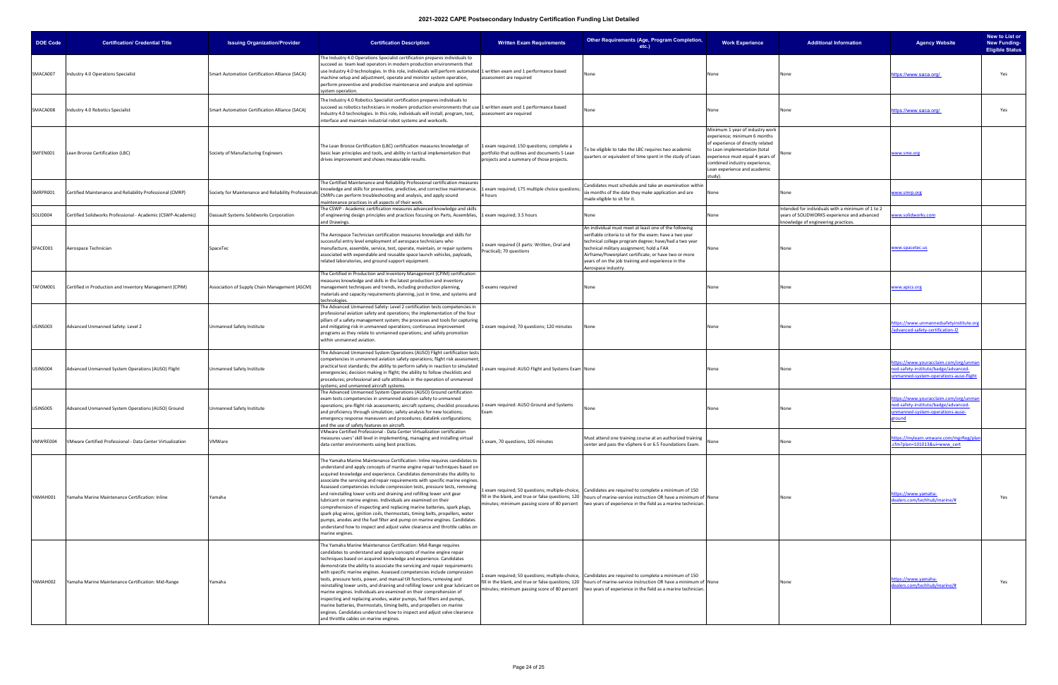# 2021-2022 CAPE Postsecondary Industry Certification Funding List Detailed

| DOE Code | Certification/ Credential Title | Issuing Organization/Provider | Certification Description | Written Exam Requirements | Other Requirements (Age, Program Completion, etc.) | Work Experience | Additional Information | Agency Website | New to List or New Funding-Eligible Status |
|---|---|---|---|---|---|---|---|---|---|
| SMACA007 | Industry 4.0 Operations Specialist | Smart Automation Certification Alliance (SACA) | The Industry 4.0 Operations Specialist certification prepares individuals to succeed as team lead operators in modern production environments that use Industry 4.0 technologies. In this role, individuals will perform automated machine setup and adjustment, operate and monitor system operation, perform preventive and predictive maintenance and analyze and optimize system operation. | 1 written exam and 1 performance based assessment are required | None | None | None | https://www.saca.org/ | Yes |
| SMACA008 | Industry 4.0 Robotics Specialist | Smart Automation Certification Alliance (SACA) | The Industry 4.0 Robotics Specialist certification prepares individuals to succeed as robotics technicians in modern production environments that use Industry 4.0 technologies. In this role, individuals will install, program, test, interface and maintain industrial robot systems and workcells. | 1 written exam and 1 performance based assessment are required | None | None | None | https://www.saca.org/ | Yes |
| SMFEN001 | Lean Bronze Certification (LBC) | Society of Manufacturing Engineers | The Lean Bronze Certification (LBC) certification measures knowledge of basic lean principles and tools, and ability in tactical implementation that drives improvement and shows measurable results. | 1 exam required; 150 questions; complete a portfolio that outlines and documents 5 Lean projects and a summary of those projects. | To be eligible to take the LBC requires two academic quarters or equivalent of time spent in the study of Lean. | Minimum 1 year of industry work experience; minimum 6 months of experience of directly related to Lean implementation (total experience must equal 4 years of combined industry experience, Lean experience and academic study). | None | www.sme.org | |
| SMRPR001 | Certified Maintenance and Reliability Professional (CMRP) | Society for Maintenance and Reliability Professionals | The Certified Maintenance and Reliability Professional certification measures knowledge and skills for preventive, predictive, and corrective maintenance. CMRPs can perform troubleshooting and analysis, and apply sound maintenance practices in all aspects of their work. | 1 exam required; 175 multiple choice questions; 4 hours | Candidates must schedule and take an examination within six months of the date they make application and are made eligible to sit for it. | None | None | www.smrp.org | |
| SOLID004 | Certified Solidworks Professional - Academic (CSWP-Academic) | Dassault Systems Solidworks Corporation | The CSWP - Academic certification measures advanced knowledge and skills of engineering design principles and practices focusing on Parts, Assemblies, and Drawings. | 1 exam required; 3.5 hours | None | None | Intended for individuals with a minimum of 1 to 2 years of SOLIDWORKS experience and advanced knowledge of engineering practices. | www.solidworks.com | |
| SPACE001 | Aerospace Technician | SpaceTec | The Aerospace Technician certification measures knowledge and skills for successful entry level employment of aerospace technicians who manufacture, assemble, service, test, operate, maintain, or repair systems associated with expendable and reusable space launch vehicles, payloads, related laboratories, and ground support equipment. | 1 exam required (3 parts: Written, Oral and Practical); 70 questions | An individual must meet at least one of the following verifiable criteria to sit for the exam: have a two year technical college program degree; have/had a two year technical military assignment; hold a FAA Airframe/Powerplant certificate; or have two or more years of on the job training and experience in the Aerospace industry. | None | None | www.spacetec.us | |
| TAFOM001 | Certified in Production and Inventory Management (CPIM) | Association of Supply Chain Management (ASCM) | The Certified in Production and Inventory Management (CPIM) certification measures knowledge and skills in the latest production and inventory management techniques and trends, including production planning, materials and capacity requirements planning, just in time, and systems and technologies. | 5 exams required | None | None | None | www.apics.org | |
| USINS003 | Advanced Unmanned Safety: Level 2 | Unmanned Safety Institute | The Advanced Unmanned Safety: Level 2 certification tests competencies in professional aviation safety and operations; the implementation of the four pillars of a safety management system; the processes and tools for capturing and mitigating risk in unmanned operations; continuous improvement programs as they relate to unmanned operations; and safety promotion within unmanned aviation. | 1 exam required; 70 questions; 120 minutes | None | None | None | https://www.unmannedsafetyinstitute.org/advanced-safety-certification-l2 | |
| USINS004 | Advanced Unmanned System Operations (AUSO) Flight | Unmanned Safety Institute | The Advanced Unmanned System Operations (AUSO) Flight certification tests competencies in unmanned aviation safety operations; flight risk assessment; practical test standards; the ability to perform safely in reaction to simulated emergencies; decision making in flight; the ability to follow checklists and procedures; professional and safe attitudes in the operation of unmanned systems; and unmanned aircraft systems. | 1 exam required: AUSO Flight and Systems Exam | None | None | None | https://www.youracclaim.com/org/unmanned-safety-institute/badge/advanced-unmanned-system-operations-auso-flight | |
| USINS005 | Advanced Unmanned System Operations (AUSO) Ground | Unmanned Safety Institute | The Advanced Unmanned System Operations (AUSO) Ground certification exam tests competencies in unmanned aviation safety to unmanned operations; pre-flight risk assessments; aircraft systems; checklist procedures and proficiency through simulation; safety analysis for new locations; emergency response maneuvers and procedures; datalink configurations; and the use of safety features on aircraft. | 1 exam required: AUSO Ground and Systems Exam | None | None | None | https://www.youracclaim.com/org/unmanned-safety-institute/badge/advanced-unmanned-system-operations-auso-ground | |
| VMWRE004 | VMware Certified Professional - Data Center Virtualization | VMWare | VMware Certified Professional - Data Center Virtualization certification measures users' skill level in implementing, managing and installing virtual data center environments using best practices. | 1 exam, 70 questions, 105 minutes | Must attend one training course at an authorized training center and pass the vSphere 6 or 6.5 Foundations Exam. | None | None | https://mylearn.vmware.com/mgrReg/plan.cfm?plan=101013&ui=www_cert | |
| YAMAH001 | Yamaha Marine Maintenance Certification: Inline | Yamaha | The Yamaha Marine Maintenance Certification: Inline requires candidates to understand and apply concepts of marine engine repair techniques based on acquired knowledge and experience. Candidates demonstrate the ability to associate the servicing and repair requirements with specific marine engines. Assessed competencies include compression tests, pressure tests, removing and reinstalling lower units and draining and refilling lower unit gear lubricant on marine engines. Individuals are examined on their comprehension of inspecting and replacing marine batteries, spark plugs, spark plug wires, ignition coils, thermostats, timing belts, propellers, water pumps, anodes and the fuel filter and pump on marine engines. Candidates understand how to inspect and adjust valve clearance and throttle cables on marine engines. | 1 exam required; 50 questions; multiple-choice, fill in the blank, and true or false questions; 120 minutes; minimum passing score of 80 percent | Candidates are required to complete a minimum of 150 hours of marine-service instruction OR have a minimum of two years of experience in the field as a marine technician. | None | None | https://www.yamaha-dealers.com/techhub/marine/# | Yes |
| YAMAH002 | Yamaha Marine Maintenance Certification: Mid-Range | Yamaha | The Yamaha Marine Maintenance Certification: Mid-Range requires candidates to understand and apply concepts of marine engine repair techniques based on acquired knowledge and experience. Candidates demonstrate the ability to associate the servicing and repair requirements with specific marine engines. Assessed competencies include compression tests, pressure tests, power, and manual tilt functions, removing and reinstalling lower units, and draining and refilling lower unit gear lubricant on marine engines. Individuals are examined on their comprehension of inspecting and replacing anodes, water pumps, fuel filters and pumps, marine batteries, thermostats, timing belts, and propellers on marine engines. Candidates understand how to inspect and adjust valve clearance and throttle cables on marine engines. | 1 exam required; 50 questions; multiple-choice, fill in the blank, and true or false questions; 120 minutes; minimum passing score of 80 percent | Candidates are required to complete a minimum of 150 hours of marine-service instruction OR have a minimum of two years of experience in the field as a marine technician. | None | None | https://www.yamaha-dealers.com/techhub/marine/# | Yes |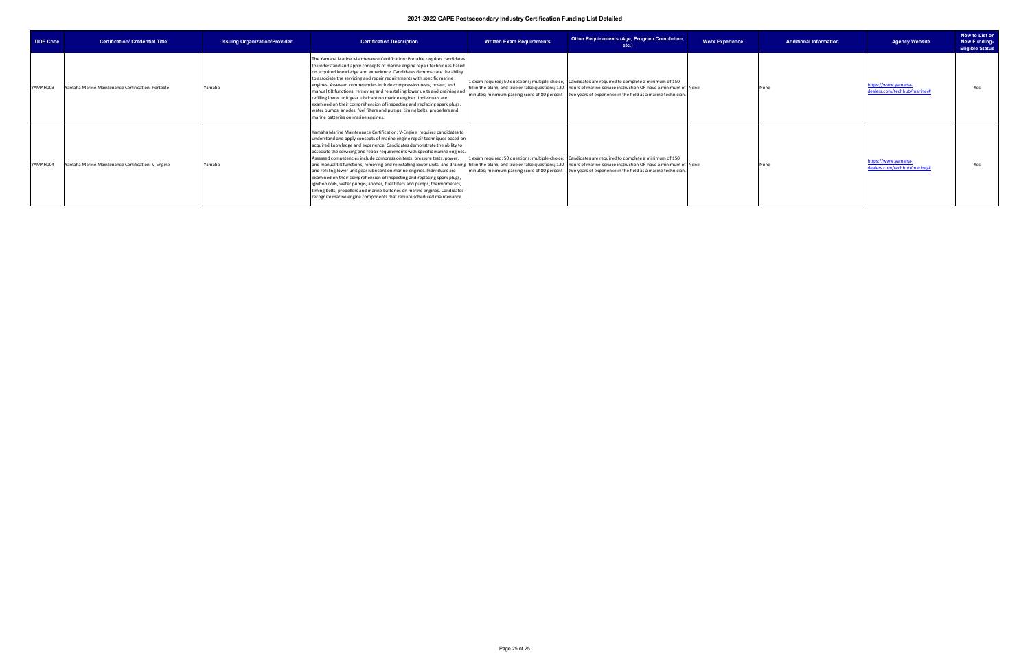# 2021-2022 CAPE Postsecondary Industry Certification Funding List Detailed

| DOE Code | Certification/ Credential Title | Issuing Organization/Provider | Certification Description | Written Exam Requirements | Other Requirements (Age, Program Completion, etc.) | Work Experience | Additional Information | Agency Website | New to List or New Funding-Eligible Status |
|---|---|---|---|---|---|---|---|---|---|
| YAMAH003 | Yamaha Marine Maintenance Certification: Portable | Yamaha | The Yamaha Marine Maintenance Certification: Portable requires candidates to understand and apply concepts of marine engine repair techniques based on acquired knowledge and experience. Candidates demonstrate the ability to associate the servicing and repair requirements with specific marine engines. Assessed competencies include compression tests, power, and manual tilt functions, removing and reinstalling lower units and draining and refilling lower unit gear lubricant on marine engines. Individuals are examined on their comprehension of inspecting and replacing spark plugs, water pumps, anodes, fuel filters and pumps, timing belts, propellers and marine batteries on marine engines. | 1 exam required; 50 questions; multiple-choice, fill in the blank, and true or false questions; 120 minutes; minimum passing score of 80 percent | Candidates are required to complete a minimum of 150 hours of marine-service instruction OR have a minimum of two years of experience in the field as a marine technician. | None | None | https://www.yamaha-dealers.com/techhub/marine/# | Yes |
| YAMAH004 | Yamaha Marine Maintenance Certification: V-Engine | Yamaha | Yamaha Marine Maintenance Certification: V-Engine requires candidates to understand and apply concepts of marine engine repair techniques based on acquired knowledge and experience. Candidates demonstrate the ability to associate the servicing and repair requirements with specific marine engines. Assessed competencies include compression tests, pressure tests, power, and manual tilt functions, removing and reinstalling lower units, and draining and refilling lower unit gear lubricant on marine engines. Individuals are examined on their comprehension of inspecting and replacing spark plugs, ignition coils, water pumps, anodes, fuel filters and pumps, thermometers, timing belts, propellers and marine batteries on marine engines. Candidates recognize marine engine components that require scheduled maintenance. | 1 exam required; 50 questions; multiple-choice, fill in the blank, and true or false questions; 120 minutes; minimum passing score of 80 percent | Candidates are required to complete a minimum of 150 hours of marine-service instruction OR have a minimum of two years of experience in the field as a marine technician. | None | None | https://www.yamaha-dealers.com/techhub/marine/# | Yes |